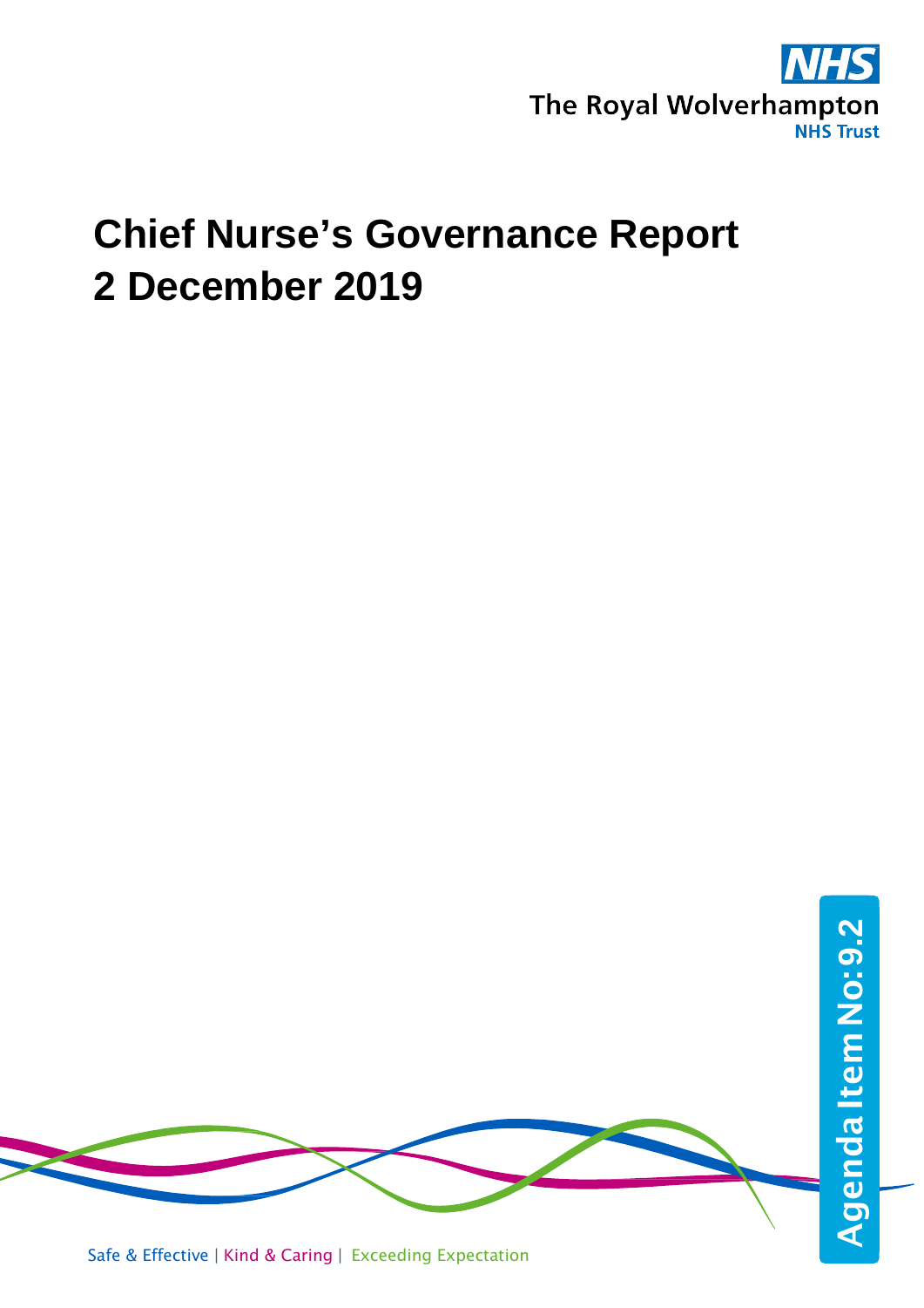The Royal Wolverhampton NHS Trust

# Chief Nurse's Governance Report
# 2 December 2019

Agenda Item No: 9.2

Safe & Effective | Kind & Caring | Exceeding Expectation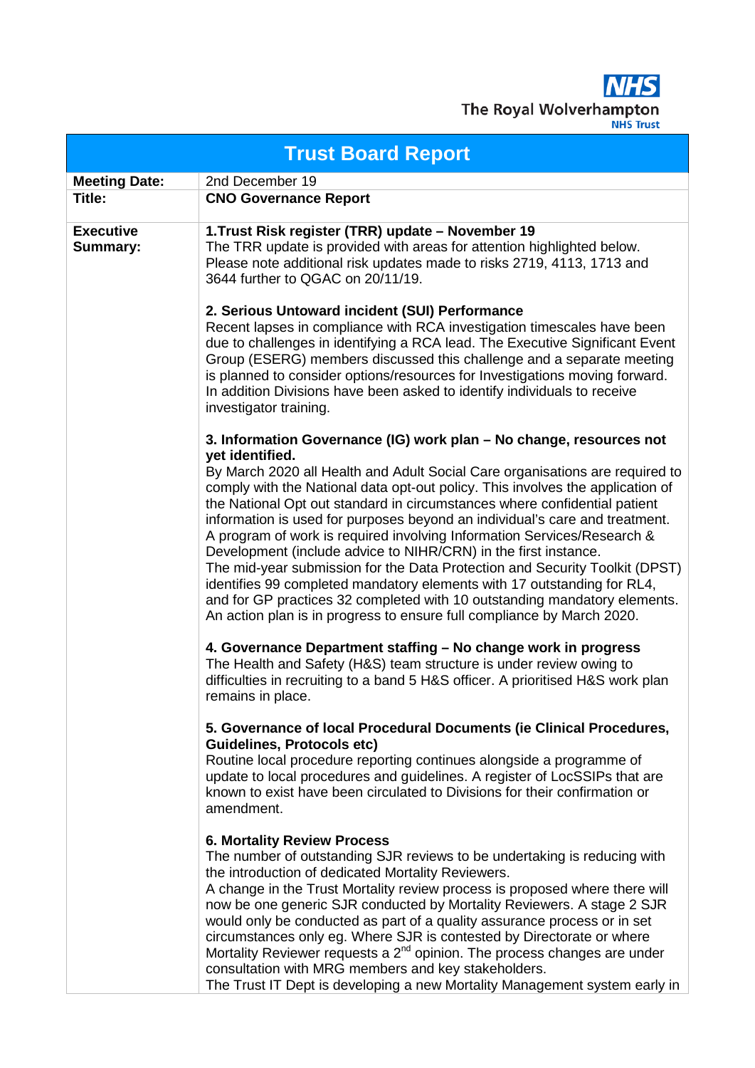The Royal Wolverhampton NHS Trust

# Trust Board Report

| | |
|---|---|
| **Meeting Date:** | 2nd December 19 |
| **Title:** | **CNO Governance Report** |
| **Executive Summary:** | **1.Trust Risk register (TRR) update – November 19**<br>The TRR update is provided with areas for attention highlighted below. Please note additional risk updates made to risks 2719, 4113, 1713 and 3644 further to QGAC on 20/11/19.<br><br>**2. Serious Untoward incident (SUI) Performance**<br>Recent lapses in compliance with RCA investigation timescales have been due to challenges in identifying a RCA lead. The Executive Significant Event Group (ESERG) members discussed this challenge and a separate meeting is planned to consider options/resources for Investigations moving forward. In addition Divisions have been asked to identify individuals to receive investigator training.<br><br>**3. Information Governance (IG) work plan – No change, resources not yet identified.**<br>By March 2020 all Health and Adult Social Care organisations are required to comply with the National data opt-out policy. This involves the application of the National Opt out standard in circumstances where confidential patient information is used for purposes beyond an individual's care and treatment. A program of work is required involving Information Services/Research & Development (include advice to NIHR/CRN) in the first instance.<br>The mid-year submission for the Data Protection and Security Toolkit (DPST) identifies 99 completed mandatory elements with 17 outstanding for RL4, and for GP practices 32 completed with 10 outstanding mandatory elements. An action plan is in progress to ensure full compliance by March 2020.<br><br>**4. Governance Department staffing – No change work in progress**<br>The Health and Safety (H&S) team structure is under review owing to difficulties in recruiting to a band 5 H&S officer. A prioritised H&S work plan remains in place.<br><br>**5. Governance of local Procedural Documents (ie Clinical Procedures, Guidelines, Protocols etc)**<br>Routine local procedure reporting continues alongside a programme of update to local procedures and guidelines. A register of LocSSIPs that are known to exist have been circulated to Divisions for their confirmation or amendment.<br><br>**6. Mortality Review Process**<br>The number of outstanding SJR reviews to be undertaking is reducing with the introduction of dedicated Mortality Reviewers.<br>A change in the Trust Mortality review process is proposed where there will now be one generic SJR conducted by Mortality Reviewers. A stage 2 SJR would only be conducted as part of a quality assurance process or in set circumstances only eg. Where SJR is contested by Directorate or where Mortality Reviewer requests a 2nd opinion. The process changes are under consultation with MRG members and key stakeholders.<br>The Trust IT Dept is developing a new Mortality Management system early in |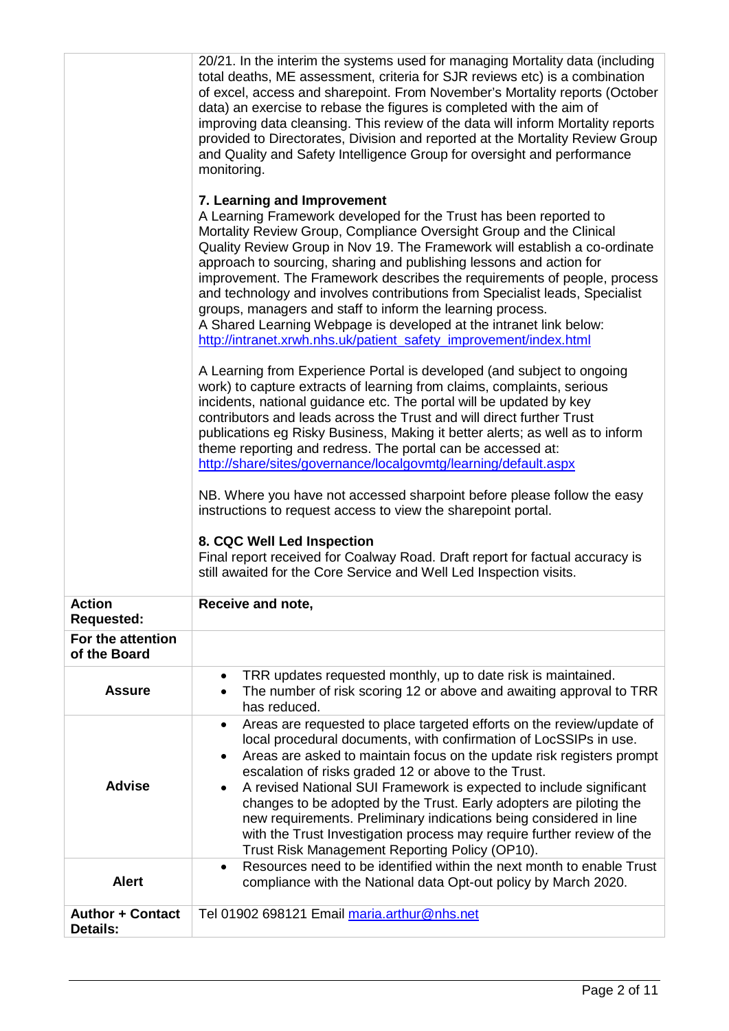| | |
|---|---|
| | 20/21. In the interim the systems used for managing Mortality data (including total deaths, ME assessment, criteria for SJR reviews etc) is a combination of excel, access and sharepoint. From November's Mortality reports (October data) an exercise to rebase the figures is completed with the aim of improving data cleansing. This review of the data will inform Mortality reports provided to Directorates, Division and reported at the Mortality Review Group and Quality and Safety Intelligence Group for oversight and performance monitoring.<br><br>**7. Learning and Improvement**<br>A Learning Framework developed for the Trust has been reported to Mortality Review Group, Compliance Oversight Group and the Clinical Quality Review Group in Nov 19. The Framework will establish a co-ordinate approach to sourcing, sharing and publishing lessons and action for improvement. The Framework describes the requirements of people, process and technology and involves contributions from Specialist leads, Specialist groups, managers and staff to inform the learning process.<br>A Shared Learning Webpage is developed at the intranet link below:<br>http://intranet.xrwh.nhs.uk/patient_safety_improvement/index.html<br><br>A Learning from Experience Portal is developed (and subject to ongoing work) to capture extracts of learning from claims, complaints, serious incidents, national guidance etc. The portal will be updated by key contributors and leads across the Trust and will direct further Trust publications eg Risky Business, Making it better alerts; as well as to inform theme reporting and redress. The portal can be accessed at:<br>http://share/sites/governance/localgovmtg/learning/default.aspx<br><br>NB. Where you have not accessed sharpoint before please follow the easy instructions to request access to view the sharepoint portal.<br><br>**8. CQC Well Led Inspection**<br>Final report received for Coalway Road. Draft report for factual accuracy is still awaited for the Core Service and Well Led Inspection visits. |
| **Action Requested:** | **Receive and note,** |
| **For the attention of the Board** | |
| **Assure** | • TRR updates requested monthly, up to date risk is maintained.<br>• The number of risk scoring 12 or above and awaiting approval to TRR has reduced. |
| **Advise** | • Areas are requested to place targeted efforts on the review/update of local procedural documents, with confirmation of LocSSIPs in use.<br>• Areas are asked to maintain focus on the update risk registers prompt escalation of risks graded 12 or above to the Trust.<br>• A revised National SUI Framework is expected to include significant changes to be adopted by the Trust. Early adopters are piloting the new requirements. Preliminary indications being considered in line with the Trust Investigation process may require further review of the Trust Risk Management Reporting Policy (OP10). |
| **Alert** | • Resources need to be identified within the next month to enable Trust compliance with the National data Opt-out policy by March 2020. |
| **Author + Contact Details:** | Tel 01902 698121 Email maria.arthur@nhs.net |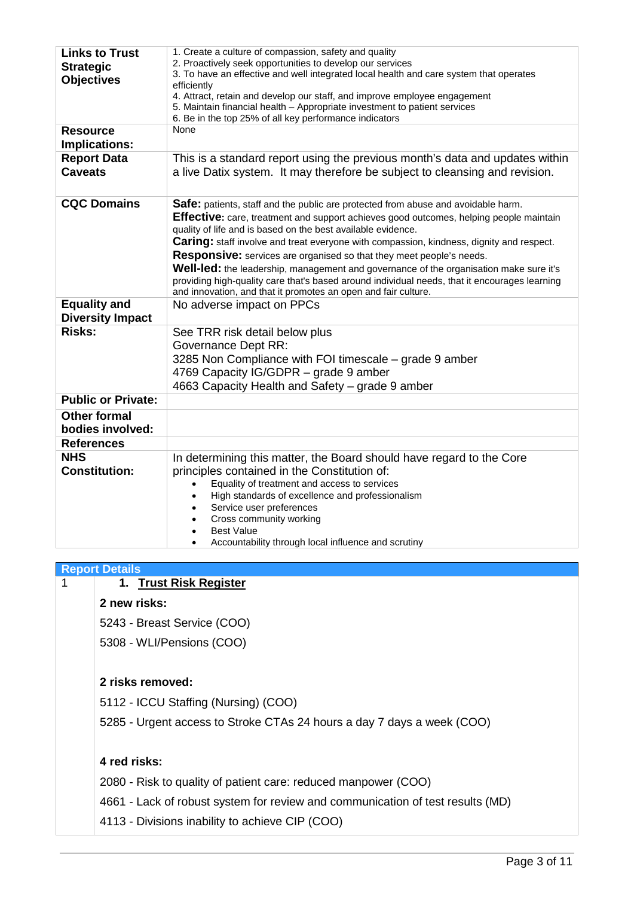| | |
|---|---|
| **Links to Trust Strategic Objectives** | 1. Create a culture of compassion, safety and quality<br>2. Proactively seek opportunities to develop our services<br>3. To have an effective and well integrated local health and care system that operates efficiently<br>4. Attract, retain and develop our staff, and improve employee engagement<br>5. Maintain financial health – Appropriate investment to patient services<br>6. Be in the top 25% of all key performance indicators |
| **Resource Implications:** | None |
| **Report Data Caveats** | This is a standard report using the previous month's data and updates within a live Datix system. It may therefore be subject to cleansing and revision. |
| **CQC Domains** | **Safe:** patients, staff and the public are protected from abuse and avoidable harm.<br>**Effective:** care, treatment and support achieves good outcomes, helping people maintain quality of life and is based on the best available evidence.<br>**Caring:** staff involve and treat everyone with compassion, kindness, dignity and respect.<br>**Responsive:** services are organised so that they meet people's needs.<br>**Well-led:** the leadership, management and governance of the organisation make sure it's providing high-quality care that's based around individual needs, that it encourages learning and innovation, and that it promotes an open and fair culture. |
| **Equality and Diversity Impact** | No adverse impact on PPCs |
| **Risks:** | See TRR risk detail below plus<br>Governance Dept RR:<br>3285 Non Compliance with FOI timescale – grade 9 amber<br>4769 Capacity IG/GDPR – grade 9 amber<br>4663 Capacity Health and Safety – grade 9 amber |
| **Public or Private:** | |
| **Other formal bodies involved:** | |
| **References** | |
| **NHS Constitution:** | In determining this matter, the Board should have regard to the Core principles contained in the Constitution of:<br>• Equality of treatment and access to services<br>• High standards of excellence and professionalism<br>• Service user preferences<br>• Cross community working<br>• Best Value<br>• Accountability through local influence and scrutiny |

## Report Details

1

### 1. Trust Risk Register

**2 new risks:**

5243 - Breast Service (COO)

5308 - WLI/Pensions (COO)

**2 risks removed:**

5112 - ICCU Staffing (Nursing) (COO)

5285 - Urgent access to Stroke CTAs 24 hours a day 7 days a week (COO)

**4 red risks:**

2080 - Risk to quality of patient care: reduced manpower (COO)

4661 - Lack of robust system for review and communication of test results (MD)

4113 - Divisions inability to achieve CIP (COO)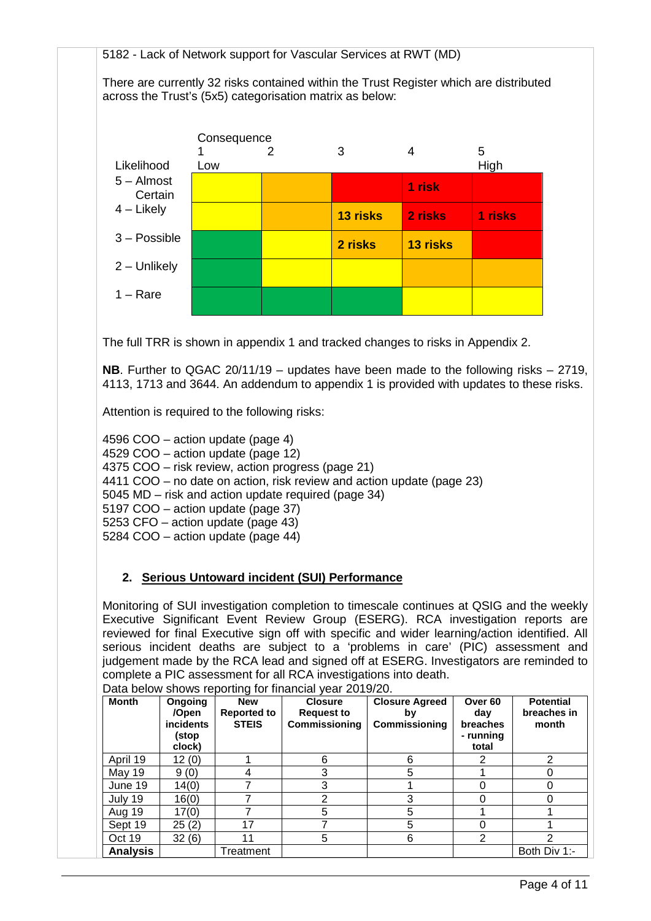5182 - Lack of Network support for Vascular Services at RWT (MD)

There are currently 32 risks contained within the Trust Register which are distributed across the Trust's (5x5) categorisation matrix as below:

| Likelihood | Consequence 1 Low | 2 | 3 | 4 | 5 High |
|---|---|---|---|---|---|
| 5 – Almost Certain | | | | **1 risk** | |
| 4 – Likely | | | **13 risks** | **2 risks** | **1 risks** |
| 3 – Possible | | | **2 risks** | **13 risks** | |
| 2 – Unlikely | | | | | |
| 1 – Rare | | | | | |

The full TRR is shown in appendix 1 and tracked changes to risks in Appendix 2.

**NB**. Further to QGAC 20/11/19 – updates have been made to the following risks – 2719, 4113, 1713 and 3644. An addendum to appendix 1 is provided with updates to these risks.

Attention is required to the following risks:

4596 COO – action update (page 4)
4529 COO – action update (page 12)
4375 COO – risk review, action progress (page 21)
4411 COO – no date on action, risk review and action update (page 23)
5045 MD – risk and action update required (page 34)
5197 COO – action update (page 37)
5253 CFO – action update (page 43)
5284 COO – action update (page 44)

## 2. Serious Untoward incident (SUI) Performance

Monitoring of SUI investigation completion to timescale continues at QSIG and the weekly Executive Significant Event Review Group (ESERG). RCA investigation reports are reviewed for final Executive sign off with specific and wider learning/action identified. All serious incident deaths are subject to a 'problems in care' (PIC) assessment and judgement made by the RCA lead and signed off at ESERG. Investigators are reminded to complete a PIC assessment for all RCA investigations into death.

Data below shows reporting for financial year 2019/20.

| Month | Ongoing /Open incidents (stop clock) | New Reported to STEIS | Closure Request to Commissioning | Closure Agreed by Commissioning | Over 60 day breaches - running total | Potential breaches in month |
|---|---|---|---|---|---|---|
| April 19 | 12 (0) | 1 | 6 | 6 | 2 | 2 |
| May 19 | 9 (0) | 4 | 3 | 5 | 1 | 0 |
| June 19 | 14(0) | 7 | 3 | 1 | 0 | 0 |
| July 19 | 16(0) | 7 | 2 | 3 | 0 | 0 |
| Aug 19 | 17(0) | 7 | 5 | 5 | 1 | 1 |
| Sept 19 | 25 (2) | 17 | 7 | 5 | 0 | 1 |
| Oct 19 | 32 (6) | 11 | 5 | 6 | 2 | 2 |
| **Analysis** | | Treatment | | | | Both Div 1:- |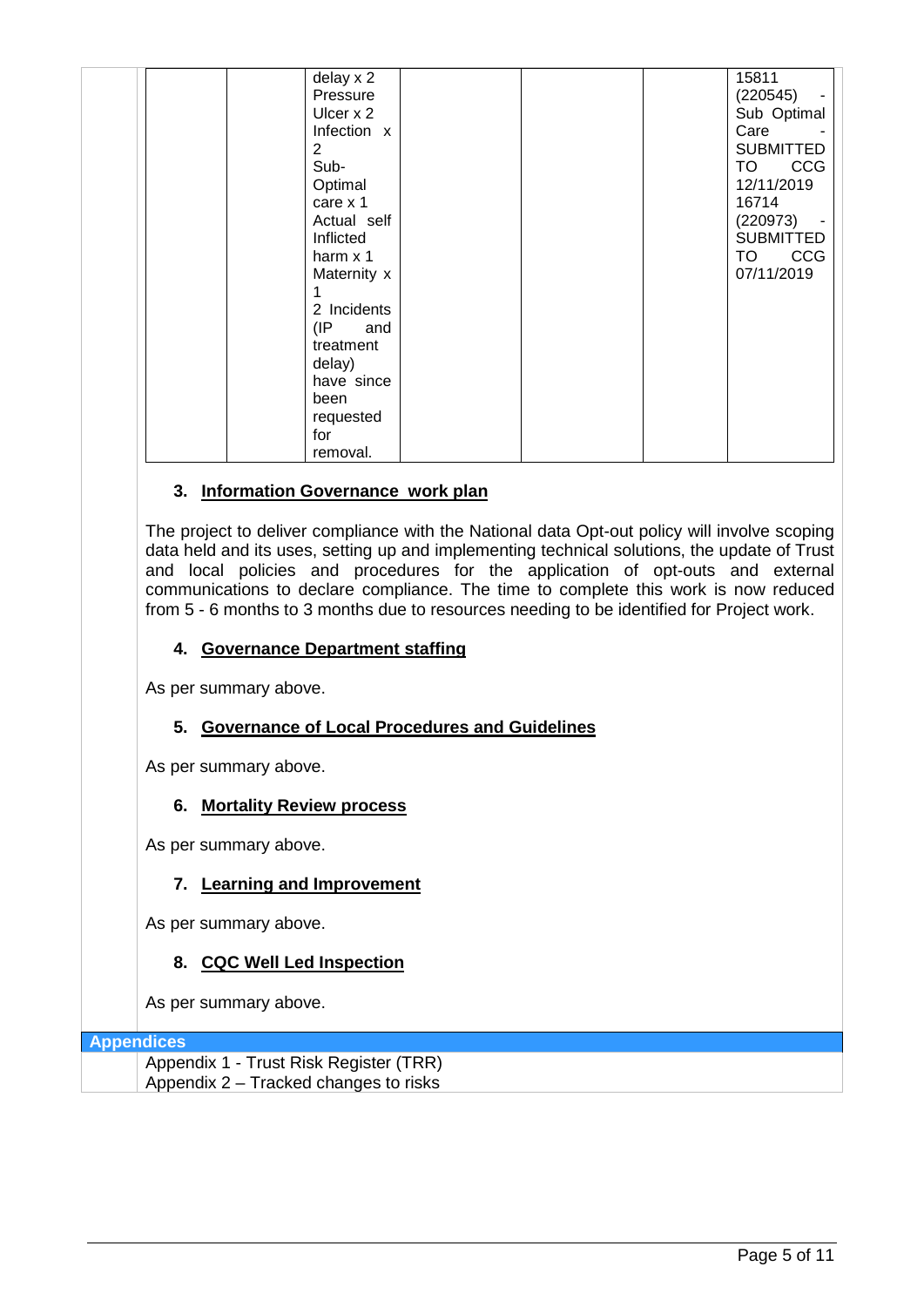| | | | | | | |
|---|---|---|---|---|---|---|
| | | delay x 2 Pressure Ulcer x 2 Infection x 2 Sub-Optimal care x 1 Actual self Inflicted harm x 1 Maternity x 1 2 Incidents (IP and treatment delay) have since been requested for removal. | | | | 15811 (220545) - Sub Optimal Care - SUBMITTED TO CCG 12/11/2019 16714 (220973) - SUBMITTED TO CCG 07/11/2019 |

### 3. Information Governance work plan

The project to deliver compliance with the National data Opt-out policy will involve scoping data held and its uses, setting up and implementing technical solutions, the update of Trust and local policies and procedures for the application of opt-outs and external communications to declare compliance. The time to complete this work is now reduced from 5 - 6 months to 3 months due to resources needing to be identified for Project work.

### 4. Governance Department staffing

As per summary above.

### 5. Governance of Local Procedures and Guidelines

As per summary above.

### 6. Mortality Review process

As per summary above.

### 7. Learning and Improvement

As per summary above.

### 8. CQC Well Led Inspection

As per summary above.

## Appendices

Appendix 1 - Trust Risk Register (TRR)
Appendix 2 – Tracked changes to risks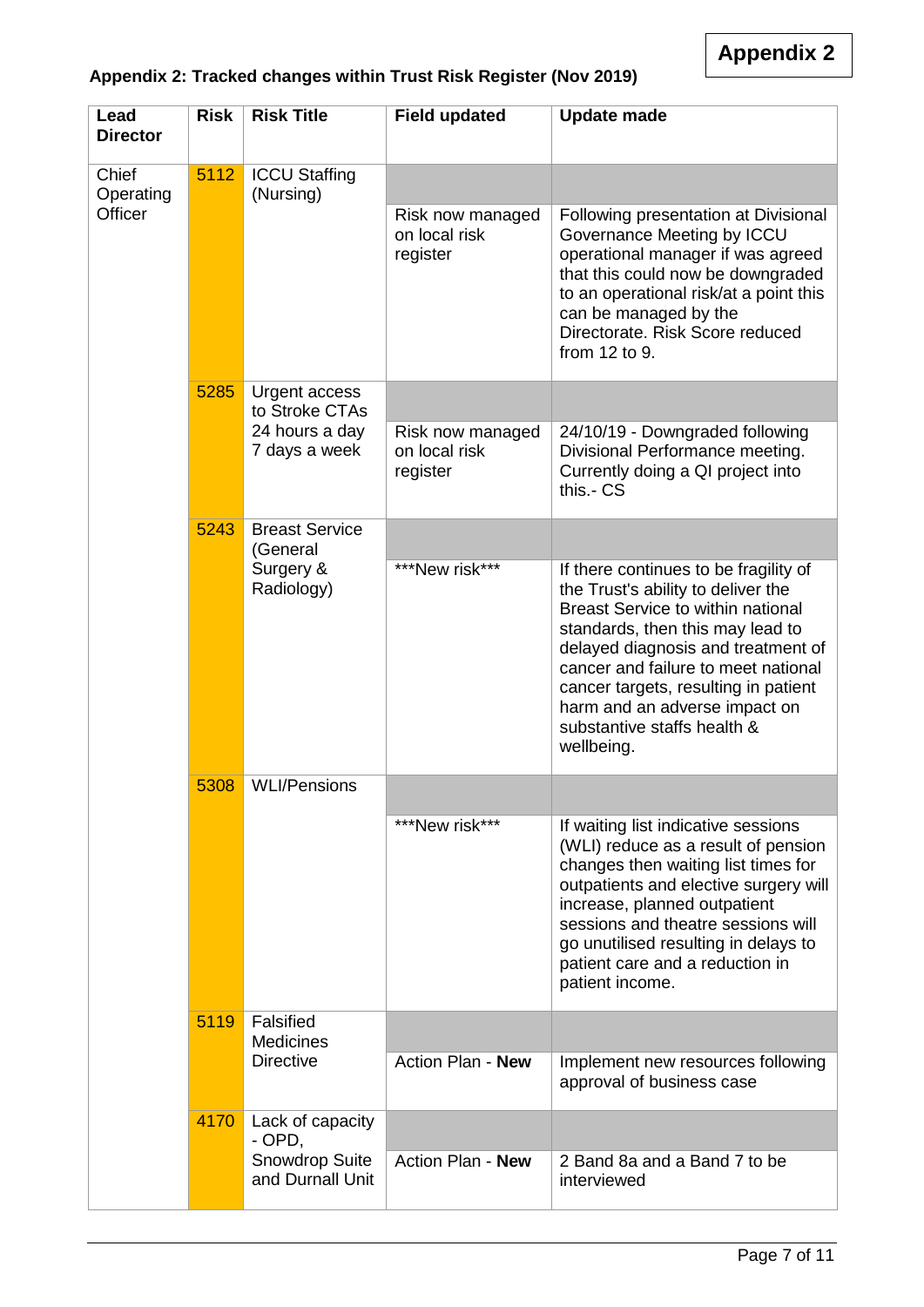**Appendix 2**

### Appendix 2: Tracked changes within Trust Risk Register (Nov 2019)

| Lead Director | Risk | Risk Title | Field updated | Update made |
|---|---|---|---|---|
| Chief Operating Officer | 5112 | ICCU Staffing (Nursing) | Risk now managed on local risk register | Following presentation at Divisional Governance Meeting by ICCU operational manager if was agreed that this could now be downgraded to an operational risk/at a point this can be managed by the Directorate. Risk Score reduced from 12 to 9. |
| | 5285 | Urgent access to Stroke CTAs 24 hours a day 7 days a week | Risk now managed on local risk register | 24/10/19 - Downgraded following Divisional Performance meeting. Currently doing a QI project into this.- CS |
| | 5243 | Breast Service (General Surgery & Radiology) | ***New risk*** | If there continues to be fragility of the Trust's ability to deliver the Breast Service to within national standards, then this may lead to delayed diagnosis and treatment of cancer and failure to meet national cancer targets, resulting in patient harm and an adverse impact on substantive staffs health & wellbeing. |
| | 5308 | WLI/Pensions | ***New risk*** | If waiting list indicative sessions (WLI) reduce as a result of pension changes then waiting list times for outpatients and elective surgery will increase, planned outpatient sessions and theatre sessions will go unutilised resulting in delays to patient care and a reduction in patient income. |
| | 5119 | Falsified Medicines Directive | Action Plan - **New** | Implement new resources following approval of business case |
| | 4170 | Lack of capacity - OPD, Snowdrop Suite and Durnall Unit | Action Plan - **New** | 2 Band 8a and a Band 7 to be interviewed |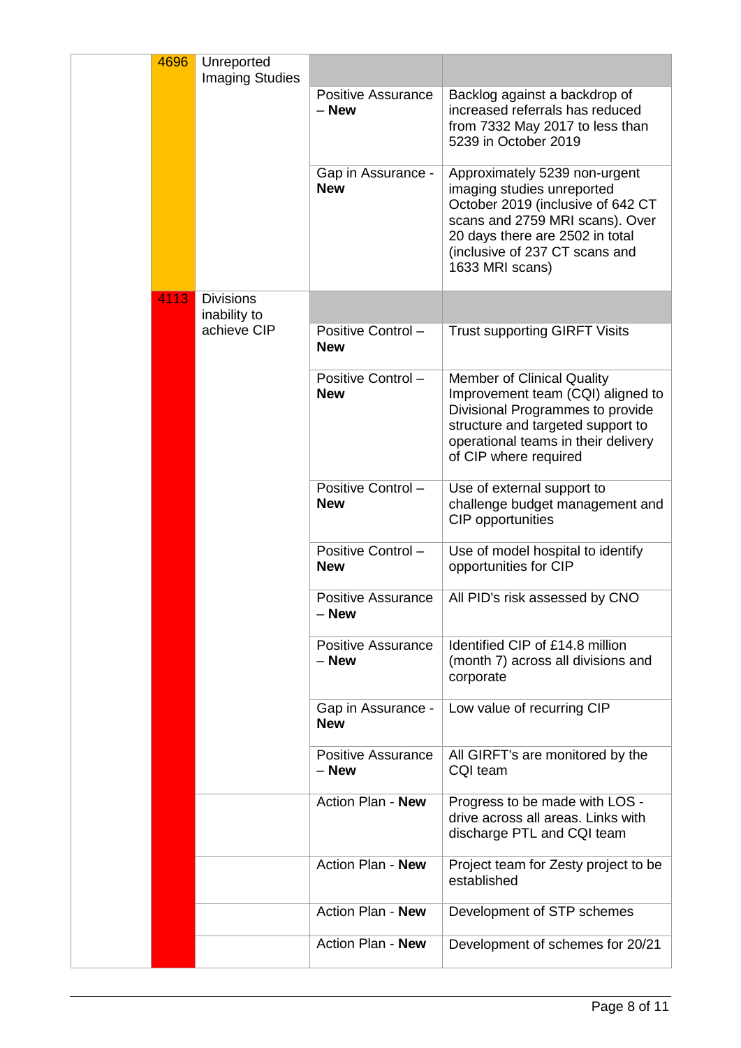| | | | | |
|---|---|---|---|---|
| | 4696 | Unreported Imaging Studies | | |
| | | | Positive Assurance – **New** | Backlog against a backdrop of increased referrals has reduced from 7332 May 2017 to less than 5239 in October 2019 |
| | | | Gap in Assurance - **New** | Approximately 5239 non-urgent imaging studies unreported October 2019 (inclusive of 642 CT scans and 2759 MRI scans). Over 20 days there are 2502 in total (inclusive of 237 CT scans and 1633 MRI scans) |
| | 4113 | Divisions inability to achieve CIP | | |
| | | | Positive Control – **New** | Trust supporting GIRFT Visits |
| | | | Positive Control – **New** | Member of Clinical Quality Improvement team (CQI) aligned to Divisional Programmes to provide structure and targeted support to operational teams in their delivery of CIP where required |
| | | | Positive Control – **New** | Use of external support to challenge budget management and CIP opportunities |
| | | | Positive Control – **New** | Use of model hospital to identify opportunities for CIP |
| | | | Positive Assurance – **New** | All PID's risk assessed by CNO |
| | | | Positive Assurance – **New** | Identified CIP of £14.8 million (month 7) across all divisions and corporate |
| | | | Gap in Assurance - **New** | Low value of recurring CIP |
| | | | Positive Assurance – **New** | All GIRFT's are monitored by the CQI team |
| | | | Action Plan - **New** | Progress to be made with LOS - drive across all areas. Links with discharge PTL and CQI team |
| | | | Action Plan - **New** | Project team for Zesty project to be established |
| | | | Action Plan - **New** | Development of STP schemes |
| | | | Action Plan - **New** | Development of schemes for 20/21 |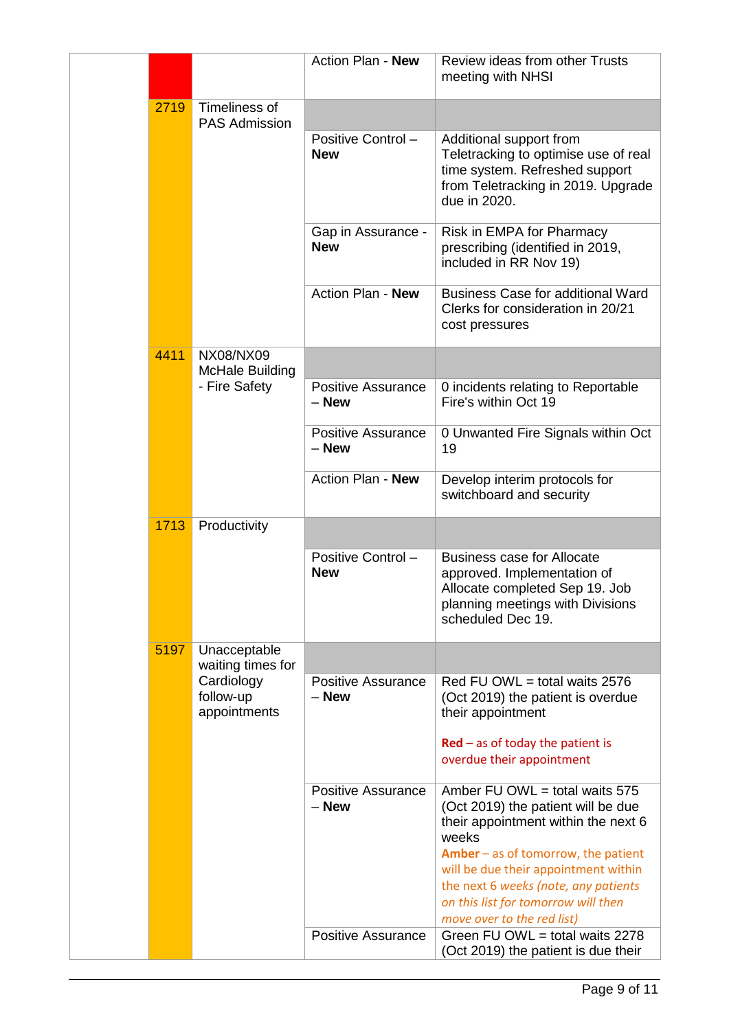| | | | |
|---|---|---|---|
| | | Action Plan - **New** | Review ideas from other Trusts meeting with NHSI |
| 2719 | Timeliness of PAS Admission | | |
| | | Positive Control – **New** | Additional support from Teletracking to optimise use of real time system. Refreshed support from Teletracking in 2019. Upgrade due in 2020. |
| | | Gap in Assurance - **New** | Risk in EMPA for Pharmacy prescribing (identified in 2019, included in RR Nov 19) |
| | | Action Plan - **New** | Business Case for additional Ward Clerks for consideration in 20/21 cost pressures |
| 4411 | NX08/NX09 McHale Building - Fire Safety | | |
| | | Positive Assurance – **New** | 0 incidents relating to Reportable Fire's within Oct 19 |
| | | Positive Assurance – **New** | 0 Unwanted Fire Signals within Oct 19 |
| | | Action Plan - **New** | Develop interim protocols for switchboard and security |
| 1713 | Productivity | | |
| | | Positive Control – **New** | Business case for Allocate approved. Implementation of Allocate completed Sep 19. Job planning meetings with Divisions scheduled Dec 19. |
| 5197 | Unacceptable waiting times for Cardiology follow-up appointments | | |
| | | Positive Assurance – **New** | Red FU OWL = total waits 2576 (Oct 2019) the patient is overdue their appointment<br><br>**Red** – as of today the patient is overdue their appointment |
| | | Positive Assurance – **New** | Amber FU OWL = total waits 575 (Oct 2019) the patient will be due their appointment within the next 6 weeks<br>**Amber** – as of tomorrow, the patient will be due their appointment within the next 6 *weeks (note, any patients on this list for tomorrow will then move over to the red list)* |
| | | Positive Assurance | Green FU OWL = total waits 2278 (Oct 2019) the patient is due their |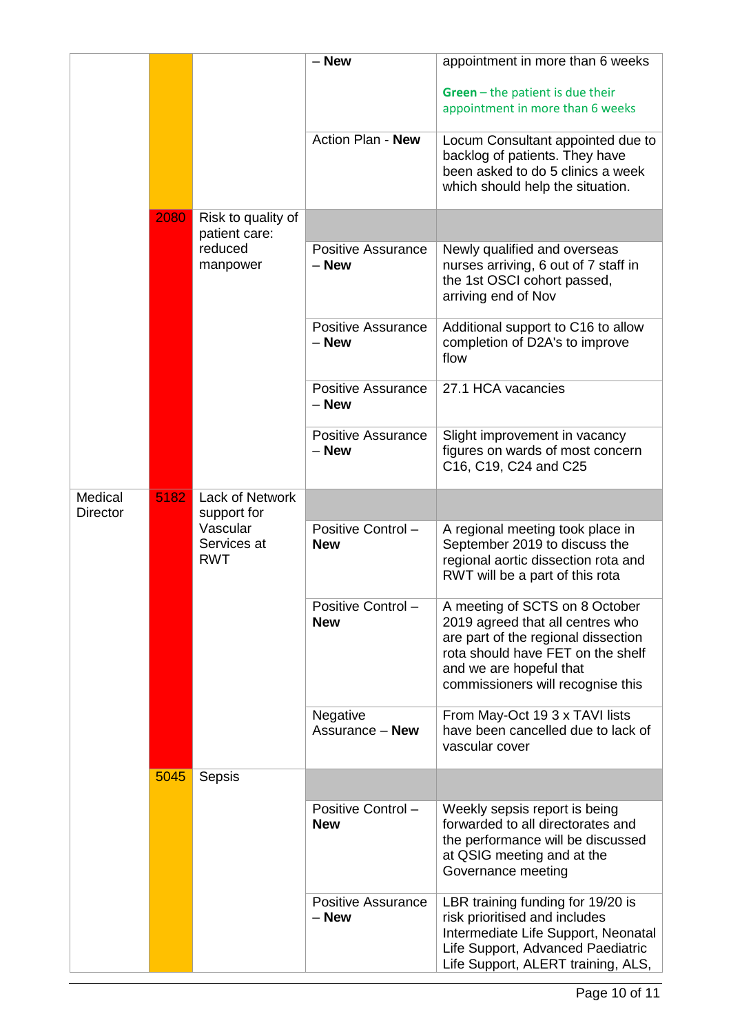| | | | | |
|---|---|---|---|---|
| | | | – **New** | appointment in more than 6 weeks<br><br>**Green** – the patient is due their appointment in more than 6 weeks |
| | | | Action Plan - **New** | Locum Consultant appointed due to backlog of patients. They have been asked to do 5 clinics a week which should help the situation. |
| | 2080 | Risk to quality of patient care: reduced manpower | | |
| | | | Positive Assurance – **New** | Newly qualified and overseas nurses arriving, 6 out of 7 staff in the 1st OSCI cohort passed, arriving end of Nov |
| | | | Positive Assurance – **New** | Additional support to C16 to allow completion of D2A's to improve flow |
| | | | Positive Assurance – **New** | 27.1 HCA vacancies |
| | | | Positive Assurance – **New** | Slight improvement in vacancy figures on wards of most concern C16, C19, C24 and C25 |
| Medical Director | 5182 | Lack of Network support for Vascular Services at RWT | | |
| | | | Positive Control – **New** | A regional meeting took place in September 2019 to discuss the regional aortic dissection rota and RWT will be a part of this rota |
| | | | Positive Control – **New** | A meeting of SCTS on 8 October 2019 agreed that all centres who are part of the regional dissection rota should have FET on the shelf and we are hopeful that commissioners will recognise this |
| | | | Negative Assurance – **New** | From May-Oct 19 3 x TAVI lists have been cancelled due to lack of vascular cover |
| | 5045 | Sepsis | | |
| | | | Positive Control – **New** | Weekly sepsis report is being forwarded to all directorates and the performance will be discussed at QSIG meeting and at the Governance meeting |
| | | | Positive Assurance – **New** | LBR training funding for 19/20 is risk prioritised and includes Intermediate Life Support, Neonatal Life Support, Advanced Paediatric Life Support, ALERT training, ALS, |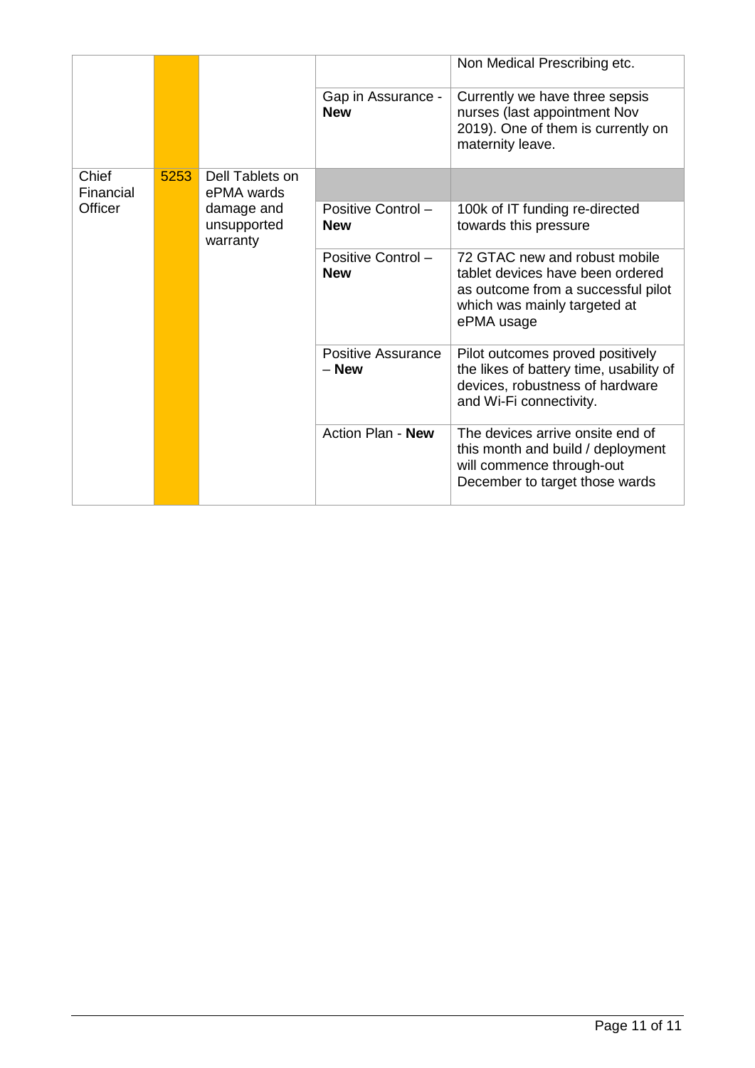| | | | | |
|---|---|---|---|---|
| | | | | Non Medical Prescribing etc. |
| | | | Gap in Assurance - **New** | Currently we have three sepsis nurses (last appointment Nov 2019). One of them is currently on maternity leave. |
| Chief Financial Officer | 5253 | Dell Tablets on ePMA wards damage and unsupported warranty | | |
| | | | Positive Control – **New** | 100k of IT funding re-directed towards this pressure |
| | | | Positive Control – **New** | 72 GTAC new and robust mobile tablet devices have been ordered as outcome from a successful pilot which was mainly targeted at ePMA usage |
| | | | Positive Assurance – **New** | Pilot outcomes proved positively the likes of battery time, usability of devices, robustness of hardware and Wi-Fi connectivity. |
| | | | Action Plan - **New** | The devices arrive onsite end of this month and build / deployment will commence through-out December to target those wards |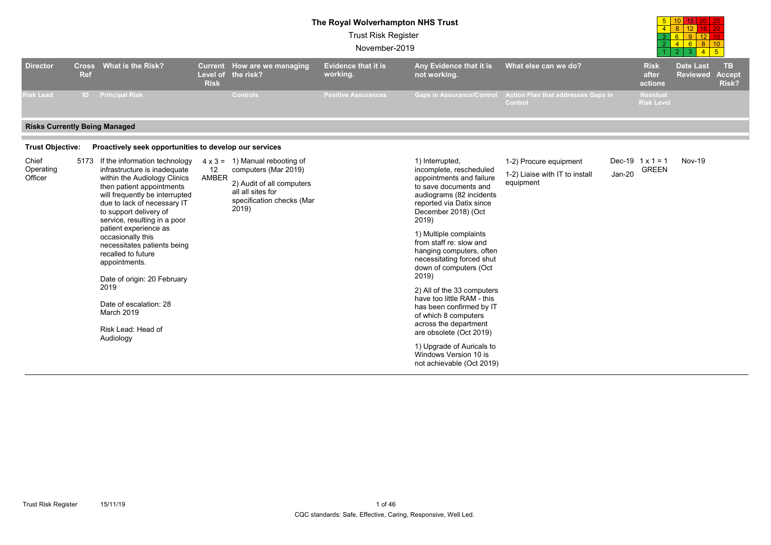# The Royal Wolverhampton NHS Trust

Trust Risk Register

November-2019

| 5 | 10 | 15 | 20 | 25 |
|---|---|---|---|---|
| 4 | 8 | 12 | 16 | 20 |
| 3 | 6 | 9 | 12 | 15 |
| 2 | 4 | 6 | 8 | 10 |
| 1 | 2 | 3 | 4 | 5 |

| Director / Risk Lead | Cross Ref / ID | What is the Risk? / Principal Risk | Current Level of Risk | How are we managing the risk? / Controls | Evidence that it is working. / Positive Assurances | Any Evidence that it is not working. / Gaps in Assurance/Control | What else can we do? / Action Plan that addresses Gaps in Control | | Risk after actions / Residual Risk Level | Date Last Reviewed | TB Accept Risk? |
|---|---|---|---|---|---|---|---|---|---|---|---|
| **Risks Currently Being Managed** | | | | | | | | | | | |
| **Trust Objective:** | | **Proactively seek opportunities to develop our services** | | | | | | | | | |
| Chief Operating Officer | 5173 | If the information technology infrastructure is inadequate within the Audiology Clinics then patient appointments will frequently be interrupted due to lack of necessary IT to support delivery of service, resulting in a poor patient experience as occasionally this necessitates patients being recalled to future appointments.<br><br>Date of origin: 20 February 2019<br><br>Date of escalation: 28 March 2019<br><br>Risk Lead: Head of Audiology | 4 x 3 = 12 AMBER | 1) Manual rebooting of computers (Mar 2019)<br><br>2) Audit of all computers all all sites for specification checks (Mar 2019) | | 1) Interrupted, incomplete, rescheduled appointments and failure to save documents and audiograms (82 incidents reported via Datix since December 2018) (Oct 2019)<br><br>1) Multiple complaints from staff re: slow and hanging computers, often necessitating forced shut down of computers (Oct 2019)<br><br>2) All of the 33 computers have too little RAM - this has been confirmed by IT of which 8 computers across the department are obsolete (Oct 2019)<br><br>1) Upgrade of Auricals to Windows Version 10 is not achievable (Oct 2019) | 1-2) Procure equipment<br><br>1-2) Liaise with IT to install equipment | Dec-19<br><br>Jan-20 | 1 x 1 = 1 GREEN | Nov-19 | |

CQC standards: Safe, Effective, Caring, Responsive, Well Led.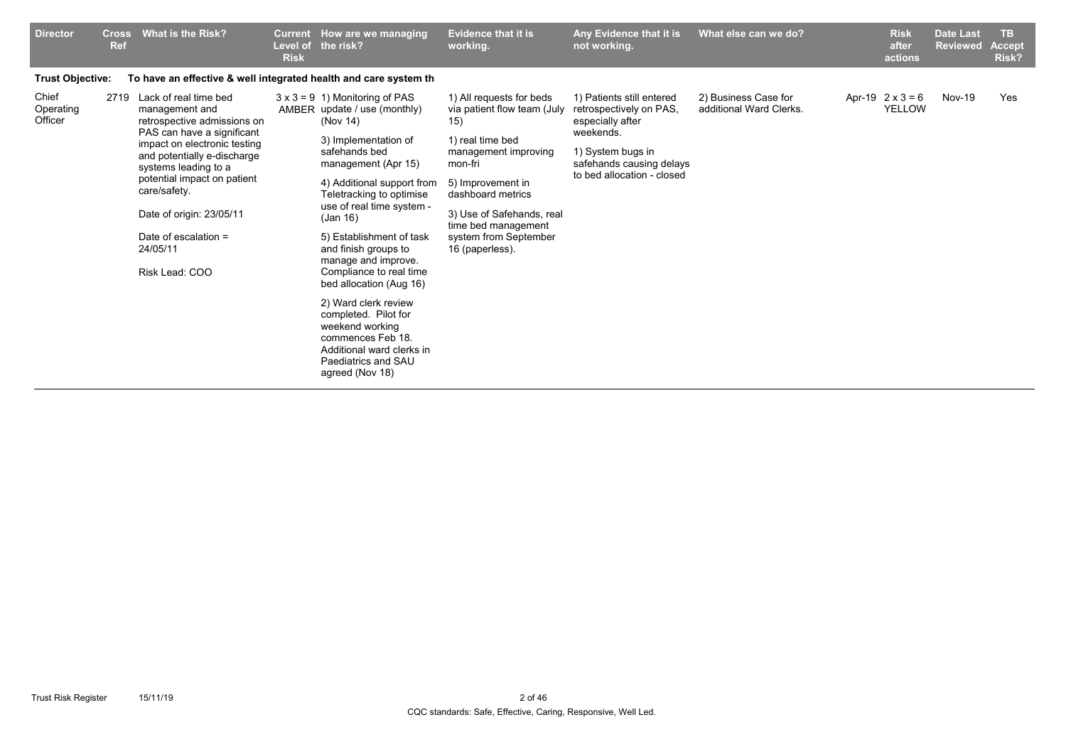| Director | Cross Ref | What is the Risk? | Current Level of Risk | How are we managing the risk? | Evidence that it is working. | Any Evidence that it is not working. | What else can we do? | | Risk after actions | Date Last Reviewed | TB Accept Risk? |
|---|---|---|---|---|---|---|---|---|---|---|---|
| **Trust Objective:** | | **To have an effective & well integrated health and care system th** | | | | | | | | | |
| Chief Operating Officer | 2719 | Lack of real time bed management and retrospective admissions on PAS can have a significant impact on electronic testing and potentially e-discharge systems leading to a potential impact on patient care/safety.<br><br>Date of origin: 23/05/11<br><br>Date of escalation = 24/05/11<br><br>Risk Lead: COO | 3 x 3 = 9 AMBER | 1) Monitoring of PAS update / use (monthly) (Nov 14)<br><br>3) Implementation of safehands bed management (Apr 15)<br><br>4) Additional support from Teletracking to optimise use of real time system - (Jan 16)<br><br>5) Establishment of task and finish groups to manage and improve. Compliance to real time bed allocation (Aug 16)<br><br>2) Ward clerk review completed. Pilot for weekend working commences Feb 18. Additional ward clerks in Paediatrics and SAU agreed (Nov 18) | 1) All requests for beds via patient flow team (July 15)<br><br>1) real time bed management improving mon-fri<br><br>5) Improvement in dashboard metrics<br><br>3) Use of Safehands, real time bed management system from September 16 (paperless). | 1) Patients still entered retrospectively on PAS, especially after weekends.<br><br>1) System bugs in safehands causing delays to bed allocation - closed | 2) Business Case for additional Ward Clerks. | Apr-19 | 2 x 3 = 6 YELLOW | Nov-19 | Yes |

CQC standards: Safe, Effective, Caring, Responsive, Well Led.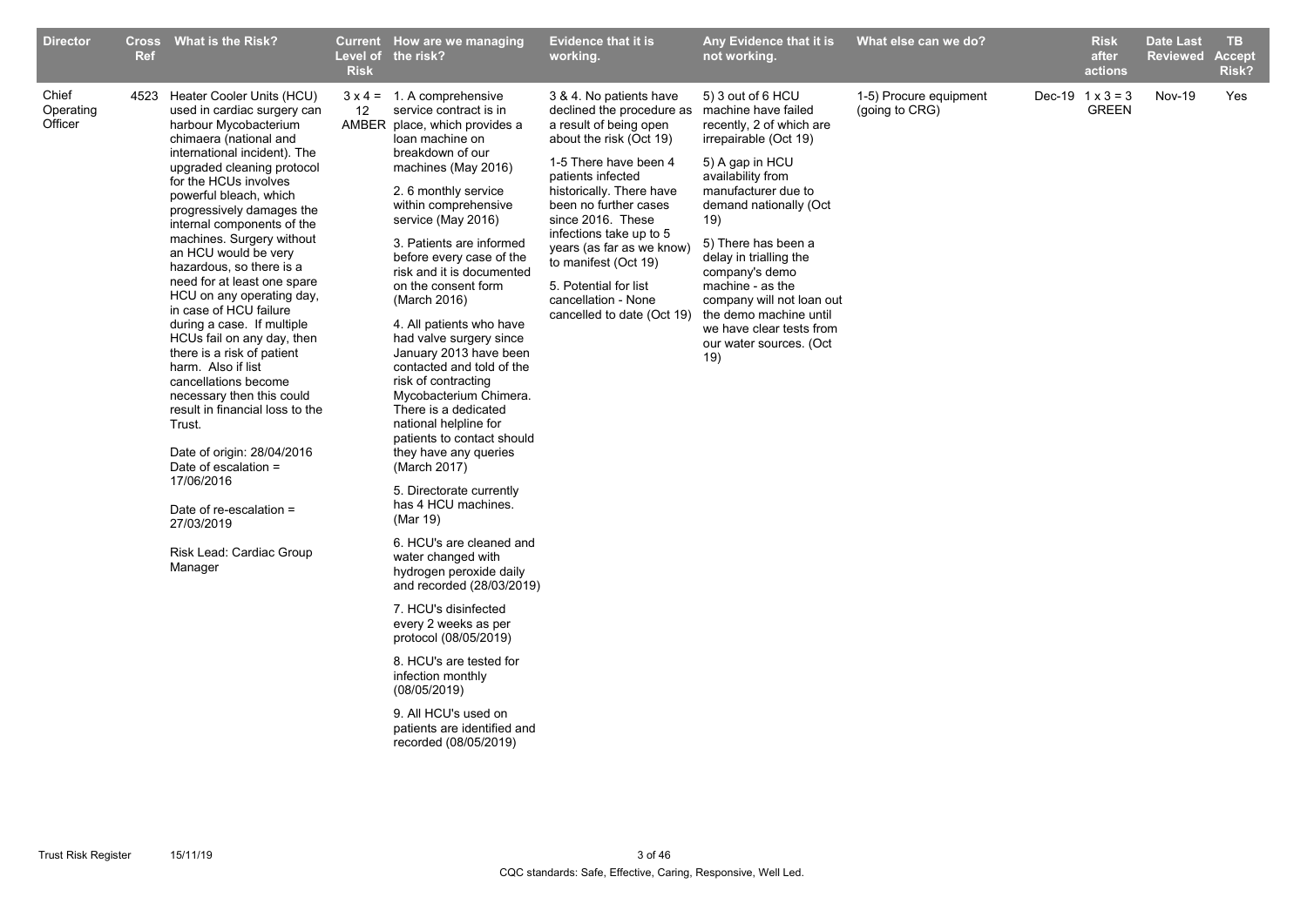| Director | Cross Ref | What is the Risk? | Current Level of Risk | How are we managing the risk? | Evidence that it is working. | Any Evidence that it is not working. | What else can we do? | | Risk after actions | Date Last Reviewed | TB Accept Risk? |
|---|---|---|---|---|---|---|---|---|---|---|---|
| Chief Operating Officer | 4523 | Heater Cooler Units (HCU) used in cardiac surgery can harbour Mycobacterium chimaera (national and international incident). The upgraded cleaning protocol for the HCUs involves powerful bleach, which progressively damages the internal components of the machines. Surgery without an HCU would be very hazardous, so there is a need for at least one spare HCU on any operating day, in case of HCU failure during a case. If multiple HCUs fail on any day, then there is a risk of patient harm. Also if list cancellations become necessary then this could result in financial loss to the Trust.<br><br>Date of origin: 28/04/2016<br>Date of escalation = 17/06/2016<br><br>Date of re-escalation = 27/03/2019<br><br>Risk Lead: Cardiac Group Manager | 3 x 4 = 12 AMBER | 1. A comprehensive service contract is in place, which provides a loan machine on breakdown of our machines (May 2016)<br><br>2. 6 monthly service within comprehensive service (May 2016)<br><br>3. Patients are informed before every case of the risk and it is documented on the consent form (March 2016)<br><br>4. All patients who have had valve surgery since January 2013 have been contacted and told of the risk of contracting Mycobacterium Chimera. There is a dedicated national helpline for patients to contact should they have any queries (March 2017)<br><br>5. Directorate currently has 4 HCU machines. (Mar 19)<br><br>6. HCU's are cleaned and water changed with hydrogen peroxide daily and recorded (28/03/2019)<br><br>7. HCU's disinfected every 2 weeks as per protocol (08/05/2019)<br><br>8. HCU's are tested for infection monthly (08/05/2019)<br><br>9. All HCU's used on patients are identified and recorded (08/05/2019) | 3 & 4. No patients have declined the procedure as a result of being open about the risk (Oct 19)<br><br>1-5 There have been 4 patients infected historically. There have been no further cases since 2016. These infections take up to 5 years (as far as we know) to manifest (Oct 19)<br><br>5. Potential for list cancellation - None cancelled to date (Oct 19) | 5) 3 out of 6 HCU machine have failed recently, 2 of which are irrepairable (Oct 19)<br><br>5) A gap in HCU availability from manufacturer due to demand nationally (Oct 19)<br><br>5) There has been a delay in trialling the company's demo machine - as the company will not loan out the demo machine until we have clear tests from our water sources. (Oct 19) | 1-5) Procure equipment (going to CRG) | Dec-19 | 1 x 3 = 3 GREEN | Nov-19 | Yes |

CQC standards: Safe, Effective, Caring, Responsive, Well Led.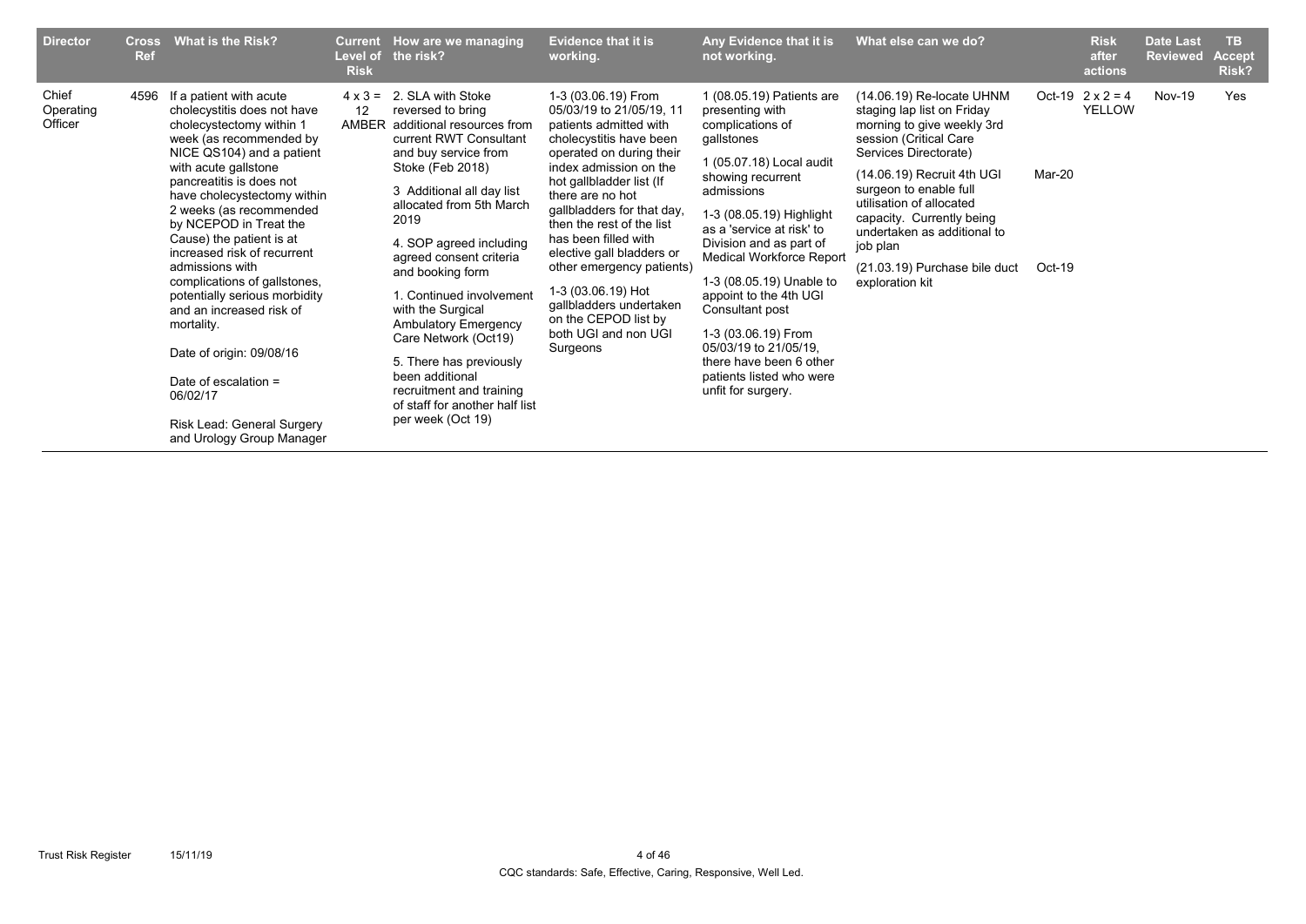| Director | Cross Ref | What is the Risk? | Current Level of Risk | How are we managing the risk? | Evidence that it is working. | Any Evidence that it is not working. | What else can we do? | | Risk after actions | Date Last Reviewed | TB Accept Risk? |
|---|---|---|---|---|---|---|---|---|---|---|---|
| Chief Operating Officer | 4596 | If a patient with acute cholecystitis does not have cholecystectomy within 1 week (as recommended by NICE QS104) and a patient with acute gallstone pancreatitis is does not have cholecystectomy within 2 weeks (as recommended by NCEPOD in Treat the Cause) the patient is at increased risk of recurrent admissions with complications of gallstones, potentially serious morbidity and an increased risk of mortality.<br><br>Date of origin: 09/08/16<br><br>Date of escalation = 06/02/17<br><br>Risk Lead: General Surgery and Urology Group Manager | 4 x 3 = 12 AMBER | 2. SLA with Stoke reversed to bring additional resources from current RWT Consultant and buy service from Stoke (Feb 2018)<br><br>3 Additional all day list allocated from 5th March 2019<br><br>4. SOP agreed including agreed consent criteria and booking form<br><br>1. Continued involvement with the Surgical Ambulatory Emergency Care Network (Oct19)<br><br>5. There has previously been additional recruitment and training of staff for another half list per week (Oct 19) | 1-3 (03.06.19) From 05/03/19 to 21/05/19, 11 patients admitted with cholecystitis have been operated on during their index admission on the hot gallbladder list (If there are no hot gallbladders for that day, then the rest of the list has been filled with elective gall bladders or other emergency patients)<br><br>1-3 (03.06.19) Hot gallbladders undertaken on the CEPOD list by both UGI and non UGI Surgeons | 1 (08.05.19) Patients are presenting with complications of gallstones<br><br>1 (05.07.18) Local audit showing recurrent admissions<br><br>1-3 (08.05.19) Highlight as a 'service at risk' to Division and as part of Medical Workforce Report<br><br>1-3 (08.05.19) Unable to appoint to the 4th UGI Consultant post<br><br>1-3 (03.06.19) From 05/03/19 to 21/05/19, there have been 6 other patients listed who were unfit for surgery. | (14.06.19) Re-locate UHNM staging lap list on Friday morning to give weekly 3rd session (Critical Care Services Directorate)<br><br>(14.06.19) Recruit 4th UGI surgeon to enable full utilisation of allocated capacity. Currently being undertaken as additional to job plan<br><br>(21.03.19) Purchase bile duct exploration kit | Oct-19<br><br>Mar-20<br><br>Oct-19 | 2 x 2 = 4 YELLOW | Nov-19 | Yes |

CQC standards: Safe, Effective, Caring, Responsive, Well Led.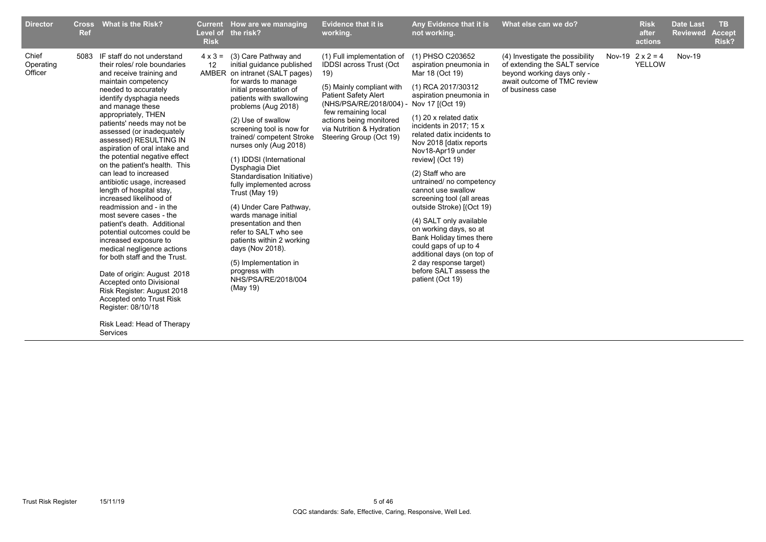| Director | Cross Ref | What is the Risk? | Current Level of Risk | How are we managing the risk? | Evidence that it is working. | Any Evidence that it is not working. | What else can we do? | | Risk after actions | Date Last Reviewed | TB Accept Risk? |
|---|---|---|---|---|---|---|---|---|---|---|---|
| Chief Operating Officer | 5083 | IF staff do not understand their roles/ role boundaries and receive training and maintain competency needed to accurately identify dysphagia needs and manage these appropriately, THEN patients' needs may not be assessed (or inadequately assessed) RESULTING IN aspiration of oral intake and the potential negative effect on the patient's health. This can lead to increased antibiotic usage, increased length of hospital stay, increased likelihood of readmission and - in the most severe cases - the patient's death. Additional potential outcomes could be increased exposure to medical negligence actions for both staff and the Trust.<br><br>Date of origin: August 2018<br>Accepted onto Divisional Risk Register: August 2018<br>Accepted onto Trust Risk Register: 08/10/18<br><br>Risk Lead: Head of Therapy Services | 4 x 3 = 12 AMBER | (3) Care Pathway and initial guidance published on intranet (SALT pages) for wards to manage initial presentation of patients with swallowing problems (Aug 2018)<br><br>(2) Use of swallow screening tool is now for trained/ competent Stroke nurses only (Aug 2018)<br><br>(1) IDDSI (International Dysphagia Diet Standardisation Initiative) fully implemented across Trust (May 19)<br><br>(4) Under Care Pathway, wards manage initial presentation and then refer to SALT who see patients within 2 working days (Nov 2018).<br><br>(5) Implementation in progress with NHS/PSA/RE/2018/004 (May 19) | (1) Full implementation of IDDSI across Trust (Oct 19)<br><br>(5) Mainly compliant with Patient Safety Alert (NHS/PSA/RE/2018/004) - few remaining local actions being monitored via Nutrition & Hydration Steering Group (Oct 19) | (1) PHSO C203652 aspiration pneumonia in Mar 18 (Oct 19)<br><br>(1) RCA 2017/30312 aspiration pneumonia in Nov 17 [(Oct 19)<br><br>(1) 20 x related datix incidents in 2017; 15 x related datix incidents to Nov 2018 [datix reports Nov18-Apr19 under review] (Oct 19)<br><br>(2) Staff who are untrained/ no competency cannot use swallow screening tool (all areas outside Stroke) [(Oct 19)<br><br>(4) SALT only available on working days, so at Bank Holiday times there could gaps of up to 4 additional days (on top of 2 day response target) before SALT assess the patient (Oct 19) | (4) Investigate the possibility of extending the SALT service beyond working days only - await outcome of TMC review of business case | Nov-19 | 2 x 2 = 4 YELLOW | Nov-19 | |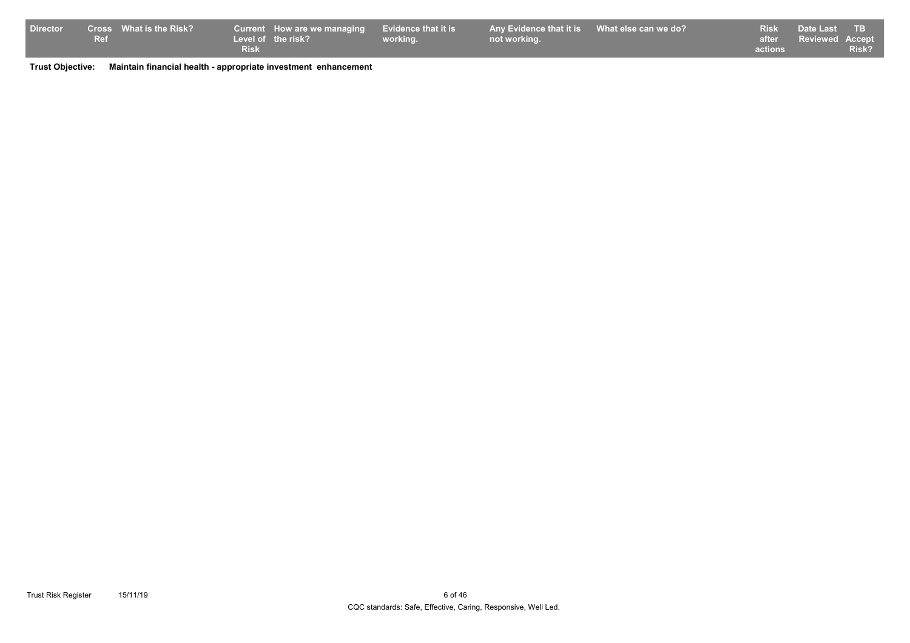| Director | Cross Ref | What is the Risk? | Current Level of Risk | How are we managing the risk? | Evidence that it is working. | Any Evidence that it is not working. | What else can we do? | Risk after actions | Date Last Reviewed | TB Accept Risk? |
|---|---|---|---|---|---|---|---|---|---|---|

**Trust Objective:** **Maintain financial health - appropriate investment enhancement**

CQC standards: Safe, Effective, Caring, Responsive, Well Led.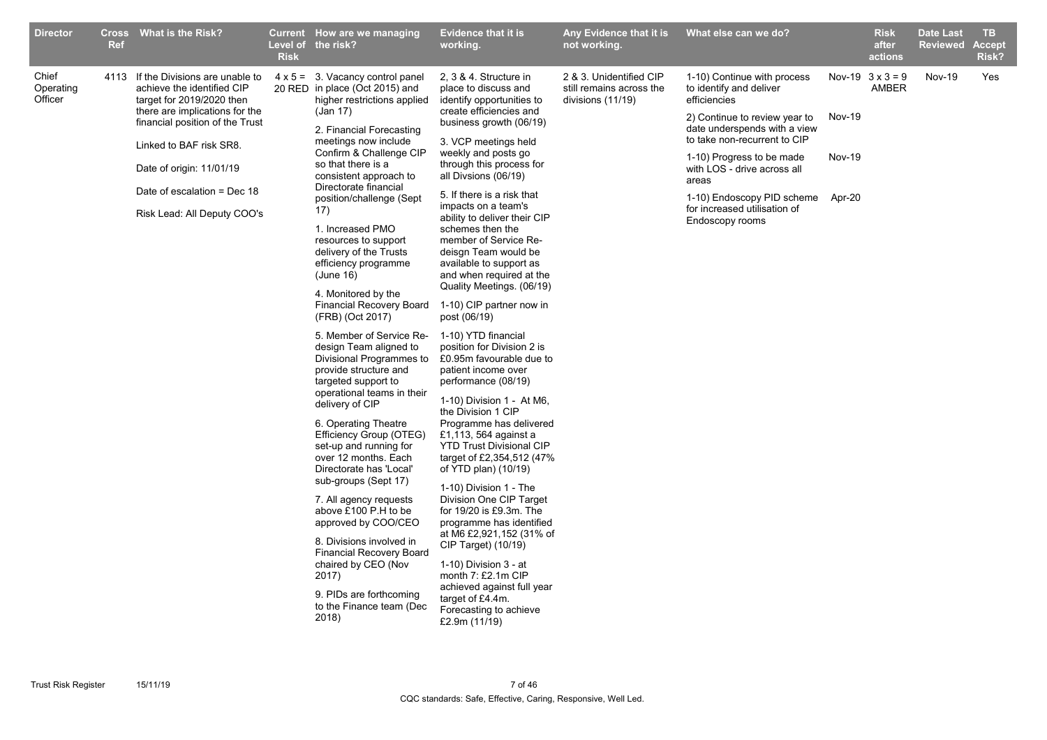| Director | Cross Ref | What is the Risk? | Current Level of Risk | How are we managing the risk? | Evidence that it is working. | Any Evidence that it is not working. | What else can we do? | | Risk after actions | Date Last Reviewed | TB Accept Risk? |
|---|---|---|---|---|---|---|---|---|---|---|---|
| Chief Operating Officer | 4113 | If the Divisions are unable to achieve the identified CIP target for 2019/2020 then there are implications for the financial position of the Trust<br><br>Linked to BAF risk SR8.<br><br>Date of origin: 11/01/19<br><br>Date of escalation = Dec 18<br><br>Risk Lead: All Deputy COO's | 4 x 5 = 20 RED | 3. Vacancy control panel in place (Oct 2015) and higher restrictions applied (Jan 17)<br><br>2. Financial Forecasting meetings now include Confirm & Challenge CIP so that there is a consistent approach to Directorate financial position/challenge (Sept 17)<br><br>1. Increased PMO resources to support delivery of the Trusts efficiency programme (June 16)<br><br>4. Monitored by the Financial Recovery Board (FRB) (Oct 2017)<br><br>5. Member of Service Re-design Team aligned to Divisional Programmes to provide structure and targeted support to operational teams in their delivery of CIP<br><br>6. Operating Theatre Efficiency Group (OTEG) set-up and running for over 12 months. Each Directorate has 'Local' sub-groups (Sept 17)<br><br>7. All agency requests above £100 P.H to be approved by COO/CEO<br><br>8. Divisions involved in Financial Recovery Board chaired by CEO (Nov 2017)<br><br>9. PIDs are forthcoming to the Finance team (Dec 2018) | 2, 3 & 4. Structure in place to discuss and identify opportunities to create efficiencies and business growth (06/19)<br><br>3. VCP meetings held weekly and posts go through this process for all Divsions (06/19)<br><br>5. If there is a risk that impacts on a team's ability to deliver their CIP schemes then the member of Service Re-deisgn Team would be available to support as and when required at the Quality Meetings. (06/19)<br><br>1-10) CIP partner now in post (06/19)<br><br>1-10) YTD financial position for Division 2 is £0.95m favourable due to patient income over performance (08/19)<br><br>1-10) Division 1 - At M6, the Division 1 CIP Programme has delivered £1,113, 564 against a YTD Trust Divisional CIP target of £2,354,512 (47% of YTD plan) (10/19)<br><br>1-10) Division 1 - The Division One CIP Target for 19/20 is £9.3m. The programme has identified at M6 £2,921,152 (31% of CIP Target) (10/19)<br><br>1-10) Division 3 - at month 7: £2.1m CIP achieved against full year target of £4.4m. Forecasting to achieve £2.9m (11/19) | 2 & 3. Unidentified CIP still remains across the divisions (11/19) | 1-10) Continue with process to identify and deliver efficiencies<br><br>2) Continue to review year to date underspends with a view to take non-recurrent to CIP<br><br>1-10) Progress to be made with LOS - drive across all areas<br><br>1-10) Endoscopy PID scheme for increased utilisation of Endoscopy rooms | Nov-19<br><br>Nov-19<br><br>Nov-19<br><br>Apr-20 | 3 x 3 = 9 AMBER | Nov-19 | Yes |

CQC standards: Safe, Effective, Caring, Responsive, Well Led.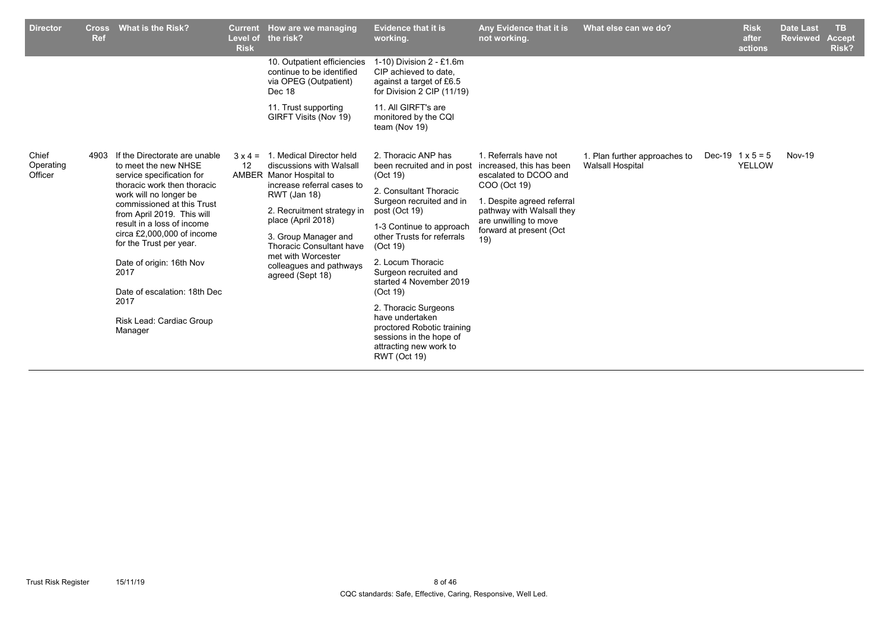| Director | Cross Ref | What is the Risk? | Current Level of Risk | How are we managing the risk? | Evidence that it is working. | Any Evidence that it is not working. | What else can we do? | | Risk after actions | Date Last Reviewed | TB Accept Risk? |
|---|---|---|---|---|---|---|---|---|---|---|---|
| | | | | 10. Outpatient efficiencies continue to be identified via OPEG (Outpatient) Dec 18<br><br>11. Trust supporting GIRFT Visits (Nov 19) | 1-10) Division 2 - £1.6m CIP achieved to date, against a target of £6.5 for Division 2 CIP (11/19)<br><br>11. All GIRFT's are monitored by the CQI team (Nov 19) | | | | | | |
| Chief Operating Officer | 4903 | If the Directorate are unable to meet the new NHSE service specification for thoracic work then thoracic work will no longer be commissioned at this Trust from April 2019. This will result in a loss of income circa £2,000,000 of income for the Trust per year.<br><br>Date of origin: 16th Nov 2017<br><br>Date of escalation: 18th Dec 2017<br><br>Risk Lead: Cardiac Group Manager | 3 x 4 = 12 AMBER | 1. Medical Director held discussions with Walsall Manor Hospital to increase referral cases to RWT (Jan 18)<br><br>2. Recruitment strategy in place (April 2018)<br><br>3. Group Manager and Thoracic Consultant have met with Worcester colleagues and pathways agreed (Sept 18) | 2. Thoracic ANP has been recruited and in post (Oct 19)<br><br>2. Consultant Thoracic Surgeon recruited and in post (Oct 19)<br><br>1-3 Continue to approach other Trusts for referrals (Oct 19)<br><br>2. Locum Thoracic Surgeon recruited and started 4 November 2019 (Oct 19)<br><br>2. Thoracic Surgeons have undertaken proctored Robotic training sessions in the hope of attracting new work to RWT (Oct 19) | 1. Referrals have not increased, this has been escalated to DCOO and COO (Oct 19)<br><br>1. Despite agreed referral pathway with Walsall they are unwilling to move forward at present (Oct 19) | 1. Plan further approaches to Walsall Hospital | Dec-19 | 1 x 5 = 5 YELLOW | Nov-19 | |

CQC standards: Safe, Effective, Caring, Responsive, Well Led.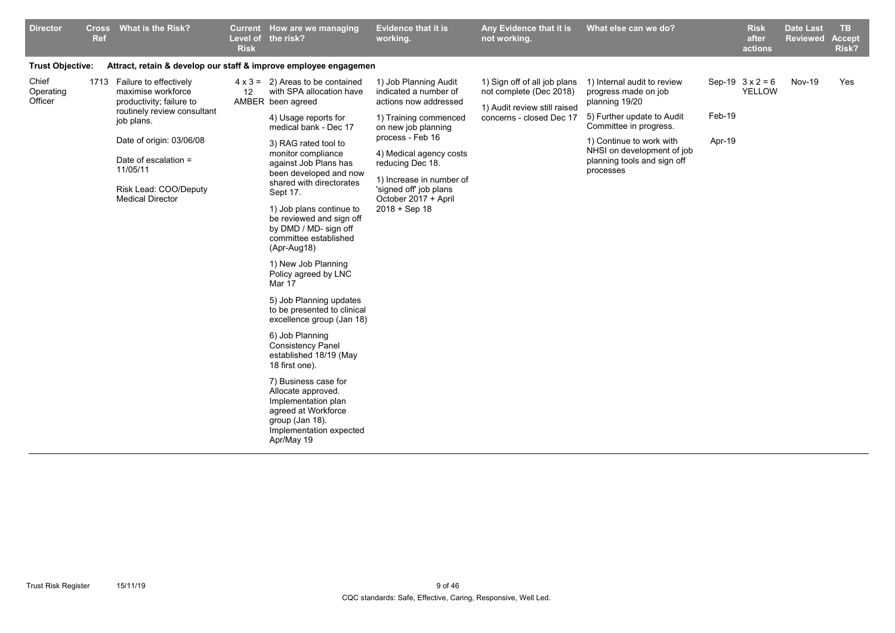| Director | Cross Ref | What is the Risk? | Current Level of Risk | How are we managing the risk? | Evidence that it is working. | Any Evidence that it is not working. | What else can we do? | | Risk after actions | Date Last Reviewed | TB Accept Risk? |
|---|---|---|---|---|---|---|---|---|---|---|---|
| **Trust Objective:** | | **Attract, retain & develop our staff & improve employee engagemen** | | | | | | | | | |
| Chief Operating Officer | 1713 | Failure to effectively maximise workforce productivity; failure to routinely review consultant job plans.<br><br>Date of origin: 03/06/08<br><br>Date of escalation = 11/05/11<br><br>Risk Lead: COO/Deputy Medical Director | 4 x 3 = 12 AMBER | 2) Areas to be contained with SPA allocation have been agreed<br><br>4) Usage reports for medical bank - Dec 17<br><br>3) RAG rated tool to monitor compliance against Job Plans has been developed and now shared with directorates Sept 17.<br><br>1) Job plans continue to be reviewed and sign off by DMD / MD- sign off committee established (Apr-Aug18)<br><br>1) New Job Planning Policy agreed by LNC Mar 17<br><br>5) Job Planning updates to be presented to clinical excellence group (Jan 18)<br><br>6) Job Planning Consistency Panel established 18/19 (May 18 first one).<br><br>7) Business case for Allocate approved. Implementation plan agreed at Workforce group (Jan 18). Implementation expected Apr/May 19 | 1) Job Planning Audit indicated a number of actions now addressed<br><br>1) Training commenced on new job planning process - Feb 16<br><br>4) Medical agency costs reducing Dec 18.<br><br>1) Increase in number of 'signed off' job plans October 2017 + April 2018 + Sep 18 | 1) Sign off of all job plans not complete (Dec 2018)<br><br>1) Audit review still raised concerns - closed Dec 17 | 1) Internal audit to review progress made on job planning 19/20<br><br>5) Further update to Audit Committee in progress.<br><br>1) Continue to work with NHSI on development of job planning tools and sign off processes | Sep-19<br><br>Feb-19<br><br>Apr-19 | 3 x 2 = 6 YELLOW | Nov-19 | Yes |

CQC standards: Safe, Effective, Caring, Responsive, Well Led.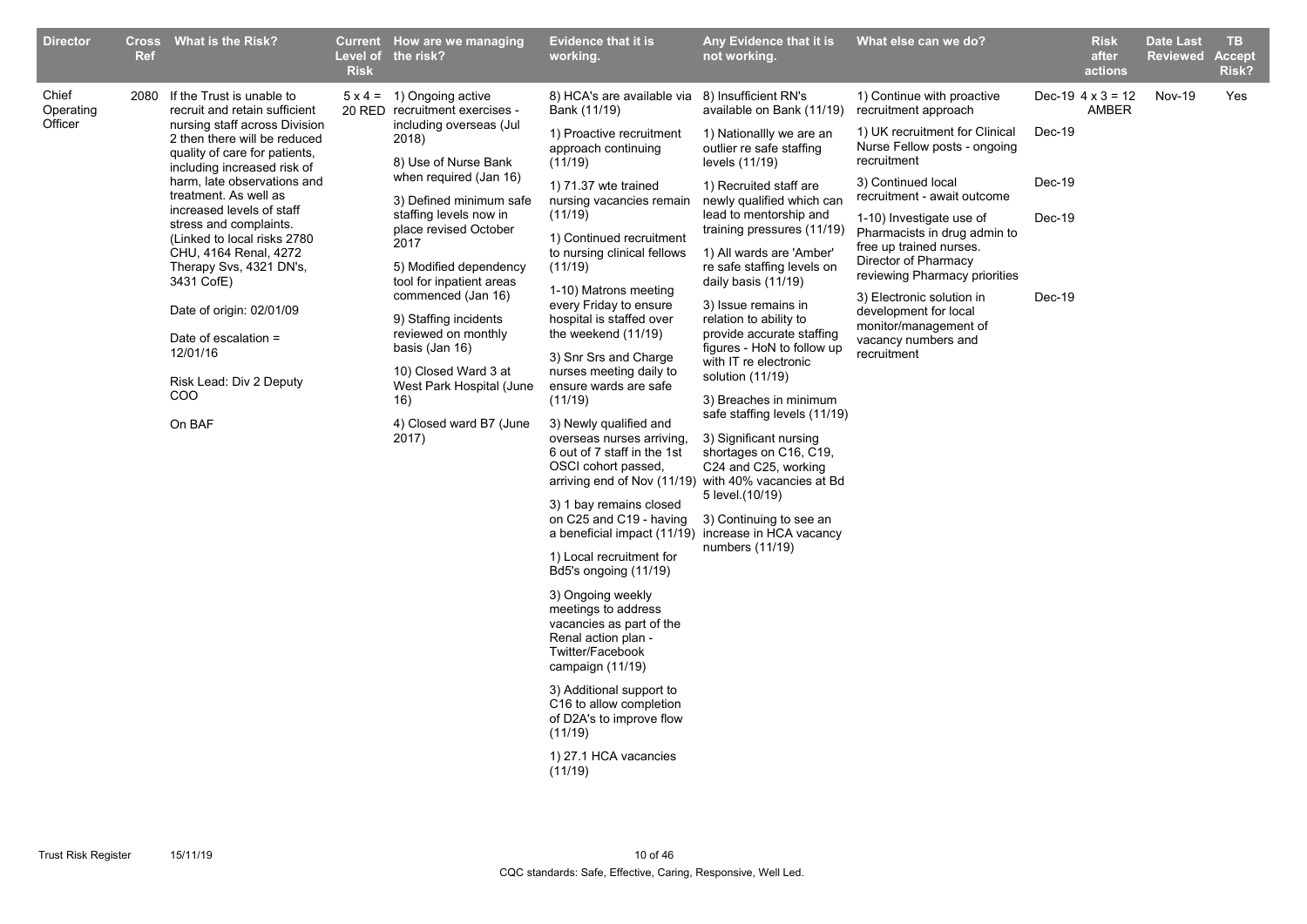| Director | Cross Ref | What is the Risk? | Current Level of the Risk | How are we managing the risk? | Evidence that it is working. | Any Evidence that it is not working. | What else can we do? | | Risk after actions | Date Last Reviewed | TB Accept Risk? |
|---|---|---|---|---|---|---|---|---|---|---|---|
| Chief Operating Officer | 2080 | If the Trust is unable to recruit and retain sufficient nursing staff across Division 2 then there will be reduced quality of care for patients, including increased risk of harm, late observations and treatment. As well as increased levels of staff stress and complaints. (Linked to local risks 2780 CHU, 4164 Renal, 4272 Therapy Svs, 4321 DN's, 3431 CofE)<br><br>Date of origin: 02/01/09<br><br>Date of escalation = 12/01/16<br><br>Risk Lead: Div 2 Deputy COO<br><br>On BAF | 5 x 4 = 20 RED | 1) Ongoing active recruitment exercises - including overseas (Jul 2018)<br><br>8) Use of Nurse Bank when required (Jan 16)<br><br>3) Defined minimum safe staffing levels now in place revised October 2017<br><br>5) Modified dependency tool for inpatient areas commenced (Jan 16)<br><br>9) Staffing incidents reviewed on monthly basis (Jan 16)<br><br>10) Closed Ward 3 at West Park Hospital (June 16)<br><br>4) Closed ward B7 (June 2017) | 8) HCA's are available via Bank (11/19)<br><br>1) Proactive recruitment approach continuing (11/19)<br><br>1) 71.37 wte trained nursing vacancies remain (11/19)<br><br>1) Continued recruitment to nursing clinical fellows (11/19)<br><br>1-10) Matrons meeting every Friday to ensure hospital is staffed over the weekend (11/19)<br><br>3) Snr Srs and Charge nurses meeting daily to ensure wards are safe (11/19)<br><br>3) Newly qualified and overseas nurses arriving, 6 out of 7 staff in the 1st OSCI cohort passed, arriving end of Nov (11/19)<br><br>3) 1 bay remains closed on C25 and C19 - having a beneficial impact (11/19)<br><br>1) Local recruitment for Bd5's ongoing (11/19)<br><br>3) Ongoing weekly meetings to address vacancies as part of the Renal action plan - Twitter/Facebook campaign (11/19)<br><br>3) Additional support to C16 to allow completion of D2A's to improve flow (11/19)<br><br>1) 27.1 HCA vacancies (11/19) | 8) Insufficient RN's available on Bank (11/19)<br><br>1) Nationallly we are an outlier re safe staffing levels (11/19)<br><br>1) Recruited staff are newly qualified which can lead to mentorship and training pressures (11/19)<br><br>1) All wards are 'Amber' re safe staffing levels on daily basis (11/19)<br><br>3) Issue remains in relation to ability to provide accurate staffing figures - HoN to follow up with IT re electronic solution (11/19)<br><br>3) Breaches in minimum safe staffing levels (11/19)<br><br>3) Significant nursing shortages on C16, C19, C24 and C25, working with 40% vacancies at Bd 5 level.(10/19)<br><br>3) Continuing to see an increase in HCA vacancy numbers (11/19) | 1) Continue with proactive recruitment approach<br><br>1) UK recruitment for Clinical Nurse Fellow posts - ongoing recruitment<br><br>3) Continued local recruitment - await outcome<br><br>1-10) Investigate use of Pharmacists in drug admin to free up trained nurses. Director of Pharmacy reviewing Pharmacy priorities<br><br>3) Electronic solution in development for local monitor/management of vacancy numbers and recruitment | Dec-19<br><br>Dec-19<br><br>Dec-19<br><br>Dec-19<br><br>Dec-19 | 4 x 3 = 12 AMBER | Nov-19 | Yes |

CQC standards: Safe, Effective, Caring, Responsive, Well Led.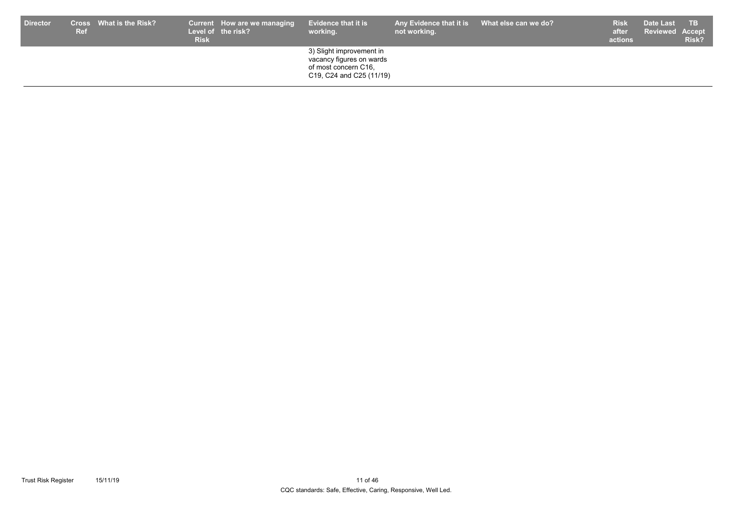| Director | Cross Ref | What is the Risk? | Current Level of Risk | How are we managing the risk? | Evidence that it is working. | Any Evidence that it is not working. | What else can we do? | Risk after actions | Date Last Reviewed | TB Accept Risk? |
|---|---|---|---|---|---|---|---|---|---|---|
| | | | | | 3) Slight improvement in vacancy figures on wards of most concern C16, C19, C24 and C25 (11/19) | | | | | |

CQC standards: Safe, Effective, Caring, Responsive, Well Led.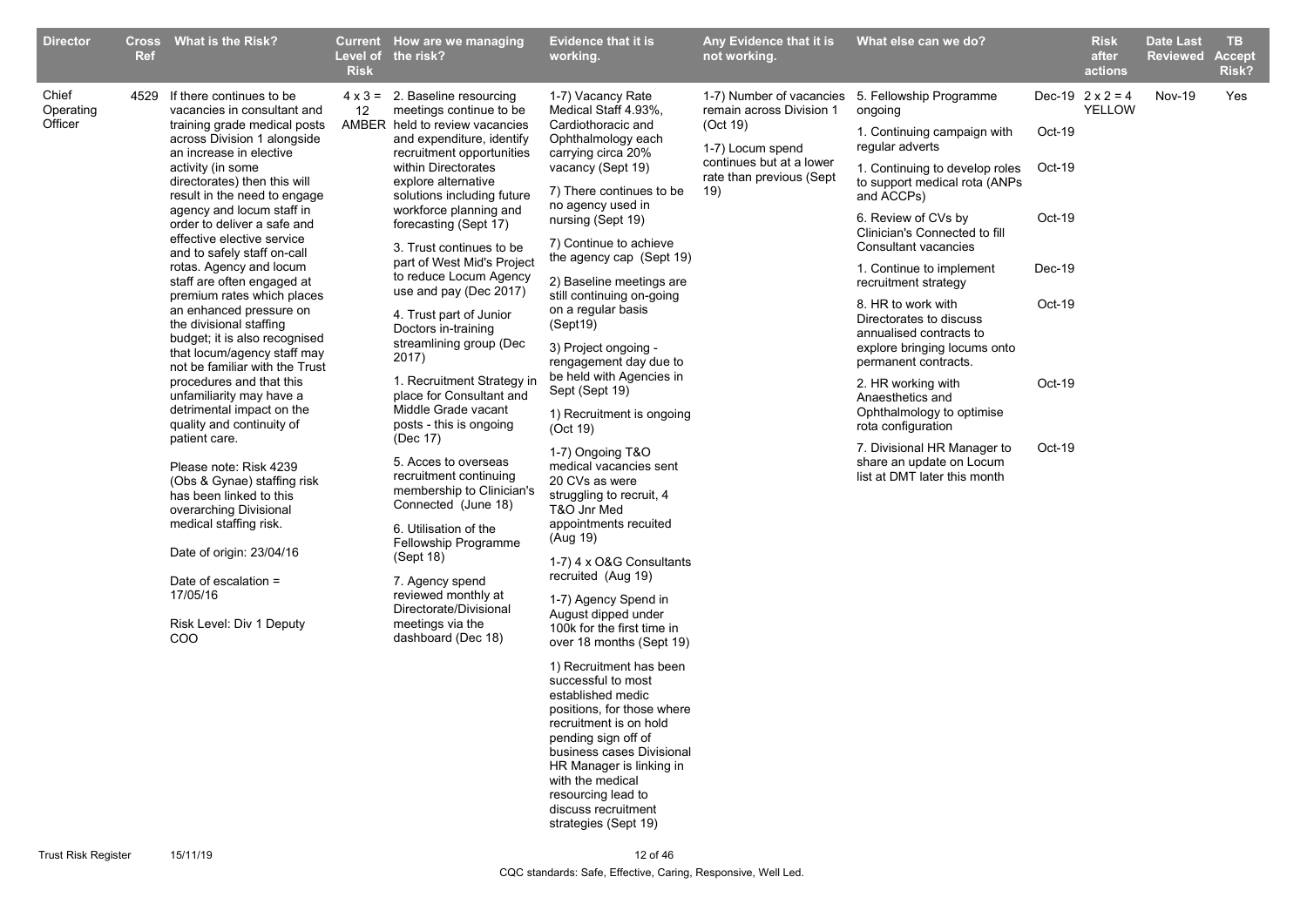| Director | Cross Ref | What is the Risk? | Current Level of Risk | How are we managing the risk? | Evidence that it is working. | Any Evidence that it is not working. | What else can we do? | | Risk after actions | Date Last Reviewed | TB Accept Risk? |
|---|---|---|---|---|---|---|---|---|---|---|---|
| Chief Operating Officer | 4529 | If there continues to be vacancies in consultant and training grade medical posts across Division 1 alongside an increase in elective activity (in some directorates) then this will result in the need to engage agency and locum staff in order to deliver a safe and effective elective service and to safely staff on-call rotas. Agency and locum staff are often engaged at premium rates which places an enhanced pressure on the divisional staffing budget; it is also recognised that locum/agency staff may not be familiar with the Trust procedures and that this unfamiliarity may have a detrimental impact on the quality and continuity of patient care.<br><br>Please note: Risk 4239 (Obs & Gynae) staffing risk has been linked to this overarching Divisional medical staffing risk.<br><br>Date of origin: 23/04/16<br><br>Date of escalation = 17/05/16<br><br>Risk Level: Div 1 Deputy COO | 4 x 3 = 12 AMBER | 2. Baseline resourcing meetings continue to be held to review vacancies and expenditure, identify recruitment opportunities within Directorates explore alternative solutions including future workforce planning and forecasting (Sept 17)<br><br>3. Trust continues to be part of West Mid's Project to reduce Locum Agency use and pay (Dec 2017)<br><br>4. Trust part of Junior Doctors in-training streamlining group (Dec 2017)<br><br>1. Recruitment Strategy in place for Consultant and Middle Grade vacant posts - this is ongoing (Dec 17)<br><br>5. Acces to overseas recruitment continuing membership to Clinician's Connected (June 18)<br><br>6. Utilisation of the Fellowship Programme (Sept 18)<br><br>7. Agency spend reviewed monthly at Directorate/Divisional meetings via the dashboard (Dec 18) | 1-7) Vacancy Rate Medical Staff 4.93%, Cardiothoracic and Ophthalmology each carrying circa 20% vacancy (Sept 19)<br><br>7) There continues to be no agency used in nursing (Sept 19)<br><br>7) Continue to achieve the agency cap (Sept 19)<br><br>2) Baseline meetings are still continuing on-going on a regular basis (Sept19)<br><br>3) Project ongoing - rengagement day due to be held with Agencies in Sept (Sept 19)<br><br>1) Recruitment is ongoing (Oct 19)<br><br>1-7) Ongoing T&O medical vacancies sent 20 CVs as were struggling to recruit, 4 T&O Jnr Med appointments recuited (Aug 19)<br><br>1-7) 4 x O&G Consultants recruited (Aug 19)<br><br>1-7) Agency Spend in August dipped under 100k for the first time in over 18 months (Sept 19)<br><br>1) Recruitment has been successful to most established medic positions, for those where recruitment is on hold pending sign off of business cases Divisional HR Manager is linking in with the medical resourcing lead to discuss recruitment strategies (Sept 19) | 1-7) Number of vacancies remain across Division 1 (Oct 19)<br><br>1-7) Locum spend continues but at a lower rate than previous (Sept 19) | 5. Fellowship Programme ongoing<br><br>1. Continuing campaign with regular adverts<br><br>1. Continuing to develop roles to support medical rota (ANPs and ACCPs)<br><br>6. Review of CVs by Clinician's Connected to fill Consultant vacancies<br><br>1. Continue to implement recruitment strategy<br><br>8. HR to work with Directorates to discuss annualised contracts to explore bringing locums onto permanent contracts.<br><br>2. HR working with Anaesthetics and Ophthalmology to optimise rota configuration<br><br>7. Divisional HR Manager to share an update on Locum list at DMT later this month | Dec-19<br><br>Oct-19<br><br>Oct-19<br><br>Oct-19<br><br>Dec-19<br><br>Oct-19<br><br>Oct-19<br><br>Oct-19 | 2 x 2 = 4 YELLOW | Nov-19 | Yes |

CQC standards: Safe, Effective, Caring, Responsive, Well Led.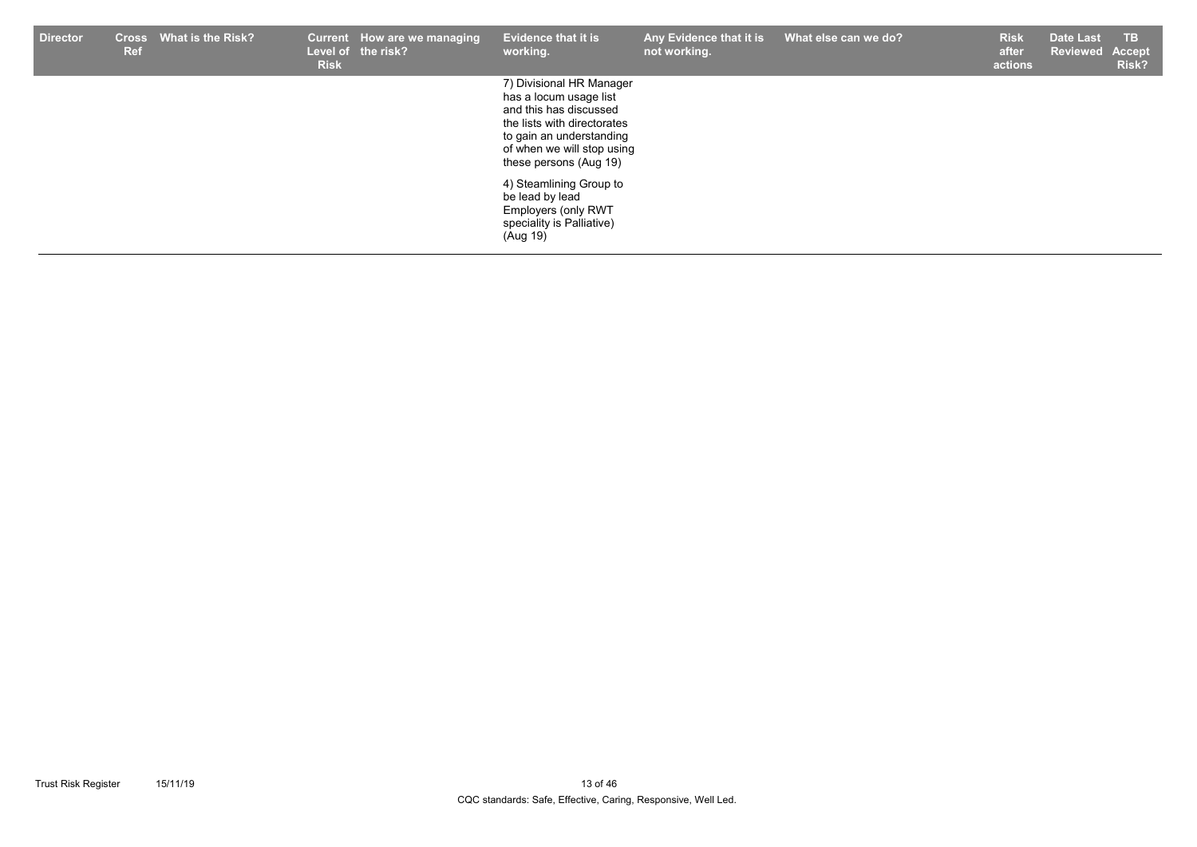| Director | Cross Ref | What is the Risk? | Current Level of Risk | How are we managing the risk? | Evidence that it is working. | Any Evidence that it is not working. | What else can we do? | Risk after actions | Date Last Reviewed | TB Accept Risk? |
|---|---|---|---|---|---|---|---|---|---|---|
| | | | | | 7) Divisional HR Manager has a locum usage list and this has discussed the lists with directorates to gain an understanding of when we will stop using these persons (Aug 19)<br><br>4) Steamlining Group to be lead by lead Employers (only RWT speciality is Palliative) (Aug 19) | | | | | |

CQC standards: Safe, Effective, Caring, Responsive, Well Led.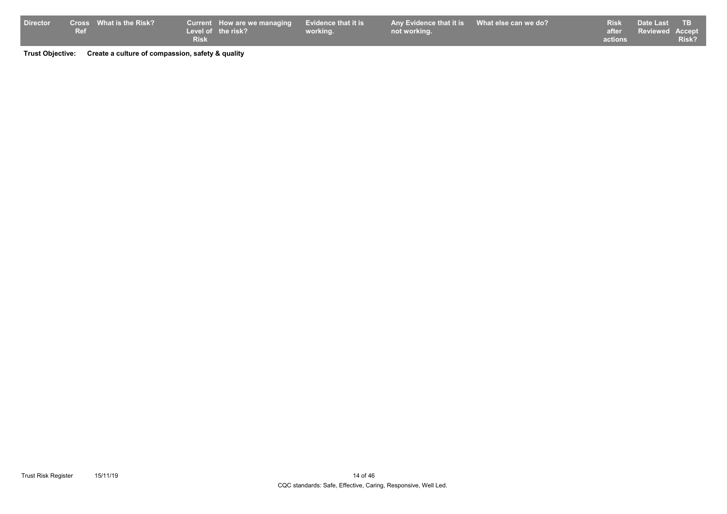| Director | Cross Ref | What is the Risk? | Current Level of Risk | How are we managing the risk? | Evidence that it is working. | Any Evidence that it is not working. | What else can we do? | Risk after actions | Date Last Reviewed | TB Accept Risk? |
|---|---|---|---|---|---|---|---|---|---|---|

**Trust Objective:** **Create a culture of compassion, safety & quality**

CQC standards: Safe, Effective, Caring, Responsive, Well Led.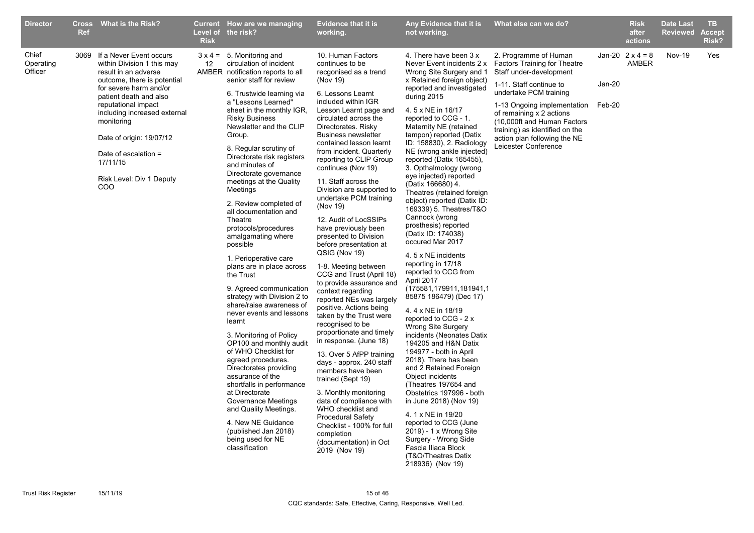| Director | Cross Ref | What is the Risk? | Current Level of Risk | How are we managing the risk? | Evidence that it is working. | Any Evidence that it is not working. | What else can we do? | | Risk after actions | Date Last Reviewed | TB Accept Risk? |
|---|---|---|---|---|---|---|---|---|---|---|---|
| Chief Operating Officer | 3069 | If a Never Event occurs within Division 1 this may result in an adverse outcome, there is potential for severe harm and/or patient death and also reputational impact including increased external monitoring<br><br>Date of origin: 19/07/12<br><br>Date of escalation = 17/11/15<br><br>Risk Level: Div 1 Deputy COO | 3 x 4 = 12 AMBER | 5. Monitoring and circulation of incident notification reports to all senior staff for review<br><br>6. Trustwide learning via a "Lessons Learned" sheet in the monthly IGR, Risky Business Newsletter and the CLIP Group.<br><br>8. Regular scrutiny of Directorate risk registers and minutes of Directorate governance meetings at the Quality Meetings<br><br>2. Review completed of all documentation and Theatre protocols/procedures amalgamating where possible<br><br>1. Perioperative care plans are in place across the Trust<br><br>9. Agreed communication strategy with Division 2 to share/raise awareness of never events and lessons learnt<br><br>3. Monitoring of Policy OP100 and monthly audit of WHO Checklist for agreed procedures. Directorates providing assurance of the shortfalls in performance at Directorate Governance Meetings and Quality Meetings.<br><br>4. New NE Guidance (published Jan 2018) being used for NE classification | 10. Human Factors continues to be recgonised as a trend (Nov 19)<br><br>6. Lessons Learnt included within IGR Lesson Learnt page and circulated across the Directorates. Risky Business newsletter contained lesson learnt from incident. Quarterly reporting to CLIP Group continues (Nov 19)<br><br>11. Staff across the Division are supported to undertake PCM training (Nov 19)<br><br>12. Audit of LocSSIPs have previously been presented to Division before presentation at QSIG (Nov 19)<br><br>1-8. Meeting between CCG and Trust (April 18) to provide assurance and context regarding reported NEs was largely positive. Actions being taken by the Trust were recognised to be proportionate and timely in response. (June 18)<br><br>13. Over 5 AfPP training days - approx. 240 staff members have been trained (Sept 19)<br><br>3. Monthly monitoring data of compliance with WHO checklist and Procedural Safety Checklist - 100% for full completion (documentation) in Oct 2019 (Nov 19) | 4. There have been 3 x Never Event incidents 2 x Wrong Site Surgery and 1 x Retained foreign object) reported and investigated during 2015<br><br>4. 5 x NE in 16/17 reported to CCG - 1. Maternity NE (retained tampon) reported (Datix ID: 158830), 2. Radiology NE (wrong ankle injected) reported (Datix 165455), 3. Opthalmology (wrong eye injected) reported (Datix 166680) 4. Theatres (retained foreign object) reported (Datix ID: 169339) 5. Theatres/T&O Cannock (wrong prosthesis) reported (Datix ID: 174038) occured Mar 2017<br><br>4. 5 x NE incidents reporting in 17/18 reported to CCG from April 2017 (175581,179911,181941,185875 186479) (Dec 17)<br><br>4. 4 x NE in 18/19 reported to CCG - 2 x Wrong Site Surgery incidents (Neonates Datix 194205 and H&N Datix 194977 - both in April 2018). There has been and 2 Retained Foreign Object incidents (Theatres 197654 and Obstetrics 197996 - both in June 2018) (Nov 19)<br><br>4. 1 x NE in 19/20 reported to CCG (June 2019) - 1 x Wrong Site Surgery - Wrong Side Fascia Iliaca Block (T&O/Theatres Datix 218936) (Nov 19) | 2. Programme of Human Factors Training for Theatre Staff under-development<br><br>1-11. Staff continue to undertake PCM training<br><br>1-13 Ongoing implementation of remaining x 2 actions (10,000ft and Human Factors training) as identified on the action plan following the NE Leicester Conference | Jan-20<br><br>Jan-20<br><br>Feb-20 | 2 x 4 = 8 AMBER | Nov-19 | Yes |

CQC standards: Safe, Effective, Caring, Responsive, Well Led.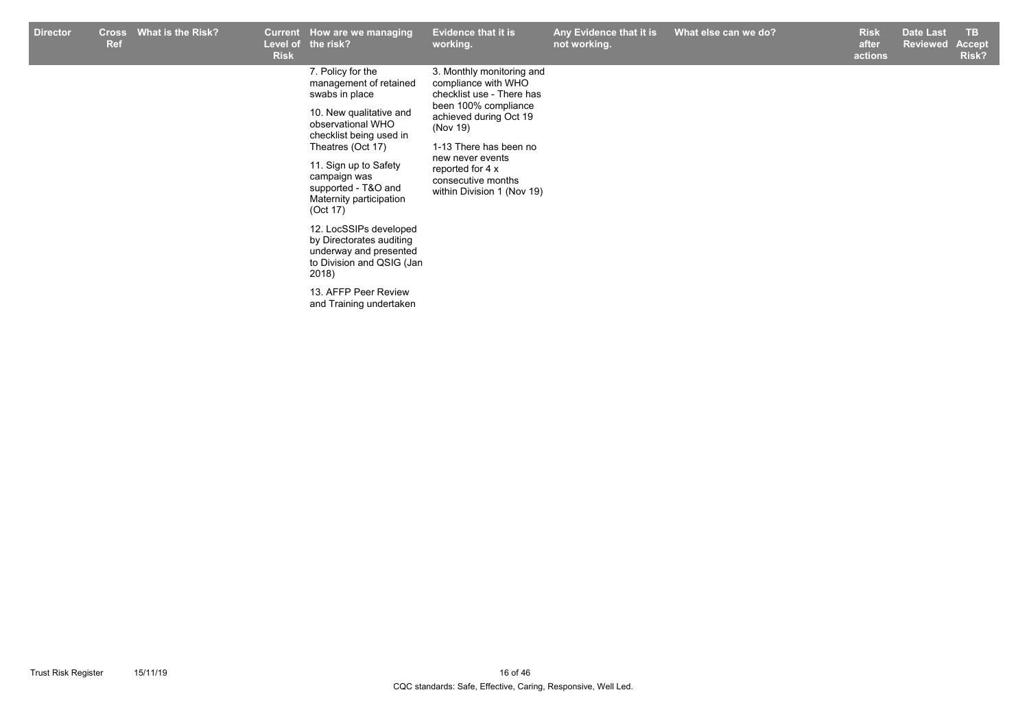| Director | Cross Ref | What is the Risk? | Current Level of Risk | How are we managing the risk? | Evidence that it is working. | Any Evidence that it is not working. | What else can we do? | Risk after actions | Date Last Reviewed | TB Accept Risk? |
|---|---|---|---|---|---|---|---|---|---|---|
| | | | | 7. Policy for the management of retained swabs in place<br><br>10. New qualitative and observational WHO checklist being used in Theatres (Oct 17)<br><br>11. Sign up to Safety campaign was supported - T&O and Maternity participation (Oct 17)<br><br>12. LocSSIPs developed by Directorates auditing underway and presented to Division and QSIG (Jan 2018)<br><br>13. AFFP Peer Review and Training undertaken | 3. Monthly monitoring and compliance with WHO checklist use - There has been 100% compliance achieved during Oct 19 (Nov 19)<br><br>1-13 There has been no new never events reported for 4 x consecutive months within Division 1 (Nov 19) | | | | | |

CQC standards: Safe, Effective, Caring, Responsive, Well Led.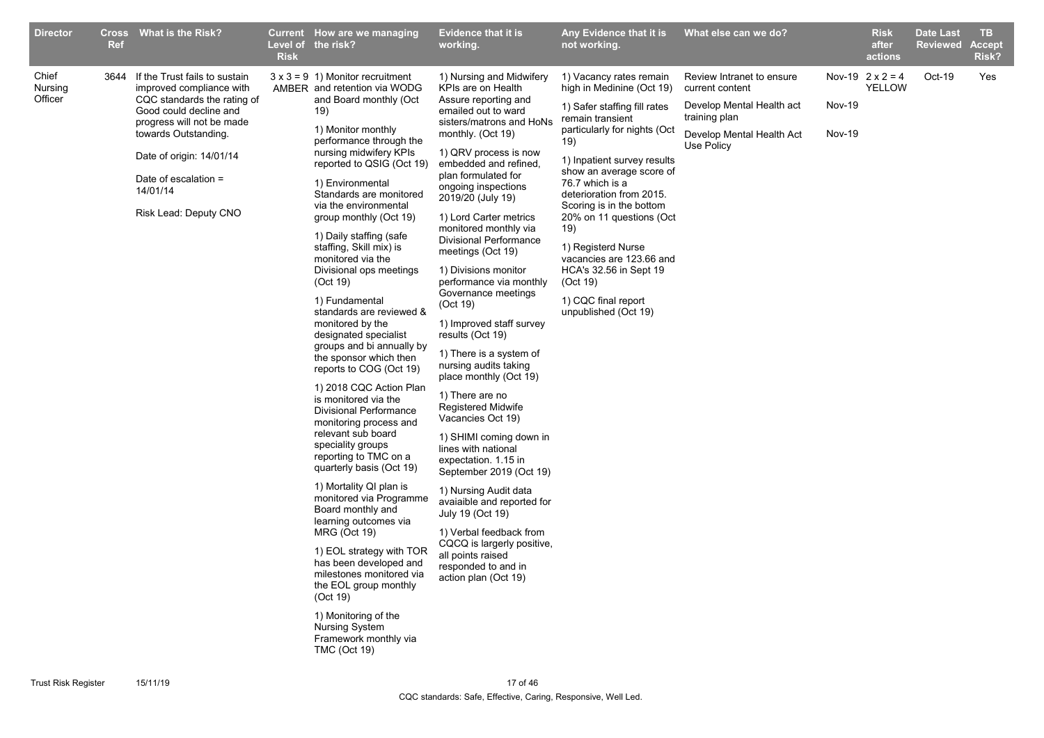| Director | Cross Ref | What is the Risk? | Current Level of Risk | How are we managing the risk? | Evidence that it is working. | Any Evidence that it is not working. | What else can we do? | | Risk after actions | Date Last Reviewed | TB Accept Risk? |
|---|---|---|---|---|---|---|---|---|---|---|---|
| Chief Nursing Officer | 3644 | If the Trust fails to sustain improved compliance with CQC standards the rating of Good could decline and progress will not be made towards Outstanding.<br><br>Date of origin: 14/01/14<br><br>Date of escalation = 14/01/14<br><br>Risk Lead: Deputy CNO | 3 x 3 = 9 AMBER | 1) Monitor recruitment and retention via WODG and Board monthly (Oct 19)<br><br>1) Monitor monthly performance through the nursing midwifery KPIs reported to QSIG (Oct 19)<br><br>1) Environmental Standards are monitored via the environmental group monthly (Oct 19)<br><br>1) Daily staffing (safe staffing, Skill mix) is monitored via the Divisional ops meetings (Oct 19)<br><br>1) Fundamental standards are reviewed & monitored by the designated specialist groups and bi annually by the sponsor which then reports to COG (Oct 19)<br><br>1) 2018 CQC Action Plan is monitored via the Divisional Performance monitoring process and relevant sub board speciality groups reporting to TMC on a quarterly basis (Oct 19)<br><br>1) Mortality QI plan is monitored via Programme Board monthly and learning outcomes via MRG (Oct 19)<br><br>1) EOL strategy with TOR has been developed and milestones monitored via the EOL group monthly (Oct 19)<br><br>1) Monitoring of the Nursing System Framework monthly via TMC (Oct 19) | 1) Nursing and Midwifery KPIs are on Health Assure reporting and emailed out to ward sisters/matrons and HoNs monthly. (Oct 19)<br><br>1) QRV process is now embedded and refined, plan formulated for ongoing inspections 2019/20 (July 19)<br><br>1) Lord Carter metrics monitored monthly via Divisional Performance meetings (Oct 19)<br><br>1) Divisions monitor performance via monthly Governance meetings (Oct 19)<br><br>1) Improved staff survey results (Oct 19)<br><br>1) There is a system of nursing audits taking place monthly (Oct 19)<br><br>1) There are no Registered Midwife Vacancies Oct 19)<br><br>1) SHIMI coming down in lines with national expectation. 1.15 in September 2019 (Oct 19)<br><br>1) Nursing Audit data avaiaible and reported for July 19 (Oct 19)<br><br>1) Verbal feedback from CQCQ is largerly positive, all points raised responded to and in action plan (Oct 19) | 1) Vacancy rates remain high in Medinine (Oct 19)<br><br>1) Safer staffing fill rates remain transient particularly for nights (Oct 19)<br><br>1) Inpatient survey results show an average score of 76.7 which is a deterioration from 2015. Scoring is in the bottom 20% on 11 questions (Oct 19)<br><br>1) Registerd Nurse vacancies are 123.66 and HCA's 32.56 in Sept 19 (Oct 19)<br><br>1) CQC final report unpublished (Oct 19) | Review Intranet to ensure current content<br><br>Develop Mental Health act training plan<br><br>Develop Mental Health Act Use Policy | Nov-19<br><br>Nov-19<br><br>Nov-19 | 2 x 2 = 4 YELLOW | Oct-19 | Yes |

CQC standards: Safe, Effective, Caring, Responsive, Well Led.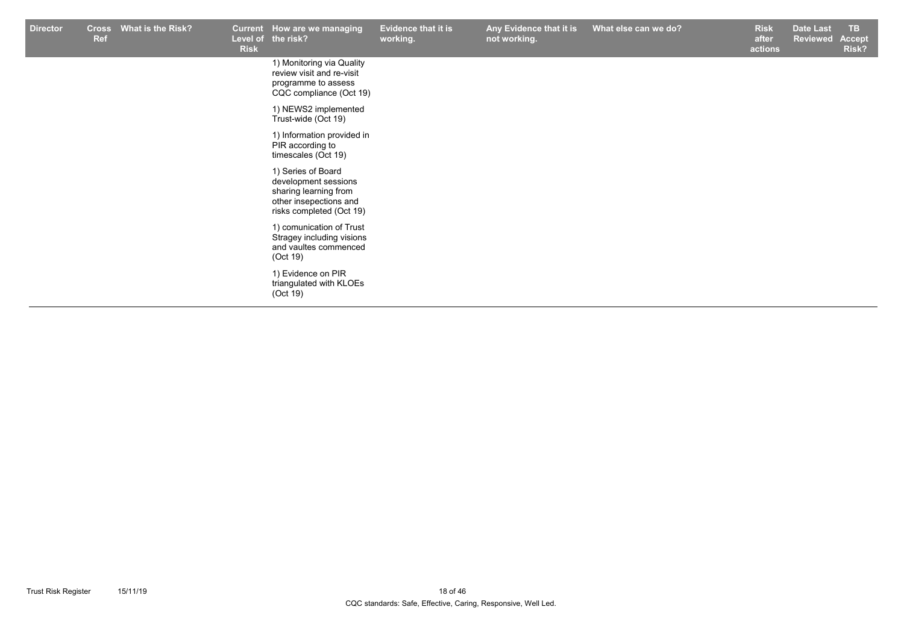| Director | Cross Ref | What is the Risk? | Current Level of Risk | How are we managing the risk? | Evidence that it is working. | Any Evidence that it is not working. | What else can we do? | Risk after actions | Date Last Reviewed | TB Accept Risk? |
|---|---|---|---|---|---|---|---|---|---|---|
| | | | | 1) Monitoring via Quality review visit and re-visit programme to assess CQC compliance (Oct 19) | | | | | | |
| | | | | 1) NEWS2 implemented Trust-wide (Oct 19) | | | | | | |
| | | | | 1) Information provided in PIR according to timescales (Oct 19) | | | | | | |
| | | | | 1) Series of Board development sessions sharing learning from other insepections and risks completed (Oct 19) | | | | | | |
| | | | | 1) comunication of Trust Stragey including visions and vaultes commenced (Oct 19) | | | | | | |
| | | | | 1) Evidence on PIR triangulated with KLOEs (Oct 19) | | | | | | |

CQC standards: Safe, Effective, Caring, Responsive, Well Led.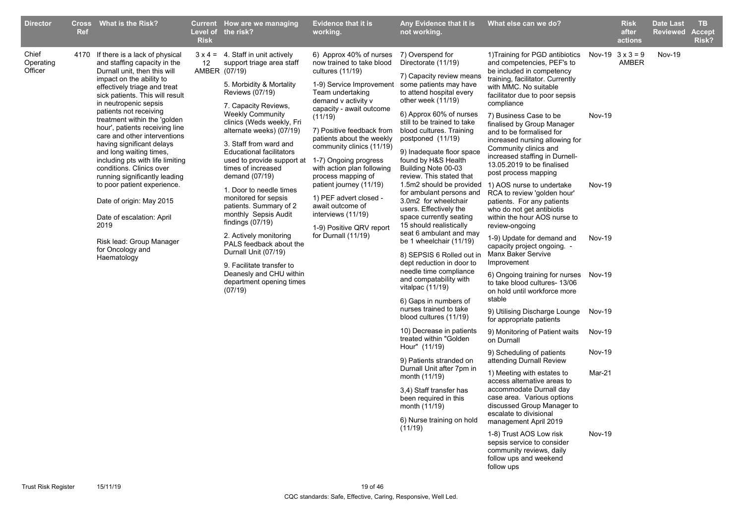| Director | Cross Ref | What is the Risk? | Current Level of Risk | How are we managing the risk? | Evidence that it is working. | Any Evidence that it is not working. | What else can we do? | | Risk after actions | Date Last Reviewed | TB Accept Risk? |
|---|---|---|---|---|---|---|---|---|---|---|---|
| Chief Operating Officer | 4170 | If there is a lack of physical and staffing capacity in the Durnall unit, then this will impact on the ability to effectively triage and treat sick patients. This will result in neutropenic sepsis patients not receiving treatment within the 'golden hour', patients receiving line care and other interventions having significant delays and long waiting times, including pts with life limiting conditions. Clinics over running significantly leading to poor patient experience.<br><br>Date of origin: May 2015<br><br>Date of escalation: April 2019<br><br>Risk lead: Group Manager for Oncology and Haematology | 3 x 4 = 12 AMBER | 4. Staff in unit actively support triage area staff (07/19)<br><br>5. Morbidity & Mortality Reviews (07/19)<br><br>7. Capacity Reviews, Weekly Community clinics (Weds weekly, Fri alternate weeks) (07/19)<br><br>3. Staff from ward and Educational facilitators used to provide support at times of increased demand (07/19)<br><br>1. Door to needle times monitored for sepsis patients. Summary of 2 monthly Sepsis Audit findings (07/19)<br><br>2. Actively monitoring PALS feedback about the Durnall Unit (07/19)<br><br>9. Facilitate transfer to Deanesly and CHU within department opening times (07/19) | 6) Approx 40% of nurses now trained to take blood cultures (11/19)<br><br>1-9) Service Improvement Team undertaking demand v activity v capacity - await outcome (11/19)<br><br>7) Positive feedback from patients about the weekly community clinics (11/19)<br><br>1-7) Ongoing progress with action plan following process mapping of patient journey (11/19)<br><br>1) PEF advert closed - await outcome of interviews (11/19)<br><br>1-9) Positive QRV report for Durnall (11/19) | 7) Overspend for Directorate (11/19)<br><br>7) Capacity review means some patients may have to attend hospital every other week (11/19)<br><br>6) Approx 60% of nurses still to be trained to take blood cultures. Training postponed (11/19)<br><br>9) Inadequate floor space found by H&S Health Building Note 00-03 review. This stated that 1.5m2 should be provided for ambulant persons and 3.0m2 for wheelchair users. Effectively the space currently seating 15 should realistically seat 6 ambulant and may be 1 wheelchair (11/19)<br><br>8) SEPSIS 6 Rolled out in dept reduction in door to needle time compliance and compatability with vitalpac (11/19)<br><br>6) Gaps in numbers of nurses trained to take blood cultures (11/19)<br><br>10) Decrease in patients treated within "Golden Hour" (11/19)<br><br>9) Patients stranded on Durnall Unit after 7pm in month (11/19)<br><br>3,4) Staff transfer has been required in this month (11/19)<br><br>6) Nurse training on hold (11/19) | 1)Training for PGD antibiotics and competencies, PEF's to be included in competency training, facilitator. Currently with MMC. No suitable facilitator due to poor sepsis compliance | Nov-19 | 3 x 3 = 9 AMBER | Nov-19 | |
| | | | | | | | 7) Business Case to be finalised by Group Manager and to be formalised for increased nursing allowing for Community clinics and increased staffing in Durnell- 13.05.2019 to be finalised post process mapping | Nov-19 | | | |
| | | | | | | | 1) AOS nurse to undertake RCA to review 'golden hour' patients. For any patients who do not get antibiotis within the hour AOS nurse to review-ongoing | Nov-19 | | | |
| | | | | | | | 1-9) Update for demand and capacity project ongoing. - Manx Baker Servive Improvement | Nov-19 | | | |
| | | | | | | | 6) Ongoing training for nurses to take blood cultures- 13/06 on hold until workforce more stable | Nov-19 | | | |
| | | | | | | | 9) Utilising Discharge Lounge for appropriate patients | Nov-19 | | | |
| | | | | | | | 9) Monitoring of Patient waits on Durnall | Nov-19 | | | |
| | | | | | | | 9) Scheduling of patients attending Durnall Review | Nov-19 | | | |
| | | | | | | | 1) Meeting with estates to access alternative areas to accommodate Durnall day case area. Various options discussed Group Manager to escalate to divisional management April 2019 | Mar-21 | | | |
| | | | | | | | 1-8) Trust AOS Low risk sepsis service to consider community reviews, daily follow ups and weekend follow ups | Nov-19 | | | |

CQC standards: Safe, Effective, Caring, Responsive, Well Led.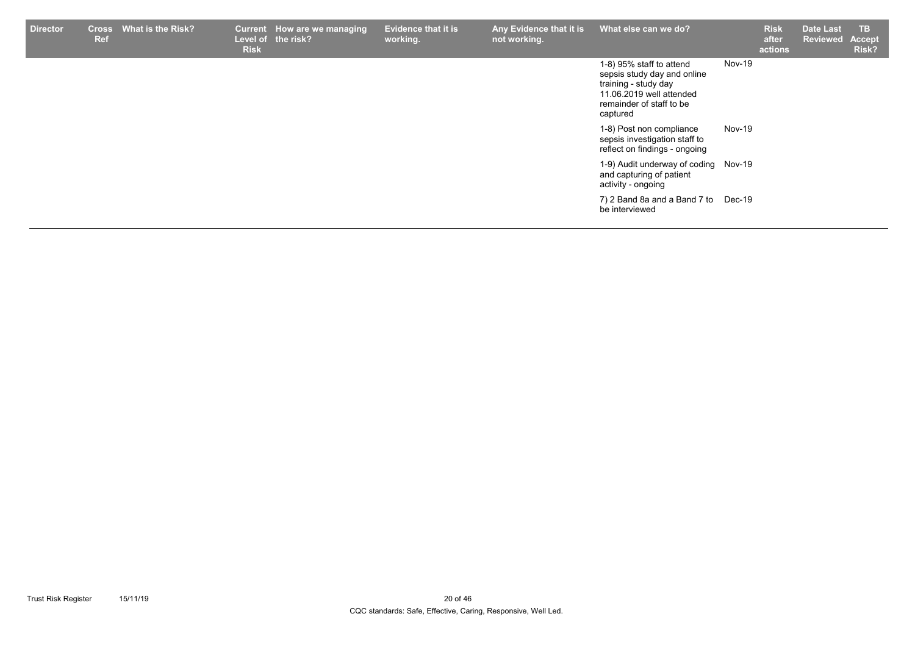| Director | Cross Ref | What is the Risk? | Current Level of Risk | How are we managing the risk? | Evidence that it is working. | Any Evidence that it is not working. | What else can we do? | | Risk after actions | Date Last Reviewed | TB Accept Risk? |
|---|---|---|---|---|---|---|---|---|---|---|---|
| | | | | | | | 1-8) 95% staff to attend sepsis study day and online training - study day 11.06.2019 well attended remainder of staff to be captured | Nov-19 | | | |
| | | | | | | | 1-8) Post non compliance sepsis investigation staff to reflect on findings - ongoing | Nov-19 | | | |
| | | | | | | | 1-9) Audit underway of coding and capturing of patient activity - ongoing | Nov-19 | | | |
| | | | | | | | 7) 2 Band 8a and a Band 7 to be interviewed | Dec-19 | | | |

CQC standards: Safe, Effective, Caring, Responsive, Well Led.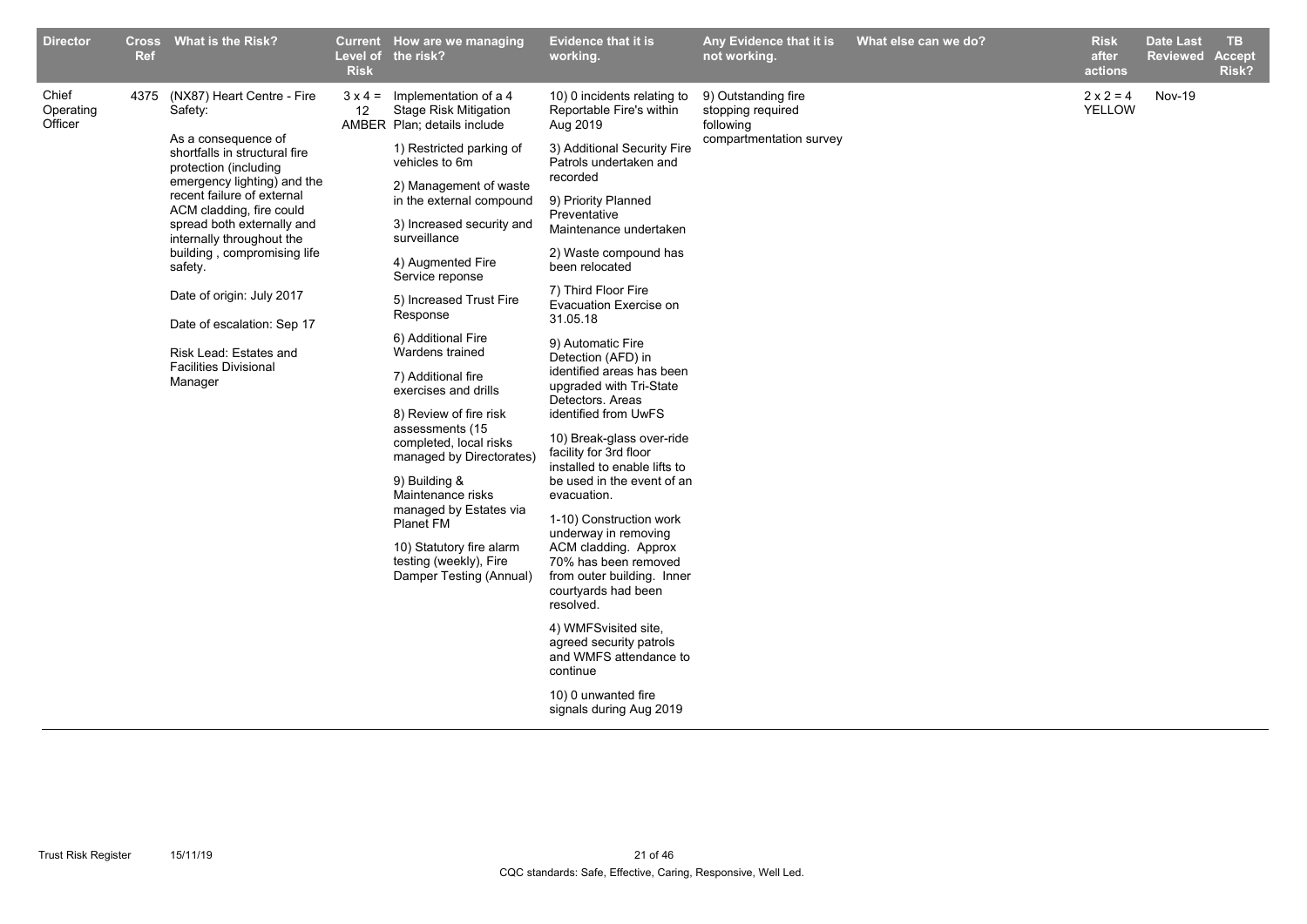| Director | Cross Ref | What is the Risk? | Current Level of the Risk | How are we managing the risk? | Evidence that it is working. | Any Evidence that it is not working. | What else can we do? | Risk after actions | Date Last Reviewed | TB Accept Risk? |
|---|---|---|---|---|---|---|---|---|---|---|
| Chief Operating Officer | 4375 | (NX87) Heart Centre - Fire Safety:<br><br>As a consequence of shortfalls in structural fire protection (including emergency lighting) and the recent failure of external ACM cladding, fire could spread both externally and internally throughout the building , compromising life safety.<br><br>Date of origin: July 2017<br><br>Date of escalation: Sep 17<br><br>Risk Lead: Estates and Facilities Divisional Manager | 3 x 4 = 12 AMBER | Implementation of a 4 Stage Risk Mitigation Plan; details include<br><br>1) Restricted parking of vehicles to 6m<br><br>2) Management of waste in the external compound<br><br>3) Increased security and surveillance<br><br>4) Augmented Fire Service reponse<br><br>5) Increased Trust Fire Response<br><br>6) Additional Fire Wardens trained<br><br>7) Additional fire exercises and drills<br><br>8) Review of fire risk assessments (15 completed, local risks managed by Directorates)<br><br>9) Building & Maintenance risks managed by Estates via Planet FM<br><br>10) Statutory fire alarm testing (weekly), Fire Damper Testing (Annual) | 10) 0 incidents relating to Reportable Fire's within Aug 2019<br><br>3) Additional Security Fire Patrols undertaken and recorded<br><br>9) Priority Planned Preventative Maintenance undertaken<br><br>2) Waste compound has been relocated<br><br>7) Third Floor Fire Evacuation Exercise on 31.05.18<br><br>9) Automatic Fire Detection (AFD) in identified areas has been upgraded with Tri-State Detectors. Areas identified from UwFS<br><br>10) Break-glass over-ride facility for 3rd floor installed to enable lifts to be used in the event of an evacuation.<br><br>1-10) Construction work underway in removing ACM cladding. Approx 70% has been removed from outer building. Inner courtyards had been resolved.<br><br>4) WMFSvisited site, agreed security patrols and WMFS attendance to continue<br><br>10) 0 unwanted fire signals during Aug 2019 | 9) Outstanding fire stopping required following compartmentation survey | | 2 x 2 = 4 YELLOW | Nov-19 | |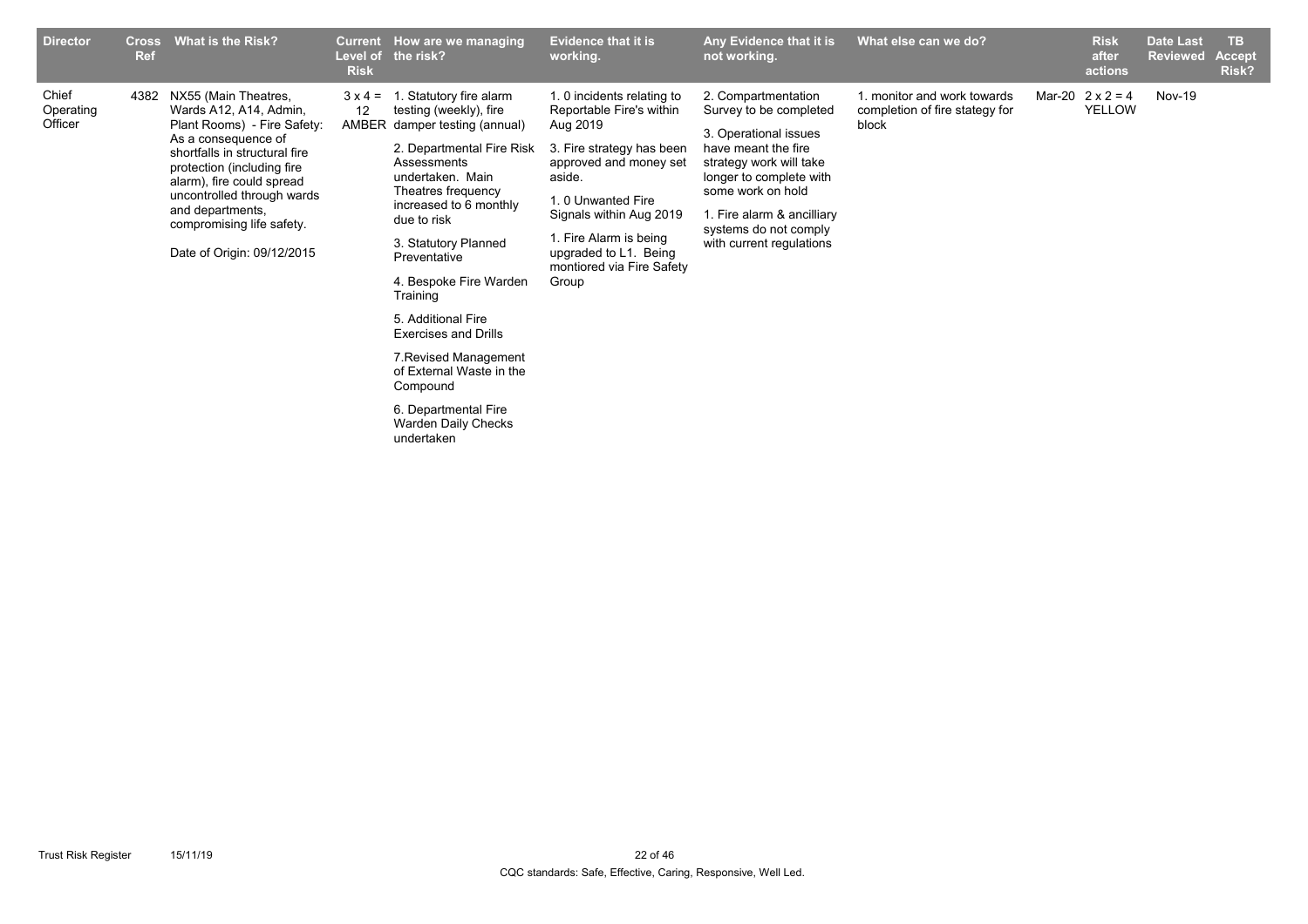| Director | Cross Ref | What is the Risk? | Current Level of Risk | How are we managing the risk? | Evidence that it is working. | Any Evidence that it is not working. | What else can we do? | | Risk after actions | Date Last Reviewed | TB Accept Risk? |
|---|---|---|---|---|---|---|---|---|---|---|---|
| Chief Operating Officer | 4382 | NX55 (Main Theatres, Wards A12, A14, Admin, Plant Rooms) - Fire Safety: As a consequence of shortfalls in structural fire protection (including fire alarm), fire could spread uncontrolled through wards and departments, compromising life safety.<br><br>Date of Origin: 09/12/2015 | 3 x 4 = 12 AMBER | 1. Statutory fire alarm testing (weekly), fire damper testing (annual)<br><br>2. Departmental Fire Risk Assessments undertaken. Main Theatres frequency increased to 6 monthly due to risk<br><br>3. Statutory Planned Preventative<br><br>4. Bespoke Fire Warden Training<br><br>5. Additional Fire Exercises and Drills<br><br>7.Revised Management of External Waste in the Compound<br><br>6. Departmental Fire Warden Daily Checks undertaken | 1. 0 incidents relating to Reportable Fire's within Aug 2019<br><br>3. Fire strategy has been approved and money set aside.<br><br>1. 0 Unwanted Fire Signals within Aug 2019<br><br>1. Fire Alarm is being upgraded to L1. Being montiored via Fire Safety Group | 2. Compartmentation Survey to be completed<br><br>3. Operational issues have meant the fire strategy work will take longer to complete with some work on hold<br><br>1. Fire alarm & ancilliary systems do not comply with current regulations | 1. monitor and work towards completion of fire stategy for block | Mar-20 | 2 x 2 = 4 YELLOW | Nov-19 | |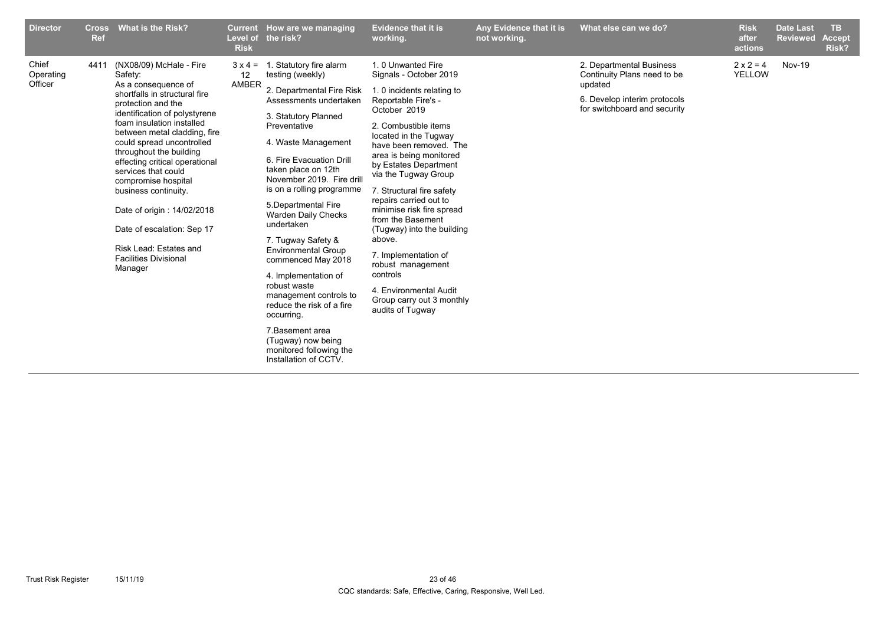| Director | Cross Ref | What is the Risk? | Current Level of Risk | How are we managing the risk? | Evidence that it is working. | Any Evidence that it is not working. | What else can we do? | Risk after actions | Date Last Reviewed | TB Accept Risk? |
|---|---|---|---|---|---|---|---|---|---|---|
| Chief Operating Officer | 4411 | (NX08/09) McHale - Fire Safety:<br>As a consequence of shortfalls in structural fire protection and the identification of polystyrene foam insulation installed between metal cladding, fire could spread uncontrolled throughout the building effecting critical operational services that could compromise hospital business continuity.<br><br>Date of origin : 14/02/2018<br><br>Date of escalation: Sep 17<br><br>Risk Lead: Estates and Facilities Divisional Manager | 3 x 4 = 12 AMBER | 1. Statutory fire alarm testing (weekly)<br><br>2. Departmental Fire Risk Assessments undertaken<br><br>3. Statutory Planned Preventative<br><br>4. Waste Management<br><br>6. Fire Evacuation Drill taken place on 12th November 2019. Fire drill is on a rolling programme<br><br>5.Departmental Fire Warden Daily Checks undertaken<br><br>7. Tugway Safety & Environmental Group commenced May 2018<br><br>4. Implementation of robust waste management controls to reduce the risk of a fire occurring.<br><br>7.Basement area (Tugway) now being monitored following the Installation of CCTV. | 1. 0 Unwanted Fire Signals - October 2019<br><br>1. 0 incidents relating to Reportable Fire's - October 2019<br><br>2. Combustible items located in the Tugway have been removed. The area is being monitored by Estates Department via the Tugway Group<br><br>7. Structural fire safety repairs carried out to minimise risk fire spread from the Basement (Tugway) into the building above.<br><br>7. Implementation of robust management controls<br><br>4. Environmental Audit Group carry out 3 monthly audits of Tugway | | 2. Departmental Business Continuity Plans need to be updated<br><br>6. Develop interim protocols for switchboard and security | 2 x 2 = 4 YELLOW | Nov-19 | |

CQC standards: Safe, Effective, Caring, Responsive, Well Led.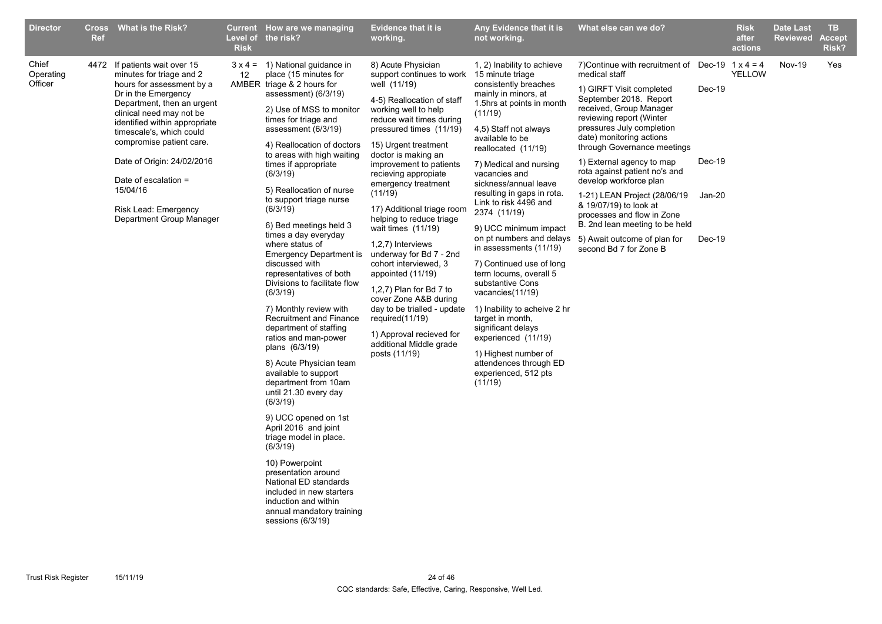| Director | Cross Ref | What is the Risk? | Current Level of Risk | How are we managing the risk? | Evidence that it is working. | Any Evidence that it is not working. | What else can we do? | | Risk after actions | Date Last Reviewed | TB Accept Risk? |
|---|---|---|---|---|---|---|---|---|---|---|---|
| Chief Operating Officer | 4472 | If patients wait over 15 minutes for triage and 2 hours for assessment by a Dr in the Emergency Department, then an urgent clinical need may not be identified within appropriate timescale's, which could compromise patient care.<br><br>Date of Origin: 24/02/2016<br><br>Date of escalation = 15/04/16<br><br>Risk Lead: Emergency Department Group Manager | 3 x 4 = 12 AMBER | 1) National guidance in place (15 minutes for triage & 2 hours for assessment) (6/3/19)<br><br>2) Use of MSS to monitor times for triage and assessment (6/3/19)<br><br>4) Reallocation of doctors to areas with high waiting times if appropriate (6/3/19)<br><br>5) Reallocation of nurse to support triage nurse (6/3/19)<br><br>6) Bed meetings held 3 times a day everyday where status of Emergency Department is discussed with representatives of both Divisions to facilitate flow (6/3/19)<br><br>7) Monthly review with Recruitment and Finance department of staffing ratios and man-power plans (6/3/19)<br><br>8) Acute Physician team available to support department from 10am until 21.30 every day (6/3/19)<br><br>9) UCC opened on 1st April 2016 and joint triage model in place. (6/3/19)<br><br>10) Powerpoint presentation around National ED standards included in new starters induction and within annual mandatory training sessions (6/3/19) | 8) Acute Physician support continues to work well (11/19)<br><br>4-5) Reallocation of staff working well to help reduce wait times during pressured times (11/19)<br><br>15) Urgent treatment doctor is making an improvement to patients recieving appropiate emergency treatment (11/19)<br><br>17) Additional triage room helping to reduce triage wait times (11/19)<br><br>1,2,7) Interviews underway for Bd 7 - 2nd cohort interviewed, 3 appointed (11/19)<br><br>1,2,7) Plan for Bd 7 to cover Zone A&B during day to be trialled - update required(11/19)<br><br>1) Approval recieved for additional Middle grade posts (11/19) | 1, 2) Inability to achieve 15 minute triage consistently breaches mainly in minors, at 1.5hrs at points in month (11/19)<br><br>4,5) Staff not always available to be reallocated (11/19)<br><br>7) Medical and nursing vacancies and sickness/annual leave resulting in gaps in rota. Link to risk 4496 and 2374 (11/19)<br><br>9) UCC minimum impact on pt numbers and delays in assessments (11/19)<br><br>7) Continued use of long term locums, overall 5 substantive Cons vacancies(11/19)<br><br>1) Inability to acheive 2 hr target in month, significant delays experienced (11/19)<br><br>1) Highest number of attendences through ED experienced, 512 pts (11/19) | 7)Continue with recruitment of medical staff<br><br>1) GIRFT Visit completed September 2018. Report received, Group Manager reviewing report (Winter pressures July completion date) monitoring actions through Governance meetings<br><br>1) External agency to map rota against patient no's and develop workforce plan<br><br>1-21) LEAN Project (28/06/19 & 19/07/19) to look at processes and flow in Zone B. 2nd lean meeting to be held<br><br>5) Await outcome of plan for second Bd 7 for Zone B | Dec-19<br><br>Dec-19<br><br>Dec-19<br><br>Jan-20<br><br>Dec-19 | 1 x 4 = 4 YELLOW | Nov-19 | Yes |

CQC standards: Safe, Effective, Caring, Responsive, Well Led.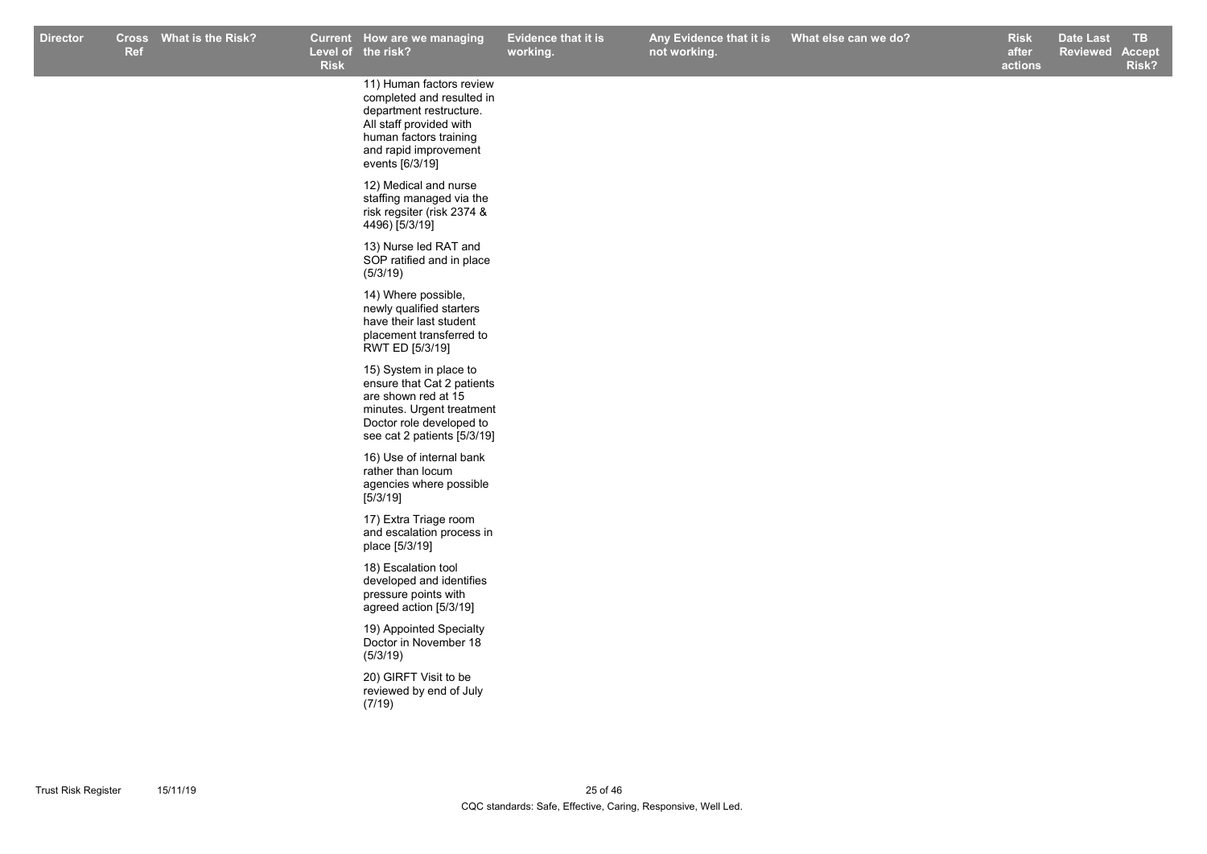| Director | Cross Ref | What is the Risk? | Current Level of Risk | How are we managing the risk? | Evidence that it is working. | Any Evidence that it is not working. | What else can we do? | Risk after actions | Date Last Reviewed | TB Accept Risk? |
|---|---|---|---|---|---|---|---|---|---|---|
| | | | | 11) Human factors review completed and resulted in department restructure. All staff provided with human factors training and rapid improvement events [6/3/19] | | | | | | |
| | | | | 12) Medical and nurse staffing managed via the risk regsiter (risk 2374 & 4496) [5/3/19] | | | | | | |
| | | | | 13) Nurse led RAT and SOP ratified and in place (5/3/19) | | | | | | |
| | | | | 14) Where possible, newly qualified starters have their last student placement transferred to RWT ED [5/3/19] | | | | | | |
| | | | | 15) System in place to ensure that Cat 2 patients are shown red at 15 minutes. Urgent treatment Doctor role developed to see cat 2 patients [5/3/19] | | | | | | |
| | | | | 16) Use of internal bank rather than locum agencies where possible [5/3/19] | | | | | | |
| | | | | 17) Extra Triage room and escalation process in place [5/3/19] | | | | | | |
| | | | | 18) Escalation tool developed and identifies pressure points with agreed action [5/3/19] | | | | | | |
| | | | | 19) Appointed Specialty Doctor in November 18 (5/3/19) | | | | | | |
| | | | | 20) GIRFT Visit to be reviewed by end of July (7/19) | | | | | | |

CQC standards: Safe, Effective, Caring, Responsive, Well Led.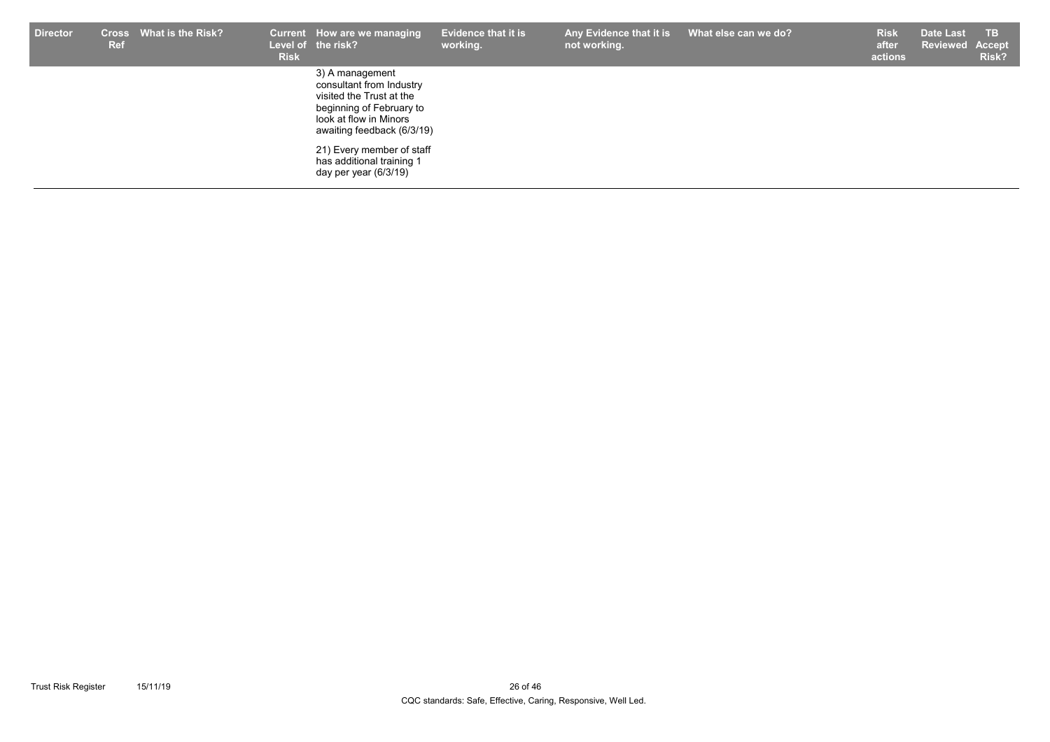| Director | Cross Ref | What is the Risk? | Current Level of Risk | How are we managing the risk? | Evidence that it is working. | Any Evidence that it is not working. | What else can we do? | Risk after actions | Date Last Reviewed | TB Accept Risk? |
|---|---|---|---|---|---|---|---|---|---|---|
| | | | | 3) A management consultant from Industry visited the Trust at the beginning of February to look at flow in Minors awaiting feedback (6/3/19)<br><br>21) Every member of staff has additional training 1 day per year (6/3/19) | | | | | | |

CQC standards: Safe, Effective, Caring, Responsive, Well Led.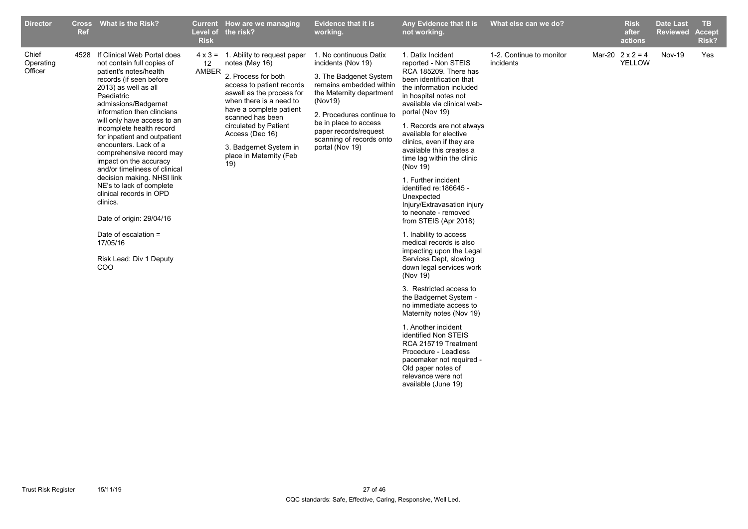| Director | Cross Ref | What is the Risk? | Current Level of Risk | How are we managing the risk? | Evidence that it is working. | Any Evidence that it is not working. | What else can we do? | | Risk after actions | Date Last Reviewed | TB Accept Risk? |
|---|---|---|---|---|---|---|---|---|---|---|---|
| Chief Operating Officer | 4528 | If Clinical Web Portal does not contain full copies of patient's notes/health records (if seen before 2013) as well as all Paediatric admissions/Badgernet information then clincians will only have access to an incomplete health record for inpatient and outpatient encounters. Lack of a comprehensive record may impact on the accuracy and/or timeliness of clinical decision making. NHSI link NE's to lack of complete clinical records in OPD clinics.<br><br>Date of origin: 29/04/16<br><br>Date of escalation = 17/05/16<br><br>Risk Lead: Div 1 Deputy COO | 4 x 3 = 12 AMBER | 1. Ability to request paper notes (May 16)<br><br>2. Process for both access to patient records aswell as the process for when there is a need to have a complete patient scanned has been circulated by Patient Access (Dec 16)<br><br>3. Badgernet System in place in Maternity (Feb 19) | 1. No continuous Datix incidents (Nov 19)<br><br>3. The Badgenet System remains embedded within the Maternity department (Nov19)<br><br>2. Procedures continue to be in place to access paper records/request scanning of records onto portal (Nov 19) | 1. Datix Incident reported - Non STEIS RCA 185209. There has been identification that the information included in hospital notes not available via clinical web-portal (Nov 19)<br><br>1. Records are not always available for elective clinics, even if they are available this creates a time lag within the clinic (Nov 19)<br><br>1. Further incident identified re:186645 - Unexpected Injury/Extravasation injury to neonate - removed from STEIS (Apr 2018)<br><br>1. Inability to access medical records is also impacting upon the Legal Services Dept, slowing down legal services work (Nov 19)<br><br>3. Restricted access to the Badgernet System - no immediate access to Maternity notes (Nov 19)<br><br>1. Another incident identified Non STEIS RCA 215719 Treatment Procedure - Leadless pacemaker not required - Old paper notes of relevance were not available (June 19) | 1-2. Continue to monitor incidents | Mar-20 | 2 x 2 = 4 YELLOW | Nov-19 | Yes |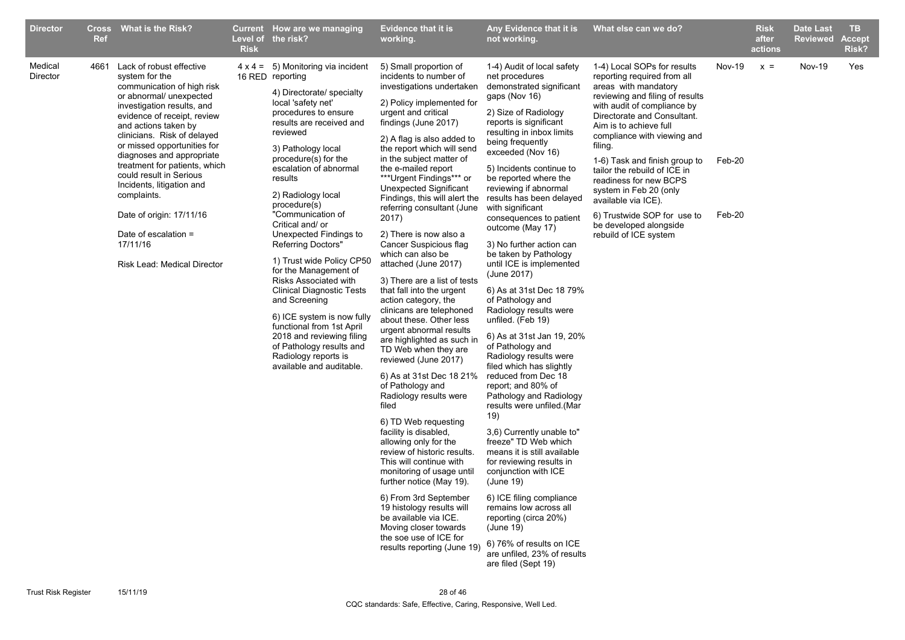| Director | Cross Ref | What is the Risk? | Current Level of Risk | How are we managing the risk? | Evidence that it is working. | Any Evidence that it is not working. | What else can we do? | | Risk after actions | Date Last Reviewed | TB Accept Risk? |
|---|---|---|---|---|---|---|---|---|---|---|---|
| Medical Director | 4661 | Lack of robust effective system for the communication of high risk or abnormal/ unexpected investigation results, and evidence of receipt, review and actions taken by clinicians. Risk of delayed or missed opportunities for diagnoses and appropriate treatment for patients, which could result in Serious Incidents, litigation and complaints.<br><br>Date of origin: 17/11/16<br><br>Date of escalation = 17/11/16<br><br>Risk Lead: Medical Director | 4 x 4 = 16 RED | 5) Monitoring via incident reporting<br><br>4) Directorate/ specialty local 'safety net' procedures to ensure results are received and reviewed<br><br>3) Pathology local procedure(s) for the escalation of abnormal results<br><br>2) Radiology local procedure(s) "Communication of Critical and/ or Unexpected Findings to Referring Doctors"<br><br>1) Trust wide Policy CP50 for the Management of Risks Associated with Clinical Diagnostic Tests and Screening<br><br>6) ICE system is now fully functional from 1st April 2018 and reviewing filing of Pathology results and Radiology reports is available and auditable. | 5) Small proportion of incidents to number of investigations undertaken<br><br>2) Policy implemented for urgent and critical findings (June 2017)<br><br>2) A flag is also added to the report which will send in the subject matter of the e-mailed report \*\*\*Urgent Findings\*\*\* or Unexpected Significant Findings, this will alert the referring consultant (June 2017)<br><br>2) There is now also a Cancer Suspicious flag which can also be attached (June 2017)<br><br>3) There are a list of tests that fall into the urgent action category, the clinicans are telephoned about these. Other less urgent abnormal results are highlighted as such in TD Web when they are reviewed (June 2017)<br><br>6) As at 31st Dec 18 21% of Pathology and Radiology results were filed<br><br>6) TD Web requesting facility is disabled, allowing only for the review of historic results. This will continue with monitoring of usage until further notice (May 19).<br><br>6) From 3rd September 19 histology results will be available via ICE. Moving closer towards the soe use of ICE for results reporting (June 19) | 1-4) Audit of local safety net procedures demonstrated significant gaps (Nov 16)<br><br>2) Size of Radiology reports is significant resulting in inbox limits being frequently exceeded (Nov 16)<br><br>5) Incidents continue to be reported where the reviewing if abnormal results has been delayed with significant consequences to patient outcome (May 17)<br><br>3) No further action can be taken by Pathology until ICE is implemented (June 2017)<br><br>6) As at 31st Dec 18 79% of Pathology and Radiology results were unfiled. (Feb 19)<br><br>6) As at 31st Jan 19, 20% of Pathology and Radiology results were filed which has slightly reduced from Dec 18 report; and 80% of Pathology and Radiology results were unfiled.(Mar 19)<br><br>3,6) Currently unable to" freeze" TD Web which means it is still available for reviewing results in conjunction with ICE (June 19)<br><br>6) ICE filing compliance remains low across all reporting (circa 20%) (June 19)<br><br>6) 76% of results on ICE are unfiled, 23% of results are filed (Sept 19) | 1-4) Local SOPs for results reporting required from all areas with mandatory reviewing and filing of results with audit of compliance by Directorate and Consultant. Aim is to achieve full compliance with viewing and filing.<br><br>1-6) Task and finish group to tailor the rebuild of ICE in readiness for new BCPS system in Feb 20 (only available via ICE).<br><br>6) Trustwide SOP for use to be developed alongside rebuild of ICE system | Nov-19<br><br>Feb-20<br><br>Feb-20 | x = | Nov-19 | Yes |

CQC standards: Safe, Effective, Caring, Responsive, Well Led.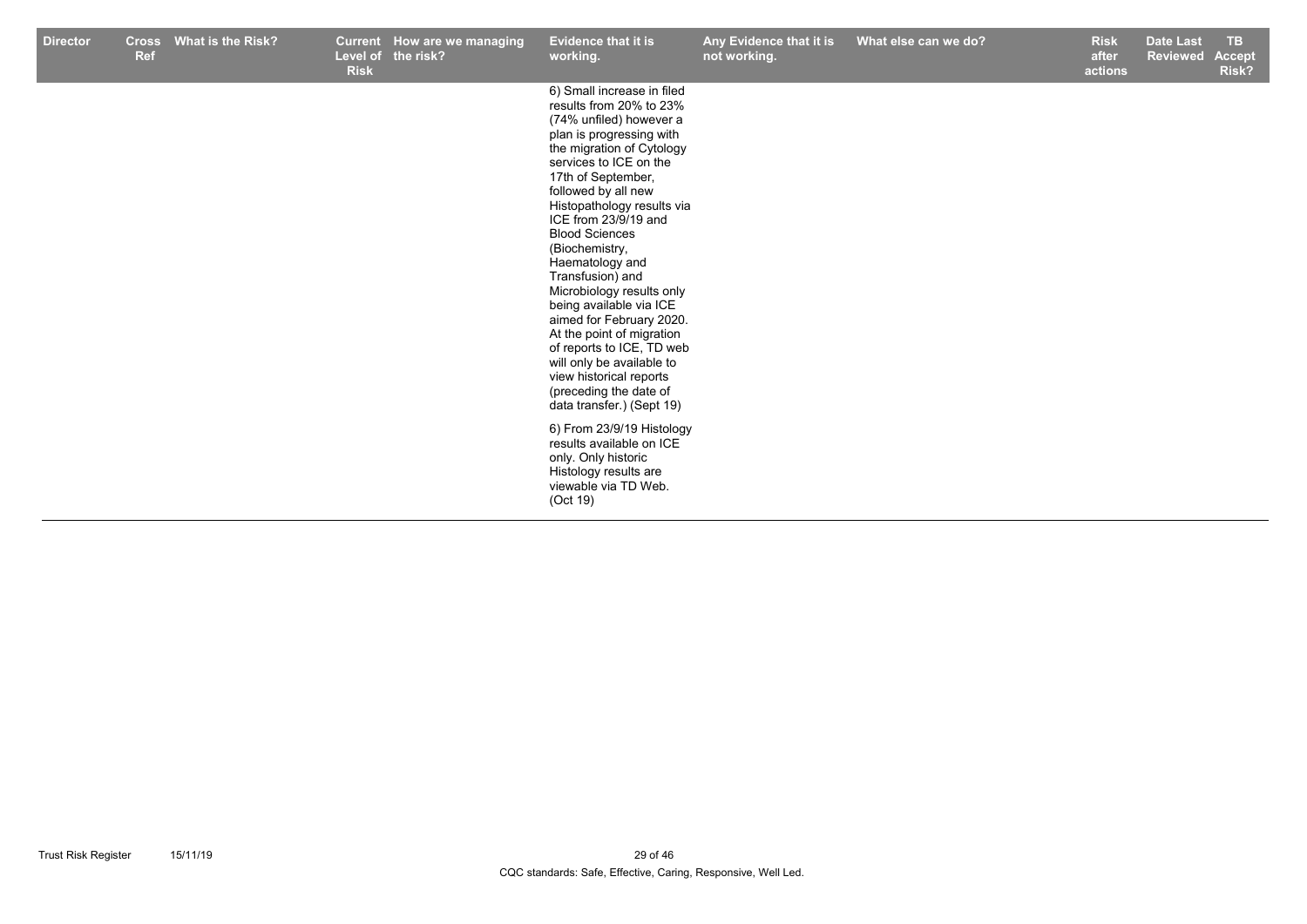| Director | Cross Ref | What is the Risk? | Current Level of Risk | How are we managing the risk? | Evidence that it is working. | Any Evidence that it is not working. | What else can we do? | Risk after actions | Date Last Reviewed | TB Accept Risk? |
|---|---|---|---|---|---|---|---|---|---|---|
| | | | | | 6) Small increase in filed results from 20% to 23% (74% unfiled) however a plan is progressing with the migration of Cytology services to ICE on the 17th of September, followed by all new Histopathology results via ICE from 23/9/19 and Blood Sciences (Biochemistry, Haematology and Transfusion) and Microbiology results only being available via ICE aimed for February 2020. At the point of migration of reports to ICE, TD web will only be available to view historical reports (preceding the date of data transfer.) (Sept 19)<br><br>6) From 23/9/19 Histology results available on ICE only. Only historic Histology results are viewable via TD Web. (Oct 19) | | | | | |

CQC standards: Safe, Effective, Caring, Responsive, Well Led.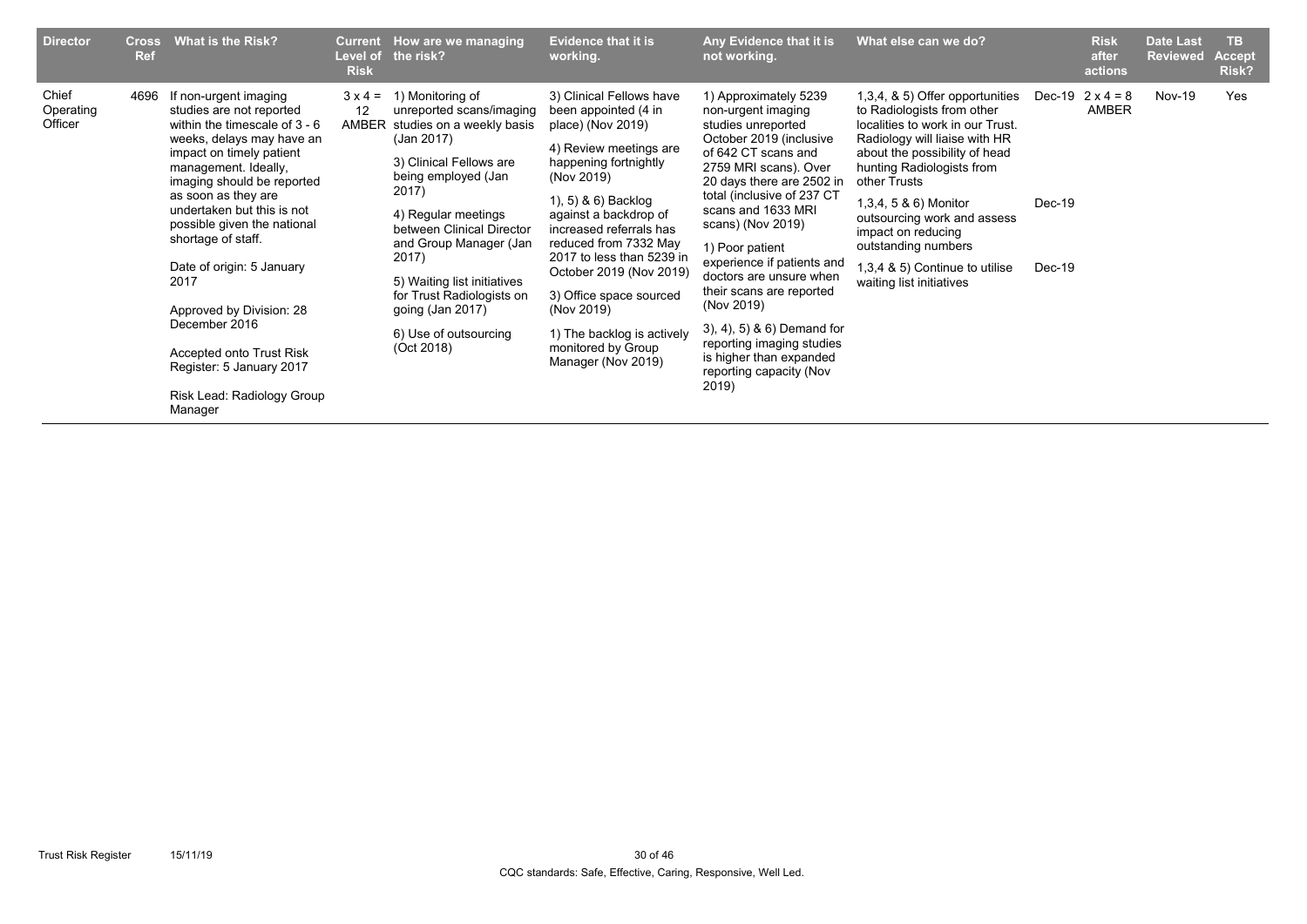| Director | Cross Ref | What is the Risk? | Current Level of Risk | How are we managing the risk? | Evidence that it is working. | Any Evidence that it is not working. | What else can we do? | | Risk after actions | Date Last Reviewed | TB Accept Risk? |
|---|---|---|---|---|---|---|---|---|---|---|---|
| Chief Operating Officer | 4696 | If non-urgent imaging studies are not reported within the timescale of 3 - 6 weeks, delays may have an impact on timely patient management. Ideally, imaging should be reported as soon as they are undertaken but this is not possible given the national shortage of staff.<br><br>Date of origin: 5 January 2017<br><br>Approved by Division: 28 December 2016<br><br>Accepted onto Trust Risk Register: 5 January 2017<br><br>Risk Lead: Radiology Group Manager | 3 x 4 = 12 AMBER | 1) Monitoring of unreported scans/imaging studies on a weekly basis (Jan 2017)<br><br>3) Clinical Fellows are being employed (Jan 2017)<br><br>4) Regular meetings between Clinical Director and Group Manager (Jan 2017)<br><br>5) Waiting list initiatives for Trust Radiologists on going (Jan 2017)<br><br>6) Use of outsourcing (Oct 2018) | 3) Clinical Fellows have been appointed (4 in place) (Nov 2019)<br><br>4) Review meetings are happening fortnightly (Nov 2019)<br><br>1), 5) & 6) Backlog against a backdrop of increased referrals has reduced from 7332 May 2017 to less than 5239 in October 2019 (Nov 2019)<br><br>3) Office space sourced (Nov 2019)<br><br>1) The backlog is actively monitored by Group Manager (Nov 2019) | 1) Approximately 5239 non-urgent imaging studies unreported October 2019 (inclusive of 642 CT scans and 2759 MRI scans). Over 20 days there are 2502 in total (inclusive of 237 CT scans and 1633 MRI scans) (Nov 2019)<br><br>1) Poor patient experience if patients and doctors are unsure when their scans are reported (Nov 2019)<br><br>3), 4), 5) & 6) Demand for reporting imaging studies is higher than expanded reporting capacity (Nov 2019) | 1,3,4, & 5) Offer opportunities to Radiologists from other localities to work in our Trust. Radiology will liaise with HR about the possibility of head hunting Radiologists from other Trusts<br><br>1,3,4, 5 & 6) Monitor outsourcing work and assess impact on reducing outstanding numbers<br><br>1,3,4 & 5) Continue to utilise waiting list initiatives | Dec-19<br><br>Dec-19<br><br>Dec-19 | 2 x 4 = 8 AMBER | Nov-19 | Yes |

CQC standards: Safe, Effective, Caring, Responsive, Well Led.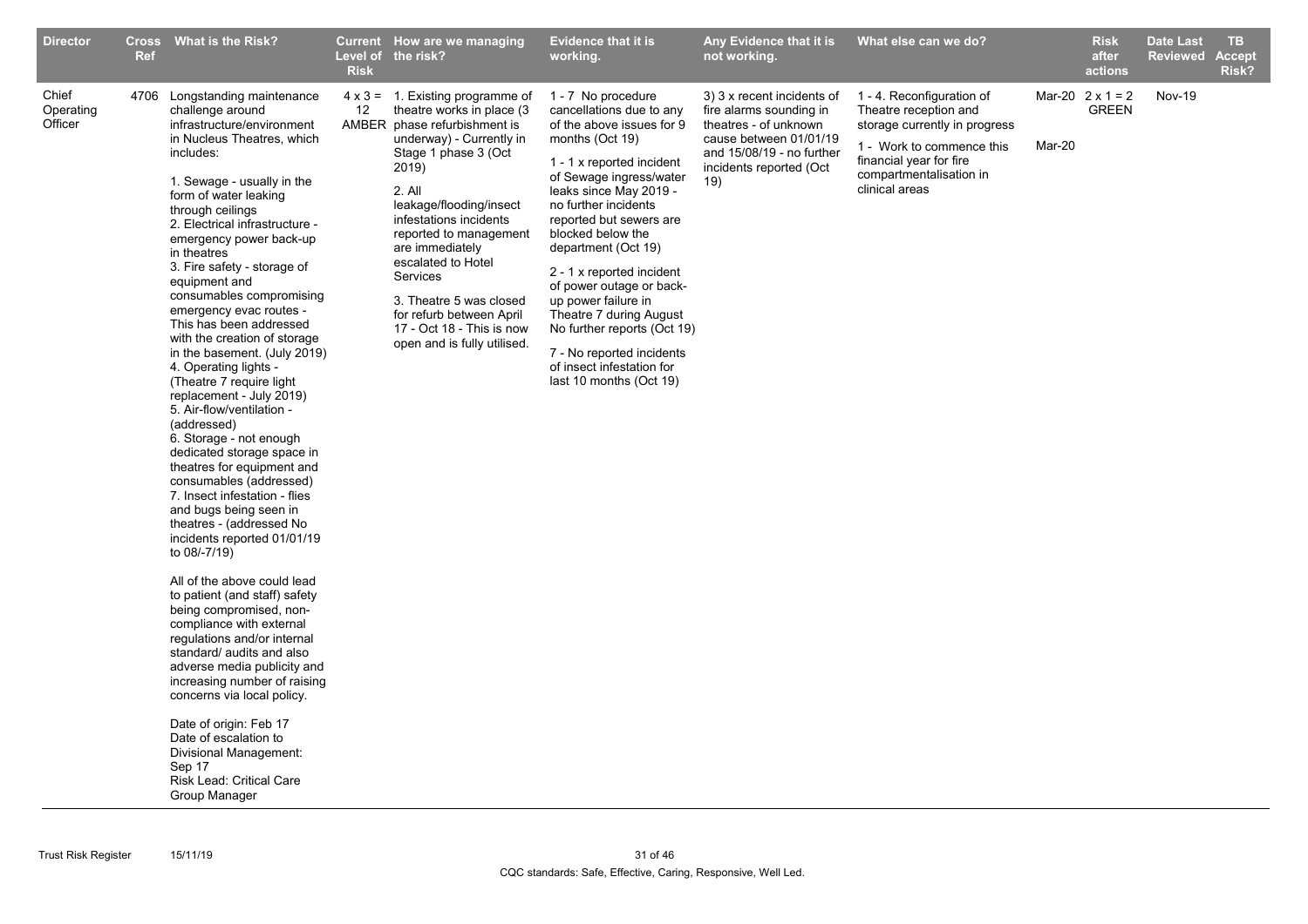| Director | Cross Ref | What is the Risk? | Current Level of Risk | How are we managing the risk? | Evidence that it is working. | Any Evidence that it is not working. | What else can we do? | | Risk after actions | Date Last Reviewed | TB Accept Risk? |
|---|---|---|---|---|---|---|---|---|---|---|---|
| Chief Operating Officer | 4706 | Longstanding maintenance challenge around infrastructure/environment in Nucleus Theatres, which includes:<br><br>1. Sewage - usually in the form of water leaking through ceilings<br>2. Electrical infrastructure - emergency power back-up in theatres<br>3. Fire safety - storage of equipment and consumables compromising emergency evac routes - This has been addressed with the creation of storage in the basement. (July 2019)<br>4. Operating lights - (Theatre 7 require light replacement - July 2019)<br>5. Air-flow/ventilation - (addressed)<br>6. Storage - not enough dedicated storage space in theatres for equipment and consumables (addressed)<br>7. Insect infestation - flies and bugs being seen in theatres - (addressed No incidents reported 01/01/19 to 08/-7/19)<br><br>All of the above could lead to patient (and staff) safety being compromised, non-compliance with external regulations and/or internal standard/ audits and also adverse media publicity and increasing number of raising concerns via local policy.<br><br>Date of origin: Feb 17<br>Date of escalation to Divisional Management: Sep 17<br>Risk Lead: Critical Care Group Manager | 4 x 3 = 12 AMBER | 1. Existing programme of theatre works in place (3 phase refurbishment is underway) - Currently in Stage 1 phase 3 (Oct 2019)<br><br>2. All leakage/flooding/insect infestations incidents reported to management are immediately escalated to Hotel Services<br><br>3. Theatre 5 was closed for refurb between April 17 - Oct 18 - This is now open and is fully utilised. | 1 - 7 No procedure cancellations due to any of the above issues for 9 months (Oct 19)<br><br>1 - 1 x reported incident of Sewage ingress/water leaks since May 2019 - no further incidents reported but sewers are blocked below the department (Oct 19)<br><br>2 - 1 x reported incident of power outage or back-up power failure in Theatre 7 during August No further reports (Oct 19)<br><br>7 - No reported incidents of insect infestation for last 10 months (Oct 19) | 3) 3 x recent incidents of fire alarms sounding in theatres - of unknown cause between 01/01/19 and 15/08/19 - no further incidents reported (Oct 19) | 1 - 4. Reconfiguration of Theatre reception and storage currently in progress<br><br>1 - Work to commence this financial year for fire compartmentalisation in clinical areas | Mar-20<br><br>Mar-20 | 2 x 1 = 2 GREEN | Nov-19 | |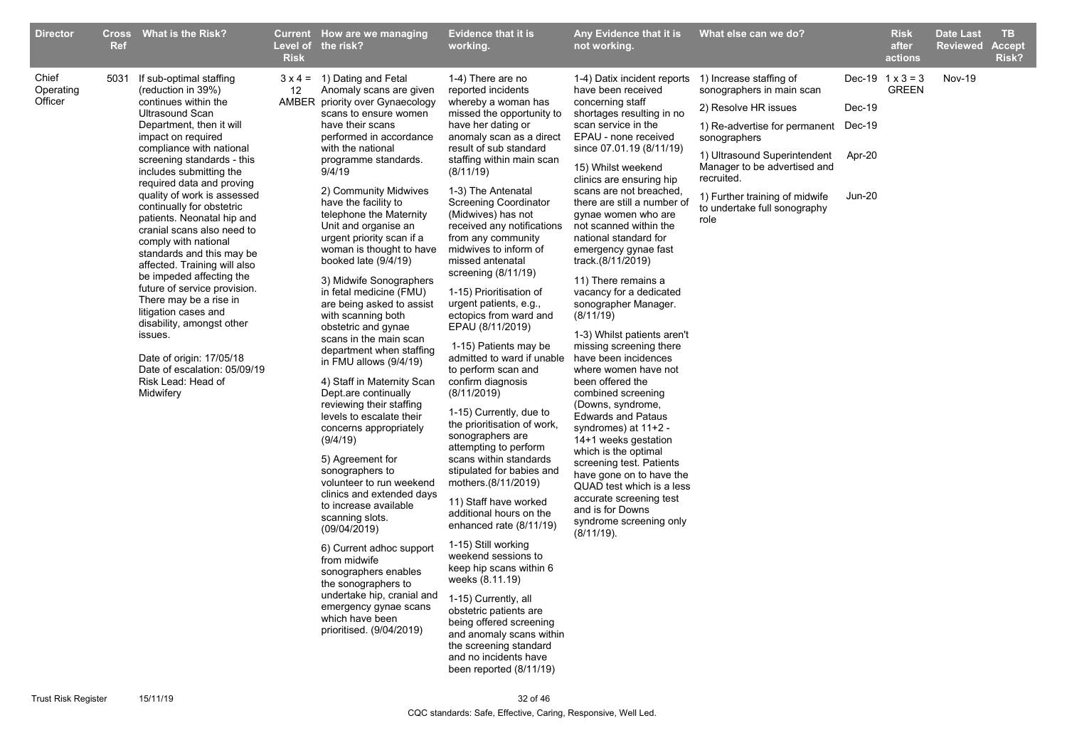| Director | Cross Ref | What is the Risk? | Current Level of Risk | How are we managing the risk? | Evidence that it is working. | Any Evidence that it is not working. | What else can we do? | | Risk after actions | Date Last Reviewed | TB Accept Risk? |
|---|---|---|---|---|---|---|---|---|---|---|---|
| Chief Operating Officer | 5031 | If sub-optimal staffing (reduction in 39%) continues within the Ultrasound Scan Department, then it will impact on required compliance with national screening standards - this includes submitting the required data and proving quality of work is assessed continually for obstetric patients. Neonatal hip and cranial scans also need to comply with national standards and this may be affected. Training will also be impeded affecting the future of service provision. There may be a rise in litigation cases and disability, amongst other issues.<br><br>Date of origin: 17/05/18<br>Date of escalation: 05/09/19<br>Risk Lead: Head of Midwifery | 3 x 4 = 12 AMBER | 1) Dating and Fetal Anomaly scans are given priority over Gynaecology scans to ensure women have their scans performed in accordance with the national programme standards. 9/4/19<br><br>2) Community Midwives have the facility to telephone the Maternity Unit and organise an urgent priority scan if a woman is thought to have booked late (9/4/19)<br><br>3) Midwife Sonographers in fetal medicine (FMU) are being asked to assist with scanning both obstetric and gynae scans in the main scan department when staffing in FMU allows (9/4/19)<br><br>4) Staff in Maternity Scan Dept.are continually reviewing their staffing levels to escalate their concerns appropriately (9/4/19)<br><br>5) Agreement for sonographers to volunteer to run weekend clinics and extended days to increase available scanning slots. (09/04/2019)<br><br>6) Current adhoc support from midwife sonographers enables the sonographers to undertake hip, cranial and emergency gynae scans which have been prioritised. (9/04/2019) | 1-4) There are no reported incidents whereby a woman has missed the opportunity to have her dating or anomaly scan as a direct result of sub standard staffing within main scan (8/11/19)<br><br>1-3) The Antenatal Screening Coordinator (Midwives) has not received any notifications from any community midwives to inform of missed antenatal screening (8/11/19)<br><br>1-15) Prioritisation of urgent patients, e.g., ectopics from ward and EPAU (8/11/2019)<br><br>1-15) Patients may be admitted to ward if unable to perform scan and confirm diagnosis (8/11/2019)<br><br>1-15) Currently, due to the prioritisation of work, sonographers are attempting to perform scans within standards stipulated for babies and mothers.(8/11/2019)<br><br>11) Staff have worked additional hours on the enhanced rate (8/11/19)<br><br>1-15) Still working weekend sessions to keep hip scans within 6 weeks (8.11.19)<br><br>1-15) Currently, all obstetric patients are being offered screening and anomaly scans within the screening standard and no incidents have been reported (8/11/19) | 1-4) Datix incident reports have been received concerning staff shortages resulting in no scan service in the EPAU - none received since 07.01.19 (8/11/19)<br><br>15) Whilst weekend clinics are ensuring hip scans are not breached, there are still a number of gynae women who are not scanned within the national standard for emergency gynae fast track.(8/11/2019)<br><br>11) There remains a vacancy for a dedicated sonographer Manager. (8/11/19)<br><br>1-3) Whilst patients aren't missing screening there have been incidences where women have not been offered the combined screening (Downs, syndrome, Edwards and Pataus syndromes) at 11+2 - 14+1 weeks gestation which is the optimal screening test. Patients have gone on to have the QUAD test which is a less accurate screening test and is for Downs syndrome screening only (8/11/19). | 1) Increase staffing of sonographers in main scan<br><br>2) Resolve HR issues<br><br>1) Re-advertise for permanent sonographers<br><br>1) Ultrasound Superintendent Manager to be advertised and recruited.<br><br>1) Further training of midwife to undertake full sonography role | Dec-19<br><br>Dec-19<br><br>Dec-19<br><br>Apr-20<br><br>Jun-20 | 1 x 3 = 3 GREEN | Nov-19 | |

CQC standards: Safe, Effective, Caring, Responsive, Well Led.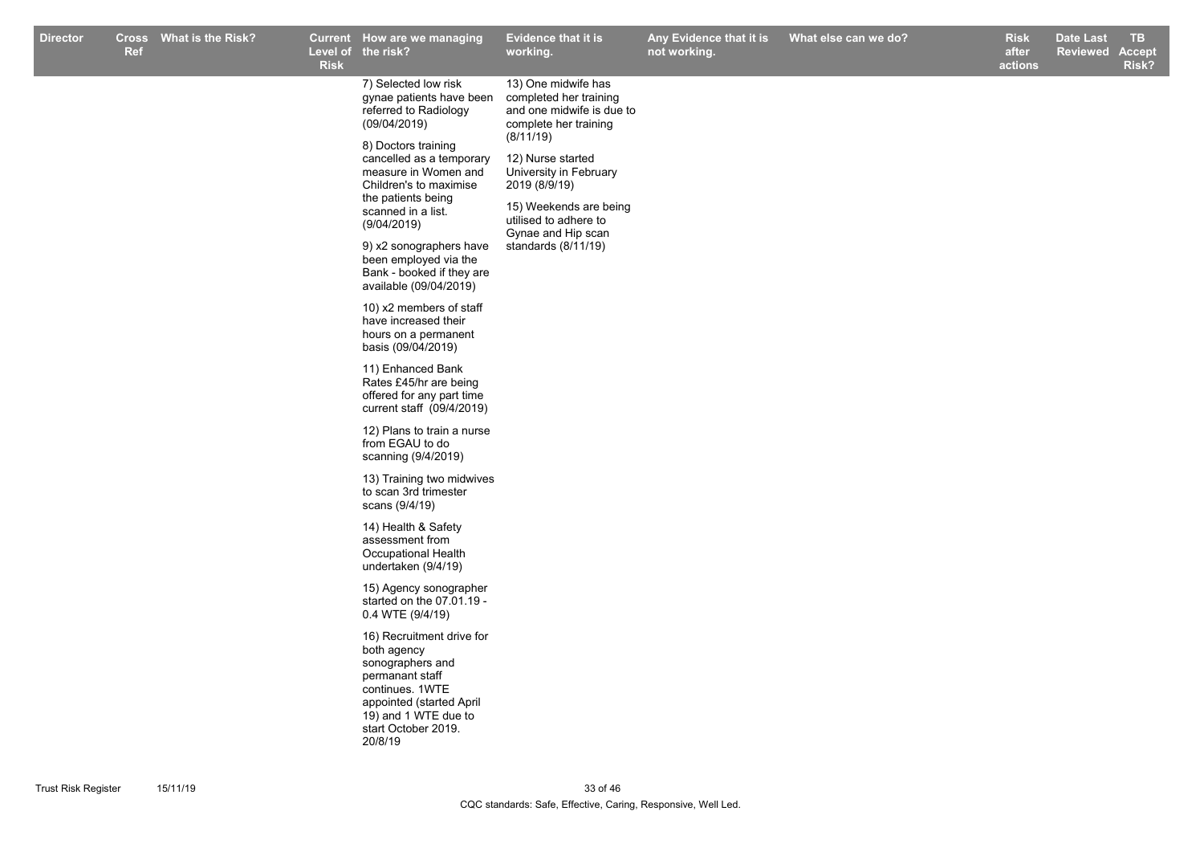| Director | Cross Ref | What is the Risk? | Current Level of Risk | How are we managing the risk? | Evidence that it is working. | Any Evidence that it is not working. | What else can we do? | Risk after actions | Date Last Reviewed | TB Accept Risk? |
|---|---|---|---|---|---|---|---|---|---|---|
| | | | | 7) Selected low risk gynae patients have been referred to Radiology (09/04/2019)<br><br>8) Doctors training cancelled as a temporary measure in Women and Children's to maximise the patients being scanned in a list. (9/04/2019)<br><br>9) x2 sonographers have been employed via the Bank - booked if they are available (09/04/2019)<br><br>10) x2 members of staff have increased their hours on a permanent basis (09/04/2019)<br><br>11) Enhanced Bank Rates £45/hr are being offered for any part time current staff (09/4/2019)<br><br>12) Plans to train a nurse from EGAU to do scanning (9/4/2019)<br><br>13) Training two midwives to scan 3rd trimester scans (9/4/19)<br><br>14) Health & Safety assessment from Occupational Health undertaken (9/4/19)<br><br>15) Agency sonographer started on the 07.01.19 - 0.4 WTE (9/4/19)<br><br>16) Recruitment drive for both agency sonographers and permanant staff continues. 1WTE appointed (started April 19) and 1 WTE due to start October 2019. 20/8/19 | 13) One midwife has completed her training and one midwife is due to complete her training (8/11/19)<br><br>12) Nurse started University in February 2019 (8/9/19)<br><br>15) Weekends are being utilised to adhere to Gynae and Hip scan standards (8/11/19) | | | | | |

CQC standards: Safe, Effective, Caring, Responsive, Well Led.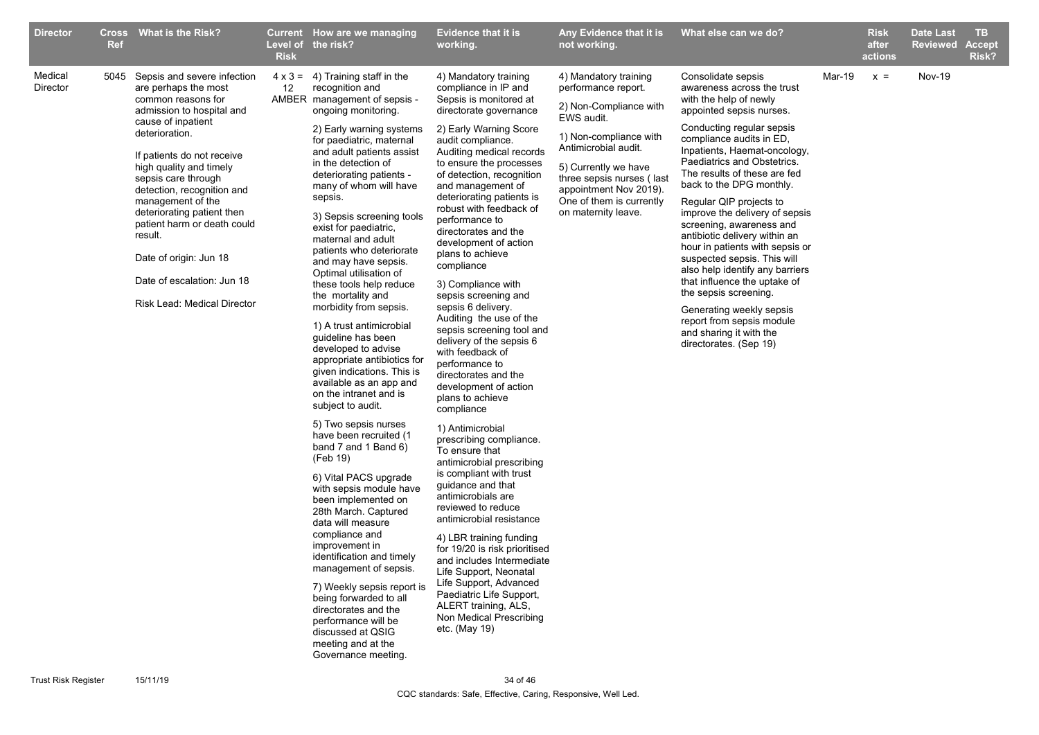| Director | Cross Ref | What is the Risk? | Current Level of Risk | How are we managing the risk? | Evidence that it is working. | Any Evidence that it is not working. | What else can we do? | | Risk after actions | Date Last Reviewed | TB Accept Risk? |
|---|---|---|---|---|---|---|---|---|---|---|---|
| Medical Director | 5045 | Sepsis and severe infection are perhaps the most common reasons for admission to hospital and cause of inpatient deterioration.<br><br>If patients do not receive high quality and timely sepsis care through detection, recognition and management of the deteriorating patient then patient harm or death could result.<br><br>Date of origin: Jun 18<br><br>Date of escalation: Jun 18<br><br>Risk Lead: Medical Director | 4 x 3 = 12 AMBER | 4) Training staff in the recognition and management of sepsis - ongoing monitoring.<br><br>2) Early warning systems for paediatric, maternal and adult patients assist in the detection of deteriorating patients - many of whom will have sepsis.<br><br>3) Sepsis screening tools exist for paediatric, maternal and adult patients who deteriorate and may have sepsis. Optimal utilisation of these tools help reduce the mortality and morbidity from sepsis.<br><br>1) A trust antimicrobial guideline has been developed to advise appropriate antibiotics for given indications. This is available as an app and on the intranet and is subject to audit.<br><br>5) Two sepsis nurses have been recruited (1 band 7 and 1 Band 6) (Feb 19)<br><br>6) Vital PACS upgrade with sepsis module have been implemented on 28th March. Captured data will measure compliance and improvement in identification and timely management of sepsis.<br><br>7) Weekly sepsis report is being forwarded to all directorates and the performance will be discussed at QSIG meeting and at the Governance meeting. | 4) Mandatory training compliance in IP and Sepsis is monitored at directorate governance<br><br>2) Early Warning Score audit compliance. Auditing medical records to ensure the processes of detection, recognition and management of deteriorating patients is robust with feedback of performance to directorates and the development of action plans to achieve compliance<br><br>3) Compliance with sepsis screening and sepsis 6 delivery. Auditing the use of the sepsis screening tool and delivery of the sepsis 6 with feedback of performance to directorates and the development of action plans to achieve compliance<br><br>1) Antimicrobial prescribing compliance. To ensure that antimicrobial prescribing is compliant with trust guidance and that antimicrobials are reviewed to reduce antimicrobial resistance<br><br>4) LBR training funding for 19/20 is risk prioritised and includes Intermediate Life Support, Neonatal Life Support, Advanced Paediatric Life Support, ALERT training, ALS, Non Medical Prescribing etc. (May 19) | 4) Mandatory training performance report.<br><br>2) Non-Compliance with EWS audit.<br><br>1) Non-compliance with Antimicrobial audit.<br><br>5) Currently we have three sepsis nurses ( last appointment Nov 2019). One of them is currently on maternity leave. | Consolidate sepsis awareness across the trust with the help of newly appointed sepsis nurses.<br><br>Conducting regular sepsis compliance audits in ED, Inpatients, Haemat-oncology, Paediatrics and Obstetrics. The results of these are fed back to the DPG monthly.<br><br>Regular QIP projects to improve the delivery of sepsis screening, awareness and antibiotic delivery within an hour in patients with sepsis or suspected sepsis. This will also help identify any barriers that influence the uptake of the sepsis screening.<br><br>Generating weekly sepsis report from sepsis module and sharing it with the directorates. (Sep 19) | Mar-19 | x = | Nov-19 | |

CQC standards: Safe, Effective, Caring, Responsive, Well Led.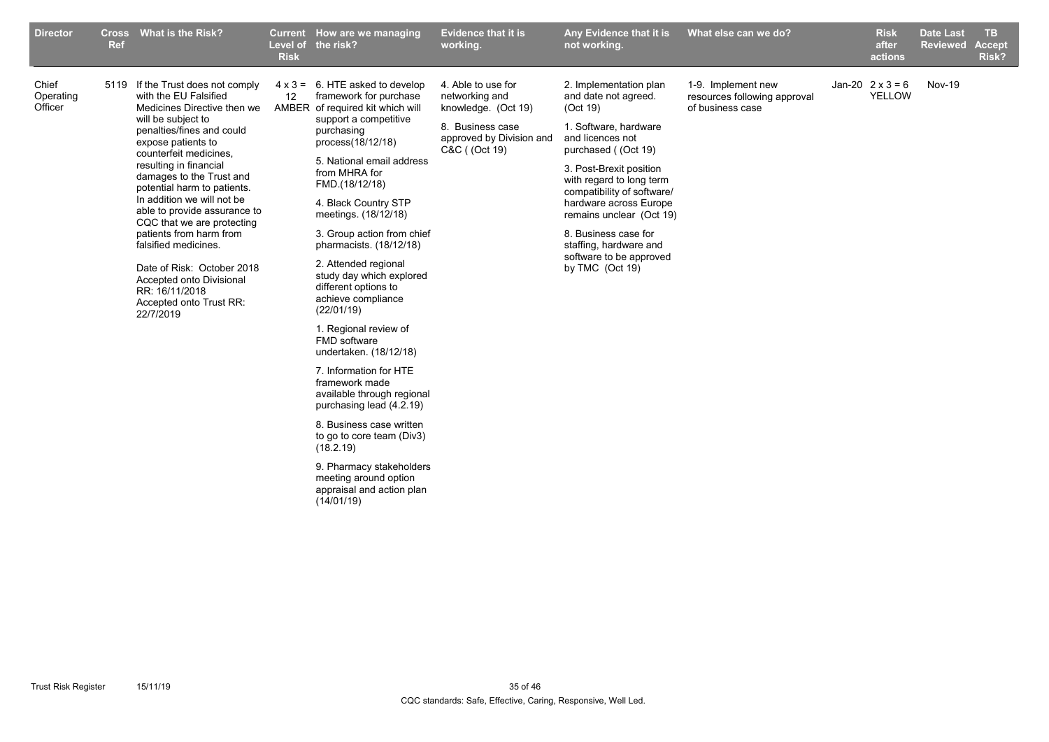| Director | Cross Ref | What is the Risk? | Current Level of Risk | How are we managing the risk? | Evidence that it is working. | Any Evidence that it is not working. | What else can we do? | | Risk after actions | Date Last Reviewed | TB Accept Risk? |
|---|---|---|---|---|---|---|---|---|---|---|---|
| Chief Operating Officer | 5119 | If the Trust does not comply with the EU Falsified Medicines Directive then we will be subject to penalties/fines and could expose patients to counterfeit medicines, resulting in financial damages to the Trust and potential harm to patients. In addition we will not be able to provide assurance to CQC that we are protecting patients from harm from falsified medicines.<br><br>Date of Risk: October 2018<br>Accepted onto Divisional RR: 16/11/2018<br>Accepted onto Trust RR: 22/7/2019 | 4 x 3 = 12 AMBER | 6. HTE asked to develop framework for purchase of required kit which will support a competitive purchasing process(18/12/18)<br><br>5. National email address from MHRA for FMD.(18/12/18)<br><br>4. Black Country STP meetings. (18/12/18)<br><br>3. Group action from chief pharmacists. (18/12/18)<br><br>2. Attended regional study day which explored different options to achieve compliance (22/01/19)<br><br>1. Regional review of FMD software undertaken. (18/12/18)<br><br>7. Information for HTE framework made available through regional purchasing lead (4.2.19)<br><br>8. Business case written to go to core team (Div3) (18.2.19)<br><br>9. Pharmacy stakeholders meeting around option appraisal and action plan (14/01/19) | 4. Able to use for networking and knowledge. (Oct 19)<br><br>8. Business case approved by Division and C&C ( (Oct 19) | 2. Implementation plan and date not agreed. (Oct 19)<br><br>1. Software, hardware and licences not purchased ( (Oct 19)<br><br>3. Post-Brexit position with regard to long term compatibility of software/ hardware across Europe remains unclear (Oct 19)<br><br>8. Business case for staffing, hardware and software to be approved by TMC (Oct 19) | 1-9. Implement new resources following approval of business case | Jan-20 | 2 x 3 = 6 YELLOW | Nov-19 | |

CQC standards: Safe, Effective, Caring, Responsive, Well Led.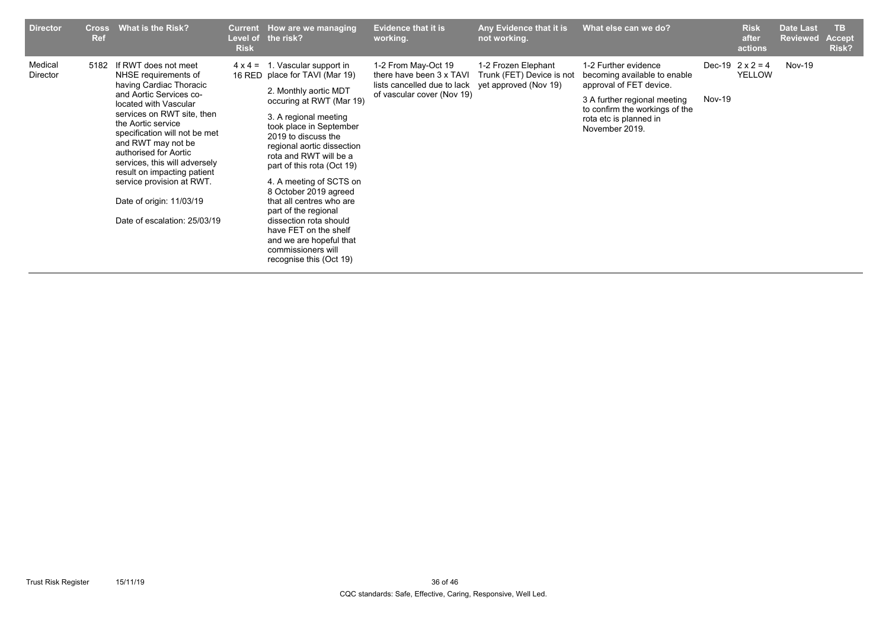| Director | Cross Ref | What is the Risk? | Current Level of Risk | How are we managing the risk? | Evidence that it is working. | Any Evidence that it is not working. | What else can we do? | | Risk after actions | Date Last Reviewed | TB Accept Risk? |
|---|---|---|---|---|---|---|---|---|---|---|---|
| Medical Director | 5182 | If RWT does not meet NHSE requirements of having Cardiac Thoracic and Aortic Services co-located with Vascular services on RWT site, then the Aortic service specification will not be met and RWT may not be authorised for Aortic services, this will adversely result on impacting patient service provision at RWT.<br><br>Date of origin: 11/03/19<br><br>Date of escalation: 25/03/19 | 4 x 4 = 16 RED | 1. Vascular support in place for TAVI (Mar 19)<br><br>2. Monthly aortic MDT occuring at RWT (Mar 19)<br><br>3. A regional meeting took place in September 2019 to discuss the regional aortic dissection rota and RWT will be a part of this rota (Oct 19)<br><br>4. A meeting of SCTS on 8 October 2019 agreed that all centres who are part of the regional dissection rota should have FET on the shelf and we are hopeful that commissioners will recognise this (Oct 19) | 1-2 From May-Oct 19 there have been 3 x TAVI lists cancelled due to lack of vascular cover (Nov 19) | 1-2 Frozen Elephant Trunk (FET) Device is not yet approved (Nov 19) | 1-2 Further evidence becoming available to enable approval of FET device.<br><br>3 A further regional meeting to confirm the workings of the rota etc is planned in November 2019. | Dec-19<br><br>Nov-19 | 2 x 2 = 4 YELLOW | Nov-19 | |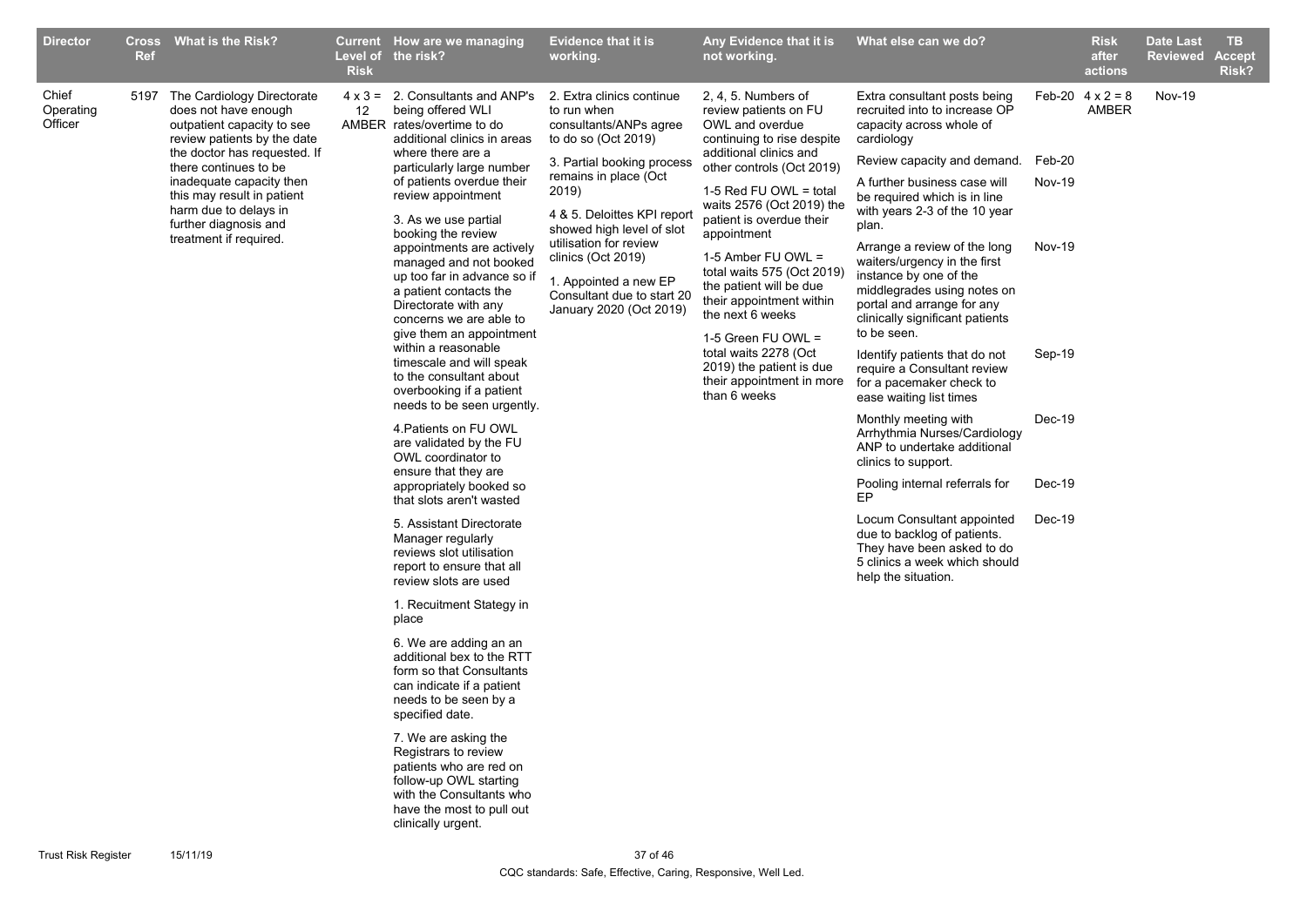| Director | Cross Ref | What is the Risk? | Current Level of Risk | How are we managing the risk? | Evidence that it is working. | Any Evidence that it is not working. | What else can we do? | | Risk after actions | Date Last Reviewed | TB Accept Risk? |
|---|---|---|---|---|---|---|---|---|---|---|---|
| Chief Operating Officer | 5197 | The Cardiology Directorate does not have enough outpatient capacity to see review patients by the date the doctor has requested. If there continues to be inadequate capacity then this may result in patient harm due to delays in further diagnosis and treatment if required. | 4 x 3 = 12 AMBER | 2. Consultants and ANP's being offered WLI rates/overtime to do additional clinics in areas where there are a particularly large number of patients overdue their review appointment<br><br>3. As we use partial booking the review appointments are actively managed and not booked up too far in advance so if a patient contacts the Directorate with any concerns we are able to give them an appointment within a reasonable timescale and will speak to the consultant about overbooking if a patient needs to be seen urgently.<br><br>4.Patients on FU OWL are validated by the FU OWL coordinator to ensure that they are appropriately booked so that slots aren't wasted<br><br>5. Assistant Directorate Manager regularly reviews slot utilisation report to ensure that all review slots are used<br><br>1. Recuitment Stategy in place<br><br>6. We are adding an an additional bex to the RTT form so that Consultants can indicate if a patient needs to be seen by a specified date.<br><br>7. We are asking the Registrars to review patients who are red on follow-up OWL starting with the Consultants who have the most to pull out clinically urgent. | 2. Extra clinics continue to run when consultants/ANPs agree to do so (Oct 2019)<br><br>3. Partial booking process remains in place (Oct 2019)<br><br>4 & 5. Deloittes KPI report showed high level of slot utilisation for review clinics (Oct 2019)<br><br>1. Appointed a new EP Consultant due to start 20 January 2020 (Oct 2019) | 2, 4, 5. Numbers of review patients on FU OWL and overdue continuing to rise despite additional clinics and other controls (Oct 2019)<br><br>1-5 Red FU OWL = total waits 2576 (Oct 2019) the patient is overdue their appointment<br><br>1-5 Amber FU OWL = total waits 575 (Oct 2019) the patient will be due their appointment within the next 6 weeks<br><br>1-5 Green FU OWL = total waits 2278 (Oct 2019) the patient is due their appointment in more than 6 weeks | Extra consultant posts being recruited into to increase OP capacity across whole of cardiology | Feb-20 | 4 x 2 = 8 AMBER | Nov-19 | |
| | | | | | | | Review capacity and demand. | Feb-20 | | | |
| | | | | | | | A further business case will be required which is in line with years 2-3 of the 10 year plan. | Nov-19 | | | |
| | | | | | | | Arrange a review of the long waiters/urgency in the first instance by one of the middlegrades using notes on portal and arrange for any clinically significant patients to be seen. | Nov-19 | | | |
| | | | | | | | Identify patients that do not require a Consultant review for a pacemaker check to ease waiting list times | Sep-19 | | | |
| | | | | | | | Monthly meeting with Arrhythmia Nurses/Cardiology ANP to undertake additional clinics to support. | Dec-19 | | | |
| | | | | | | | Pooling internal referrals for EP | Dec-19 | | | |
| | | | | | | | Locum Consultant appointed due to backlog of patients. They have been asked to do 5 clinics a week which should help the situation. | Dec-19 | | | |

CQC standards: Safe, Effective, Caring, Responsive, Well Led.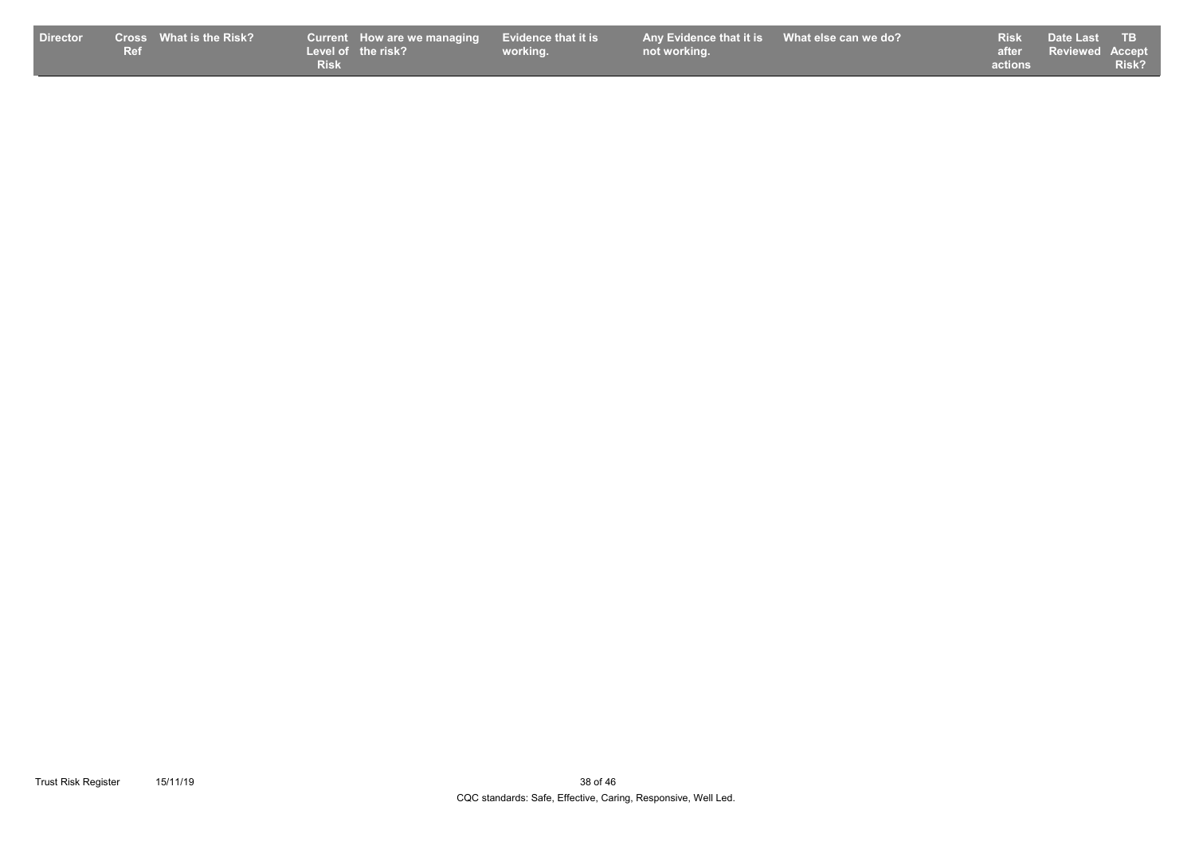| Director | Cross Ref | What is the Risk? | Current Level of Risk | How are we managing the risk? | Evidence that it is working. | Any Evidence that it is not working. | What else can we do? | Risk after actions | Date Last Reviewed | TB Accept Risk? |
|---|---|---|---|---|---|---|---|---|---|---|

CQC standards: Safe, Effective, Caring, Responsive, Well Led.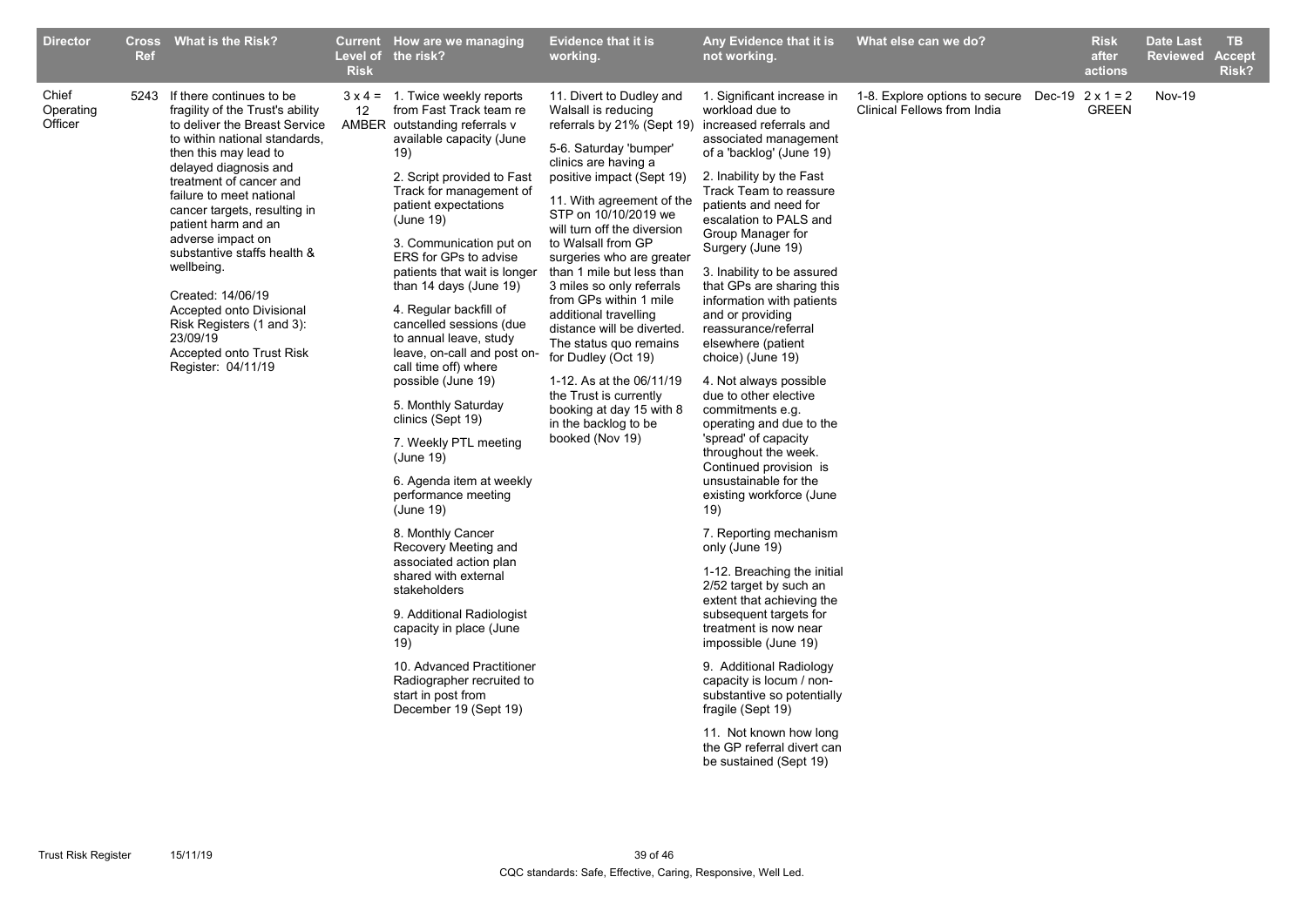| Director | Cross Ref | What is the Risk? | Current Level of Risk | How are we managing the risk? | Evidence that it is working. | Any Evidence that it is not working. | What else can we do? | | Risk after actions | Date Last Reviewed | TB Accept Risk? |
|---|---|---|---|---|---|---|---|---|---|---|---|
| Chief Operating Officer | 5243 | If there continues to be fragility of the Trust's ability to deliver the Breast Service to within national standards, then this may lead to delayed diagnosis and treatment of cancer and failure to meet national cancer targets, resulting in patient harm and an adverse impact on substantive staffs health & wellbeing.<br><br>Created: 14/06/19<br>Accepted onto Divisional Risk Registers (1 and 3): 23/09/19<br>Accepted onto Trust Risk Register: 04/11/19 | 3 x 4 = 12 AMBER | 1. Twice weekly reports from Fast Track team re outstanding referrals v available capacity (June 19)<br><br>2. Script provided to Fast Track for management of patient expectations (June 19)<br><br>3. Communication put on ERS for GPs to advise patients that wait is longer than 14 days (June 19)<br><br>4. Regular backfill of cancelled sessions (due to annual leave, study leave, on-call and post on-call time off) where possible (June 19)<br><br>5. Monthly Saturday clinics (Sept 19)<br><br>7. Weekly PTL meeting (June 19)<br><br>6. Agenda item at weekly performance meeting (June 19)<br><br>8. Monthly Cancer Recovery Meeting and associated action plan shared with external stakeholders<br><br>9. Additional Radiologist capacity in place (June 19)<br><br>10. Advanced Practitioner Radiographer recruited to start in post from December 19 (Sept 19) | 11. Divert to Dudley and Walsall is reducing referrals by 21% (Sept 19)<br><br>5-6. Saturday 'bumper' clinics are having a positive impact (Sept 19)<br><br>11. With agreement of the STP on 10/10/2019 we will turn off the diversion to Walsall from GP surgeries who are greater than 1 mile but less than 3 miles so only referrals from GPs within 1 mile additional travelling distance will be diverted. The status quo remains for Dudley (Oct 19)<br><br>1-12. As at the 06/11/19 the Trust is currently booking at day 15 with 8 in the backlog to be booked (Nov 19) | 1. Significant increase in workload due to increased referrals and associated management of a 'backlog' (June 19)<br><br>2. Inability by the Fast Track Team to reassure patients and need for escalation to PALS and Group Manager for Surgery (June 19)<br><br>3. Inability to be assured that GPs are sharing this information with patients and or providing reassurance/referral elsewhere (patient choice) (June 19)<br><br>4. Not always possible due to other elective commitments e.g. operating and due to the 'spread' of capacity throughout the week. Continued provision is unsustainable for the existing workforce (June 19)<br><br>7. Reporting mechanism only (June 19)<br><br>1-12. Breaching the initial 2/52 target by such an extent that achieving the subsequent targets for treatment is now near impossible (June 19)<br><br>9. Additional Radiology capacity is locum / non-substantive so potentially fragile (Sept 19)<br><br>11. Not known how long the GP referral divert can be sustained (Sept 19) | 1-8. Explore options to secure Clinical Fellows from India | Dec-19 | 2 x 1 = 2 GREEN | Nov-19 | |

CQC standards: Safe, Effective, Caring, Responsive, Well Led.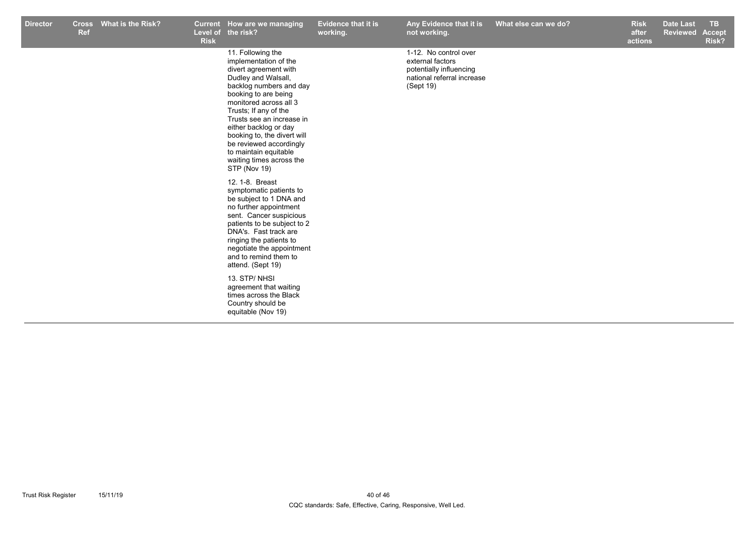| Director | Cross Ref | What is the Risk? | Current Level of Risk | How are we managing the risk? | Evidence that it is working. | Any Evidence that it is not working. | What else can we do? | Risk after actions | Date Last Reviewed | TB Accept Risk? |
|---|---|---|---|---|---|---|---|---|---|---|
| | | | | 11. Following the implementation of the divert agreement with Dudley and Walsall, backlog numbers and day booking to are being monitored across all 3 Trusts; If any of the Trusts see an increase in either backlog or day booking to, the divert will be reviewed accordingly to maintain equitable waiting times across the STP (Nov 19)<br><br>12. 1-8. Breast symptomatic patients to be subject to 1 DNA and no further appointment sent. Cancer suspicious patients to be subject to 2 DNA's. Fast track are ringing the patients to negotiate the appointment and to remind them to attend. (Sept 19)<br><br>13. STP/ NHSI agreement that waiting times across the Black Country should be equitable (Nov 19) | | 1-12. No control over external factors potentially influencing national referral increase (Sept 19) | | | | |

CQC standards: Safe, Effective, Caring, Responsive, Well Led.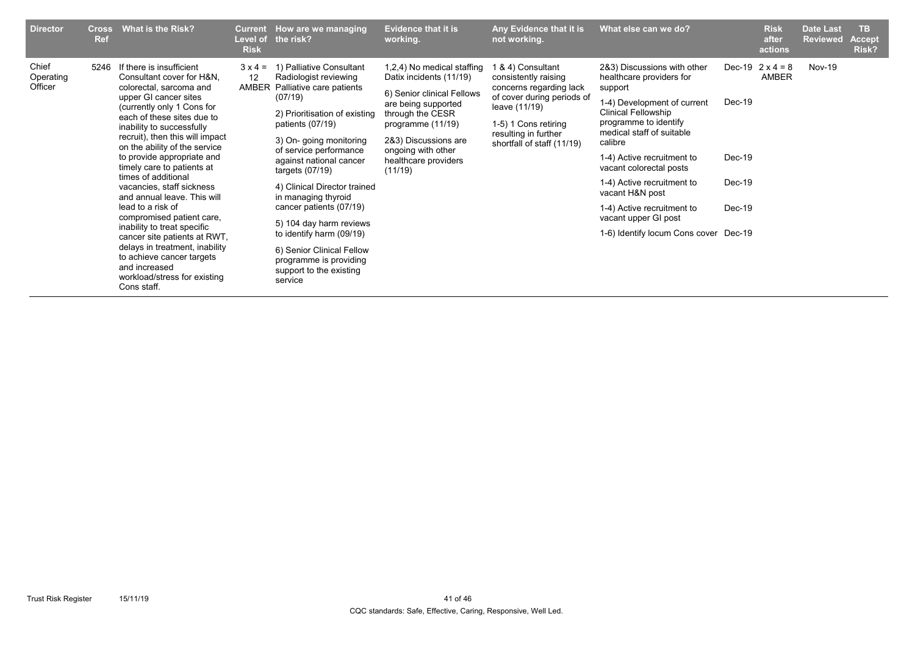| Director | Cross Ref | What is the Risk? | Current Level of Risk | How are we managing the risk? | Evidence that it is working. | Any Evidence that it is not working. | What else can we do? | | Risk after actions | Date Last Reviewed | TB Accept Risk? |
|---|---|---|---|---|---|---|---|---|---|---|---|
| Chief Operating Officer | 5246 | If there is insufficient Consultant cover for H&N, colorectal, sarcoma and upper GI cancer sites (currently only 1 Cons for each of these sites due to inability to successfully recruit), then this will impact on the ability of the service to provide appropriate and timely care to patients at times of additional vacancies, staff sickness and annual leave. This will lead to a risk of compromised patient care, inability to treat specific cancer site patients at RWT, delays in treatment, inability to achieve cancer targets and increased workload/stress for existing Cons staff. | 3 x 4 = 12 AMBER | 1) Palliative Consultant Radiologist reviewing Palliative care patients (07/19)<br><br>2) Prioritisation of existing patients (07/19)<br><br>3) On- going monitoring of service performance against national cancer targets (07/19)<br><br>4) Clinical Director trained in managing thyroid cancer patients (07/19)<br><br>5) 104 day harm reviews to identify harm (09/19)<br><br>6) Senior Clinical Fellow programme is providing support to the existing service | 1,2,4) No medical staffing Datix incidents (11/19)<br><br>6) Senior clinical Fellows are being supported through the CESR programme (11/19)<br><br>2&3) Discussions are ongoing with other healthcare providers (11/19) | 1 & 4) Consultant consistently raising concerns regarding lack of cover during periods of leave (11/19)<br><br>1-5) 1 Cons retiring resulting in further shortfall of staff (11/19) | 2&3) Discussions with other healthcare providers for support<br><br>1-4) Development of current Clinical Fellowship programme to identify medical staff of suitable calibre<br><br>1-4) Active recruitment to vacant colorectal posts<br><br>1-4) Active recruitment to vacant H&N post<br><br>1-4) Active recruitment to vacant upper GI post<br><br>1-6) Identify locum Cons cover | Dec-19<br><br>Dec-19<br><br>Dec-19<br><br>Dec-19<br><br>Dec-19<br><br>Dec-19 | 2 x 4 = 8 AMBER | Nov-19 | |

CQC standards: Safe, Effective, Caring, Responsive, Well Led.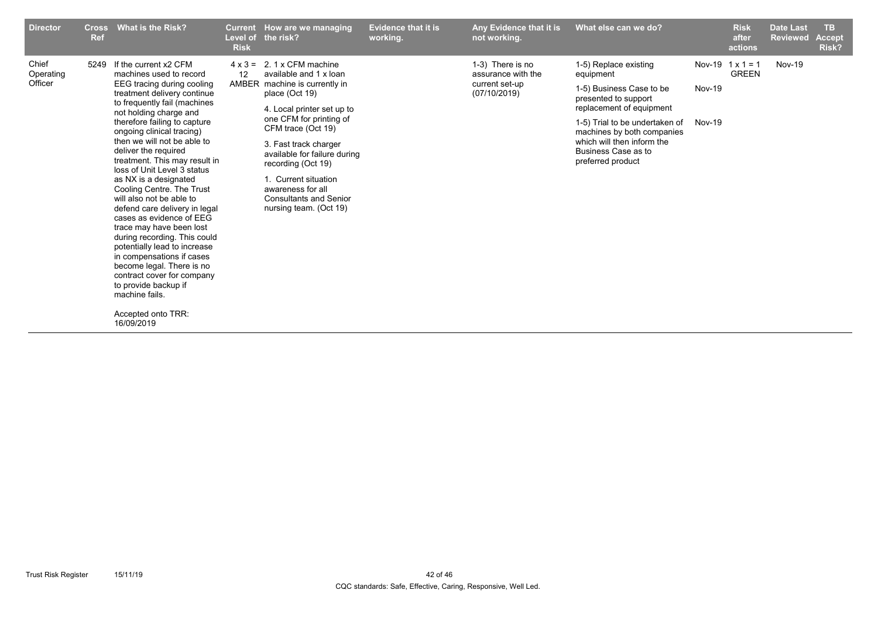| Director | Cross Ref | What is the Risk? | Current Level of Risk | How are we managing the risk? | Evidence that it is working. | Any Evidence that it is not working. | What else can we do? | | Risk after actions | Date Last Reviewed | TB Accept Risk? |
|---|---|---|---|---|---|---|---|---|---|---|---|
| Chief Operating Officer | 5249 | If the current x2 CFM machines used to record EEG tracing during cooling treatment delivery continue to frequently fail (machines not holding charge and therefore failing to capture ongoing clinical tracing) then we will not be able to deliver the required treatment. This may result in loss of Unit Level 3 status as NX is a designated Cooling Centre. The Trust will also not be able to defend care delivery in legal cases as evidence of EEG trace may have been lost during recording. This could potentially lead to increase in compensations if cases become legal. There is no contract cover for company to provide backup if machine fails.<br><br>Accepted onto TRR: 16/09/2019 | 4 x 3 = 12 AMBER | 2. 1 x CFM machine available and 1 x loan machine is currently in place (Oct 19)<br><br>4. Local printer set up to one CFM for printing of CFM trace (Oct 19)<br><br>3. Fast track charger available for failure during recording (Oct 19)<br><br>1. Current situation awareness for all Consultants and Senior nursing team. (Oct 19) | | 1-3) There is no assurance with the current set-up (07/10/2019) | 1-5) Replace existing equipment<br><br>1-5) Business Case to be presented to support replacement of equipment<br><br>1-5) Trial to be undertaken of machines by both companies which will then inform the Business Case as to preferred product | Nov-19<br><br>Nov-19<br><br>Nov-19 | 1 x 1 = 1 GREEN | Nov-19 | |

CQC standards: Safe, Effective, Caring, Responsive, Well Led.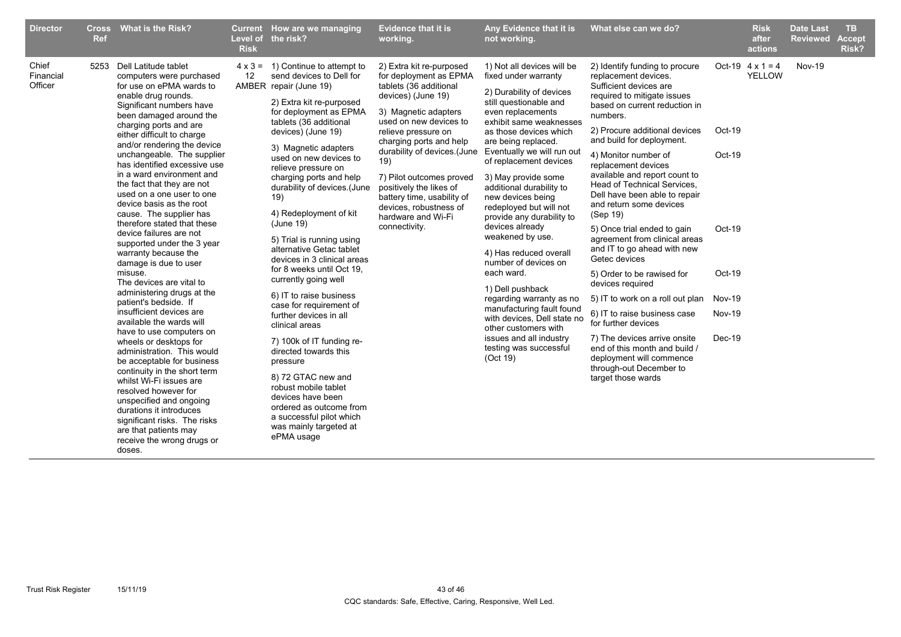| Director | Cross Ref | What is the Risk? | Current Level of Risk | How are we managing the risk? | Evidence that it is working. | Any Evidence that it is not working. | What else can we do? | | Risk after actions | Date Last Reviewed | TB Accept Risk? |
|---|---|---|---|---|---|---|---|---|---|---|---|
| Chief Financial Officer | 5253 | Dell Latitude tablet computers were purchased for use on ePMA wards to enable drug rounds. Significant numbers have been damaged around the charging ports and are either difficult to charge and/or rendering the device unchangeable. The supplier has identified excessive use in a ward environment and the fact that they are not used on a one user to one device basis as the root cause. The supplier has therefore stated that these device failures are not supported under the 3 year warranty because the damage is due to user misuse.<br>The devices are vital to administering drugs at the patient's bedside. If insufficient devices are available the wards will have to use computers on wheels or desktops for administration. This would be acceptable for business continuity in the short term whilst Wi-Fi issues are resolved however for unspecified and ongoing durations it introduces significant risks. The risks are that patients may receive the wrong drugs or doses. | 4 x 3 = 12 AMBER | 1) Continue to attempt to send devices to Dell for repair (June 19)<br>2) Extra kit re-purposed for deployment as EPMA tablets (36 additional devices) (June 19)<br>3) Magnetic adapters used on new devices to relieve pressure on charging ports and help durability of devices.(June 19)<br>4) Redeployment of kit (June 19)<br>5) Trial is running using alternative Getac tablet devices in 3 clinical areas for 8 weeks until Oct 19, currently going well<br>6) IT to raise business case for requirement of further devices in all clinical areas<br>7) 100k of IT funding re-directed towards this pressure<br>8) 72 GTAC new and robust mobile tablet devices have been ordered as outcome from a successful pilot which was mainly targeted at ePMA usage | 2) Extra kit re-purposed for deployment as EPMA tablets (36 additional devices) (June 19)<br>3) Magnetic adapters used on new devices to relieve pressure on charging ports and help durability of devices.(June 19)<br>7) Pilot outcomes proved positively the likes of battery time, usability of devices, robustness of hardware and Wi-Fi connectivity. | 1) Not all devices will be fixed under warranty<br>2) Durability of devices still questionable and even replacements exhibit same weaknesses as those devices which are being replaced. Eventually we will run out of replacement devices<br>3) May provide some additional durability to new devices being redeployed but will not provide any durability to devices already weakened by use.<br>4) Has reduced overall number of devices on each ward.<br>1) Dell pushback regarding warranty as no manufacturing fault found with devices, Dell state no other customers with issues and all industry testing was successful (Oct 19) | 2) Identify funding to procure replacement devices. Sufficient devices are required to mitigate issues based on current reduction in numbers.<br>2) Procure additional devices and build for deployment.<br>4) Monitor number of replacement devices available and report count to Head of Technical Services, Dell have been able to repair and return some devices (Sep 19)<br>5) Once trial ended to gain agreement from clinical areas and IT to go ahead with new Getec devices<br>5) Order to be rawised for devices required<br>5) IT to work on a roll out plan<br>6) IT to raise business case for further devices<br>7) The devices arrive onsite end of this month and build / deployment will commence through-out December to target those wards | Oct-19<br>Oct-19<br>Oct-19<br>Oct-19<br>Oct-19<br>Nov-19<br>Nov-19<br>Dec-19 | 4 x 1 = 4 YELLOW | Nov-19 | |

CQC standards: Safe, Effective, Caring, Responsive, Well Led.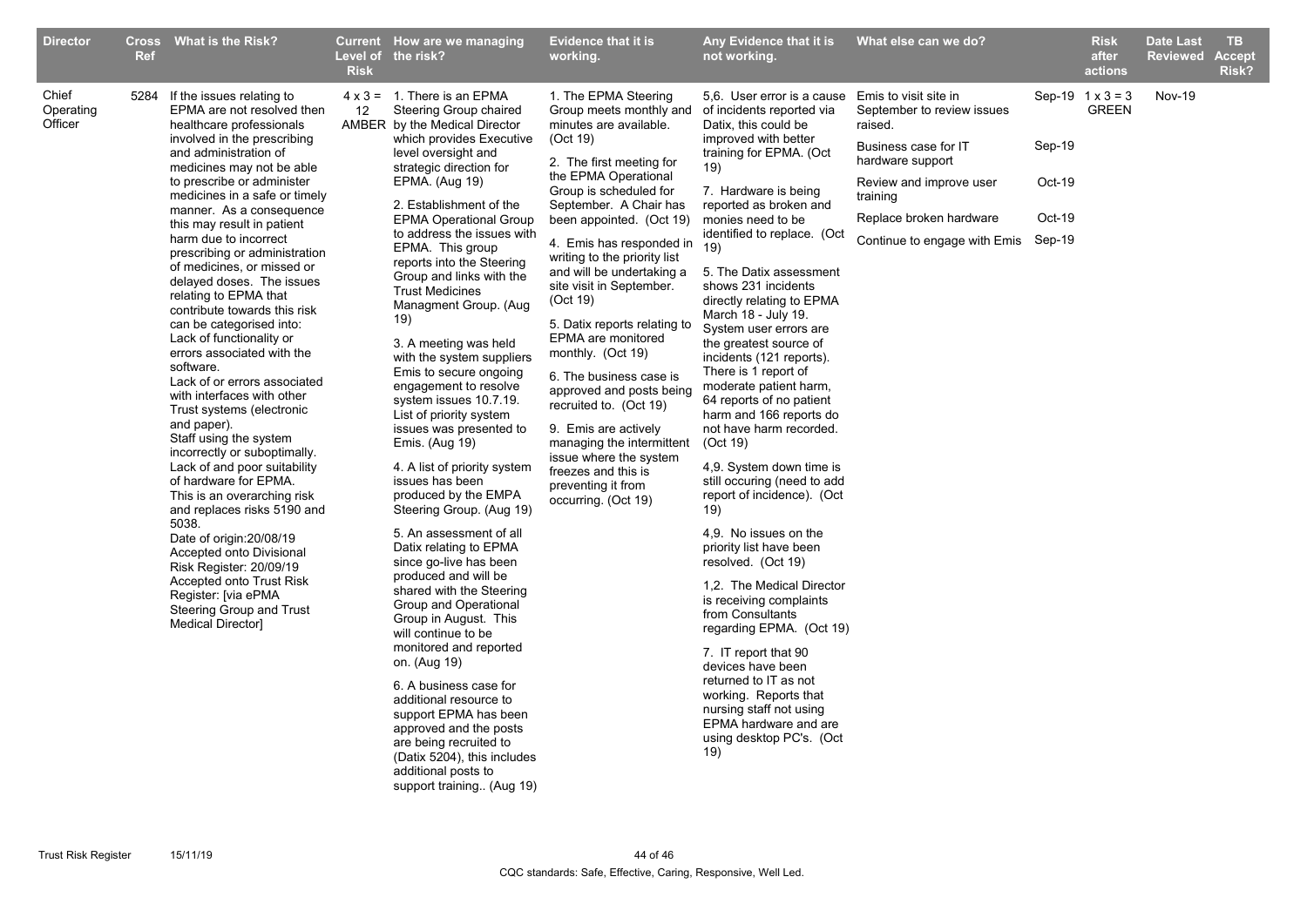| Director | Cross Ref | What is the Risk? | Current Level of Risk | How are we managing the risk? | Evidence that it is working. | Any Evidence that it is not working. | What else can we do? | | Risk after actions | Date Last Reviewed | TB Accept Risk? |
|---|---|---|---|---|---|---|---|---|---|---|---|
| Chief Operating Officer | 5284 | If the issues relating to EPMA are not resolved then healthcare professionals involved in the prescribing and administration of medicines may not be able to prescribe or administer medicines in a safe or timely manner. As a consequence this may result in patient harm due to incorrect prescribing or administration of medicines, or missed or delayed doses. The issues relating to EPMA that contribute towards this risk can be categorised into:<br>Lack of functionality or errors associated with the software.<br>Lack of or errors associated with interfaces with other Trust systems (electronic and paper).<br>Staff using the system incorrectly or suboptimally.<br>Lack of and poor suitability of hardware for EPMA.<br>This is an overarching risk and replaces risks 5190 and 5038.<br>Date of origin:20/08/19<br>Accepted onto Divisional Risk Register: 20/09/19<br>Accepted onto Trust Risk Register: [via ePMA Steering Group and Trust Medical Director] | 4 x 3 = 12 AMBER | 1. There is an EPMA Steering Group chaired by the Medical Director which provides Executive level oversight and strategic direction for EPMA. (Aug 19)<br><br>2. Establishment of the EPMA Operational Group to address the issues with EPMA. This group reports into the Steering Group and links with the Trust Medicines Managment Group. (Aug 19)<br><br>3. A meeting was held with the system suppliers Emis to secure ongoing engagement to resolve system issues 10.7.19. List of priority system issues was presented to Emis. (Aug 19)<br><br>4. A list of priority system issues has been produced by the EMPA Steering Group. (Aug 19)<br><br>5. An assessment of all Datix relating to EPMA since go-live has been produced and will be shared with the Steering Group and Operational Group in August. This will continue to be monitored and reported on. (Aug 19)<br><br>6. A business case for additional resource to support EPMA has been approved and the posts are being recruited to (Datix 5204), this includes additional posts to support training.. (Aug 19) | 1. The EPMA Steering Group meets monthly and minutes are available. (Oct 19)<br><br>2. The first meeting for the EPMA Operational Group is scheduled for September. A Chair has been appointed. (Oct 19)<br><br>4. Emis has responded in writing to the priority list and will be undertaking a site visit in September. (Oct 19)<br><br>5. Datix reports relating to EPMA are monitored monthly. (Oct 19)<br><br>6. The business case is approved and posts being recruited to. (Oct 19)<br><br>9. Emis are actively managing the intermittent issue where the system freezes and this is preventing it from occurring. (Oct 19) | 5,6. User error is a cause of incidents reported via Datix, this could be improved with better training for EPMA. (Oct 19)<br><br>7. Hardware is being reported as broken and monies need to be identified to replace. (Oct 19)<br><br>5. The Datix assessment shows 231 incidents directly relating to EPMA March 18 - July 19. System user errors are the greatest source of incidents (121 reports). There is 1 report of moderate patient harm, 64 reports of no patient harm and 166 reports do not have harm recorded. (Oct 19)<br><br>4,9. System down time is still occuring (need to add report of incidence). (Oct 19)<br><br>4,9. No issues on the priority list have been resolved. (Oct 19)<br><br>1,2. The Medical Director is receiving complaints from Consultants regarding EPMA. (Oct 19)<br><br>7. IT report that 90 devices have been returned to IT as not working. Reports that nursing staff not using EPMA hardware and are using desktop PC's. (Oct 19) | Emis to visit site in September to review issues raised.<br><br>Business case for IT hardware support<br><br>Review and improve user training<br><br>Replace broken hardware<br><br>Continue to engage with Emis | Sep-19<br><br>Sep-19<br><br>Oct-19<br><br>Oct-19<br><br>Sep-19 | 1 x 3 = 3 GREEN | Nov-19 | |

CQC standards: Safe, Effective, Caring, Responsive, Well Led.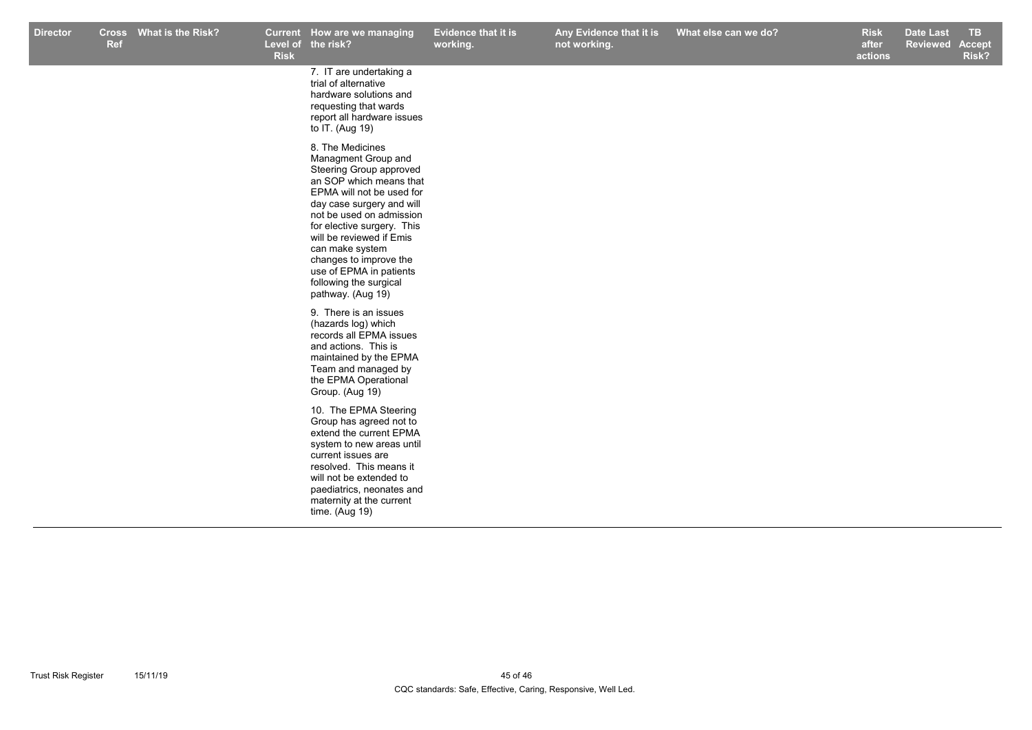| Director | Cross Ref | What is the Risk? | Current Level of Risk | How are we managing the risk? | Evidence that it is working. | Any Evidence that it is not working. | What else can we do? | Risk after actions | Date Last Reviewed | TB Accept Risk? |
|---|---|---|---|---|---|---|---|---|---|---|
| | | | | 7. IT are undertaking a trial of alternative hardware solutions and requesting that wards report all hardware issues to IT. (Aug 19)<br><br>8. The Medicines Managment Group and Steering Group approved an SOP which means that EPMA will not be used for day case surgery and will not be used on admission for elective surgery. This will be reviewed if Emis can make system changes to improve the use of EPMA in patients following the surgical pathway. (Aug 19)<br><br>9. There is an issues (hazards log) which records all EPMA issues and actions. This is maintained by the EPMA Team and managed by the EPMA Operational Group. (Aug 19)<br><br>10. The EPMA Steering Group has agreed not to extend the current EPMA system to new areas until current issues are resolved. This means it will not be extended to paediatrics, neonates and maternity at the current time. (Aug 19) | | | | | | |

CQC standards: Safe, Effective, Caring, Responsive, Well Led.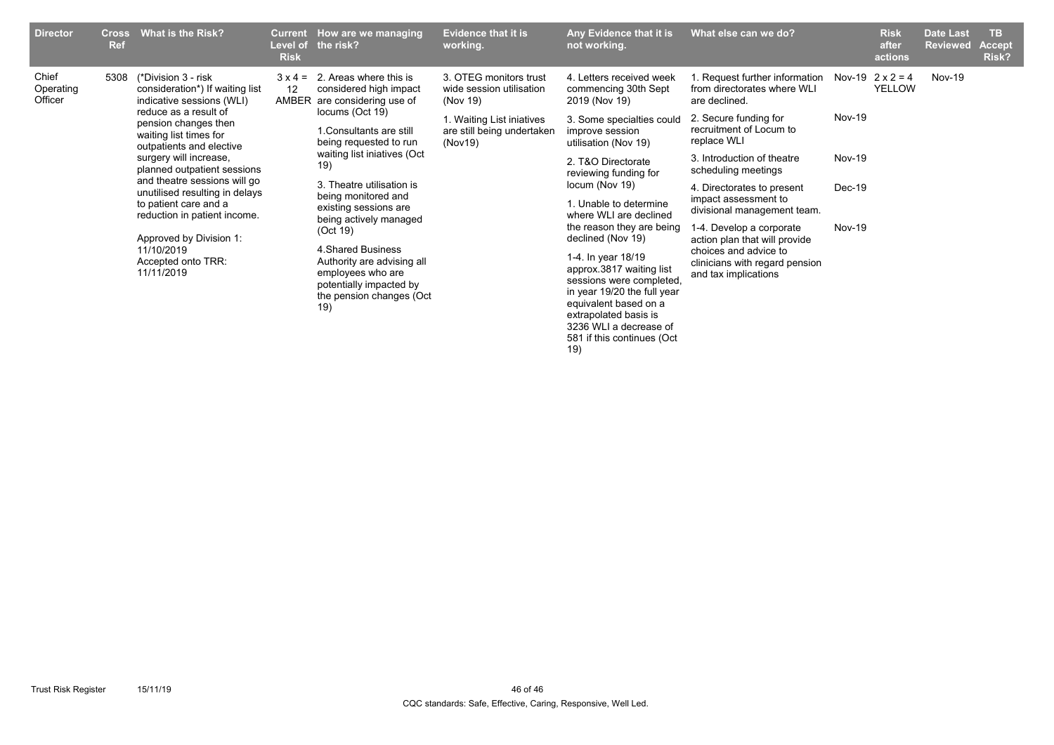| Director | Cross Ref | What is the Risk? | Current Level of Risk | How are we managing the risk? | Evidence that it is working. | Any Evidence that it is not working. | What else can we do? | | Risk after actions | Date Last Reviewed | TB Accept Risk? |
|---|---|---|---|---|---|---|---|---|---|---|---|
| Chief Operating Officer | 5308 | (*Division 3 - risk consideration*) If waiting list indicative sessions (WLI) reduce as a result of pension changes then waiting list times for outpatients and elective surgery will increase, planned outpatient sessions and theatre sessions will go unutilised resulting in delays to patient care and a reduction in patient income.<br><br>Approved by Division 1: 11/10/2019<br>Accepted onto TRR: 11/11/2019 | 3 x 4 = 12 AMBER | 2. Areas where this is considered high impact are considering use of locums (Oct 19)<br><br>1.Consultants are still being requested to run waiting list iniatives (Oct 19)<br><br>3. Theatre utilisation is being monitored and existing sessions are being actively managed (Oct 19)<br><br>4.Shared Business Authority are advising all employees who are potentially impacted by the pension changes (Oct 19) | 3. OTEG monitors trust wide session utilisation (Nov 19)<br><br>1. Waiting List iniatives are still being undertaken (Nov19) | 4. Letters received week commencing 30th Sept 2019 (Nov 19)<br><br>3. Some specialties could improve session utilisation (Nov 19)<br><br>2. T&O Directorate reviewing funding for locum (Nov 19)<br><br>1. Unable to determine where WLI are declined the reason they are being declined (Nov 19)<br><br>1-4. In year 18/19 approx.3817 waiting list sessions were completed, in year 19/20 the full year equivalent based on a extrapolated basis is 3236 WLI a decrease of 581 if this continues (Oct 19) | 1. Request further information from directorates where WLI are declined.<br><br>2. Secure funding for recruitment of Locum to replace WLI<br><br>3. Introduction of theatre scheduling meetings<br><br>4. Directorates to present impact assessment to divisional management team.<br><br>1-4. Develop a corporate action plan that will provide choices and advice to clinicians with regard pension and tax implications | Nov-19<br><br>Nov-19<br><br>Nov-19<br><br>Dec-19<br><br>Nov-19 | 2 x 2 = 4 YELLOW | Nov-19 | |

Trust Risk Register 15/11/19

CQC standards: Safe, Effective, Caring, Responsive, Well Led.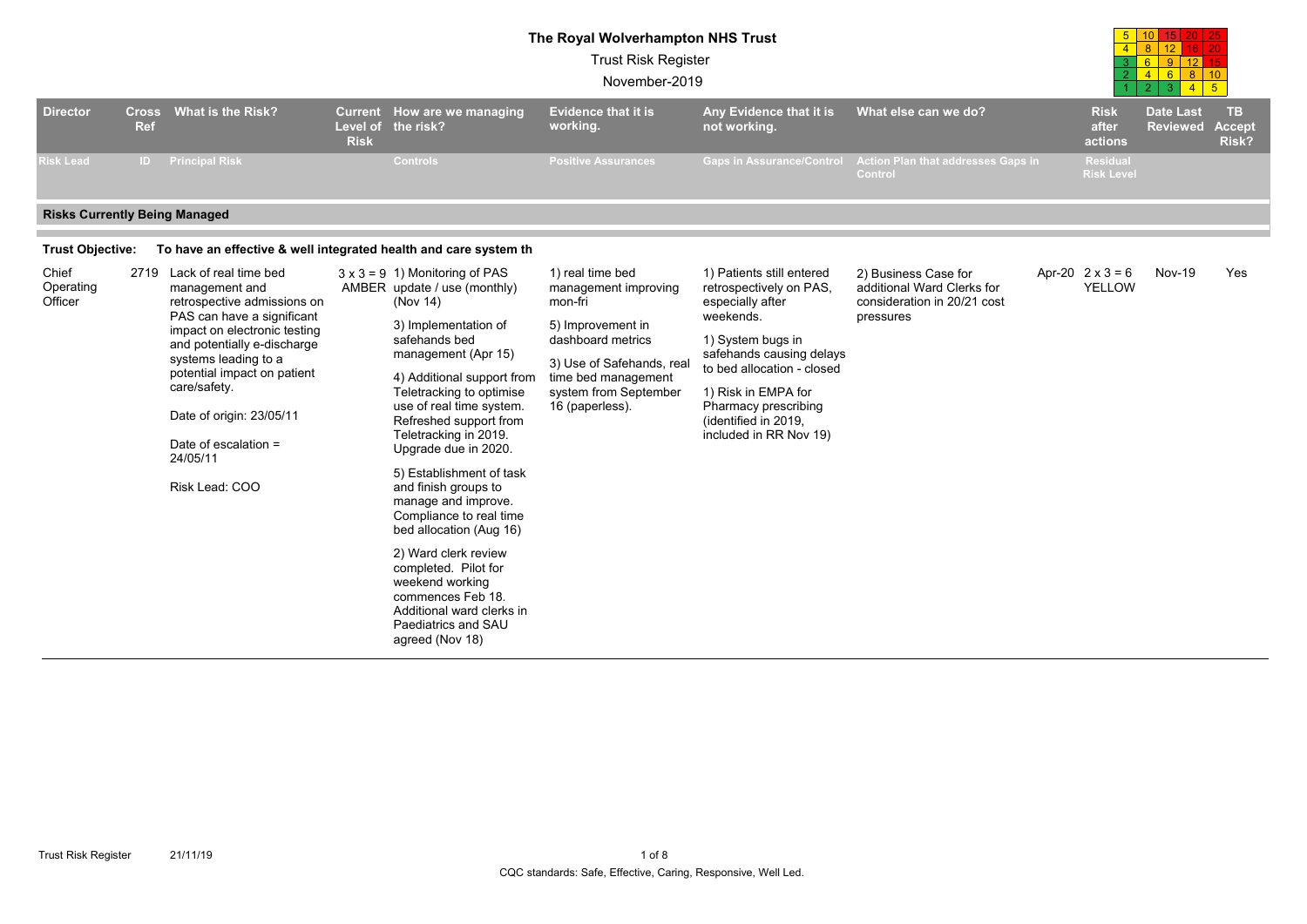# The Royal Wolverhampton NHS Trust

Trust Risk Register

November-2019

| | | | | | |
|---|---|---|---|---|---|
| 5 | 10 | 15 | 20 | 25 |
| 4 | 8 | 12 | 16 | 20 |
| 3 | 6 | 9 | 12 | 15 |
| 2 | 4 | 6 | 8 | 10 |
| 1 | 2 | 3 | 4 | 5 |

| Director | Cross Ref | What is the Risk? | Current Level of Risk | How are we managing the risk? | Evidence that it is working. | Any Evidence that it is not working. | What else can we do? | | Risk after actions | Date Last Reviewed | TB Accept Risk? |
|---|---|---|---|---|---|---|---|---|---|---|---|
| Risk Lead | ID | Principal Risk | | Controls | Positive Assurances | Gaps in Assurance/Control | Action Plan that addresses Gaps in Control | | Residual Risk Level | | |
| **Risks Currently Being Managed** | | | | | | | | | | | |
| **Trust Objective:** | | **To have an effective & well integrated health and care system th** | | | | | | | | | |
| Chief Operating Officer | 2719 | Lack of real time bed management and retrospective admissions on PAS can have a significant impact on electronic testing and potentially e-discharge systems leading to a potential impact on patient care/safety.<br><br>Date of origin: 23/05/11<br><br>Date of escalation = 24/05/11<br><br>Risk Lead: COO | 3 x 3 = 9 AMBER | 1) Monitoring of PAS update / use (monthly) (Nov 14)<br><br>3) Implementation of safehands bed management (Apr 15)<br><br>4) Additional support from Teletracking to optimise use of real time system. Refreshed support from Teletracking in 2019. Upgrade due in 2020.<br><br>5) Establishment of task and finish groups to manage and improve. Compliance to real time bed allocation (Aug 16)<br><br>2) Ward clerk review completed. Pilot for weekend working commences Feb 18. Additional ward clerks in Paediatrics and SAU agreed (Nov 18) | 1) real time bed management improving mon-fri<br><br>5) Improvement in dashboard metrics<br><br>3) Use of Safehands, real time bed management system from September 16 (paperless). | 1) Patients still entered retrospectively on PAS, especially after weekends.<br><br>1) System bugs in safehands causing delays to bed allocation - closed<br><br>1) Risk in EMPA for Pharmacy prescribing (identified in 2019, included in RR Nov 19) | 2) Business Case for additional Ward Clerks for consideration in 20/21 cost pressures | Apr-20 | 2 x 3 = 6 YELLOW | Nov-19 | Yes |

CQC standards: Safe, Effective, Caring, Responsive, Well Led.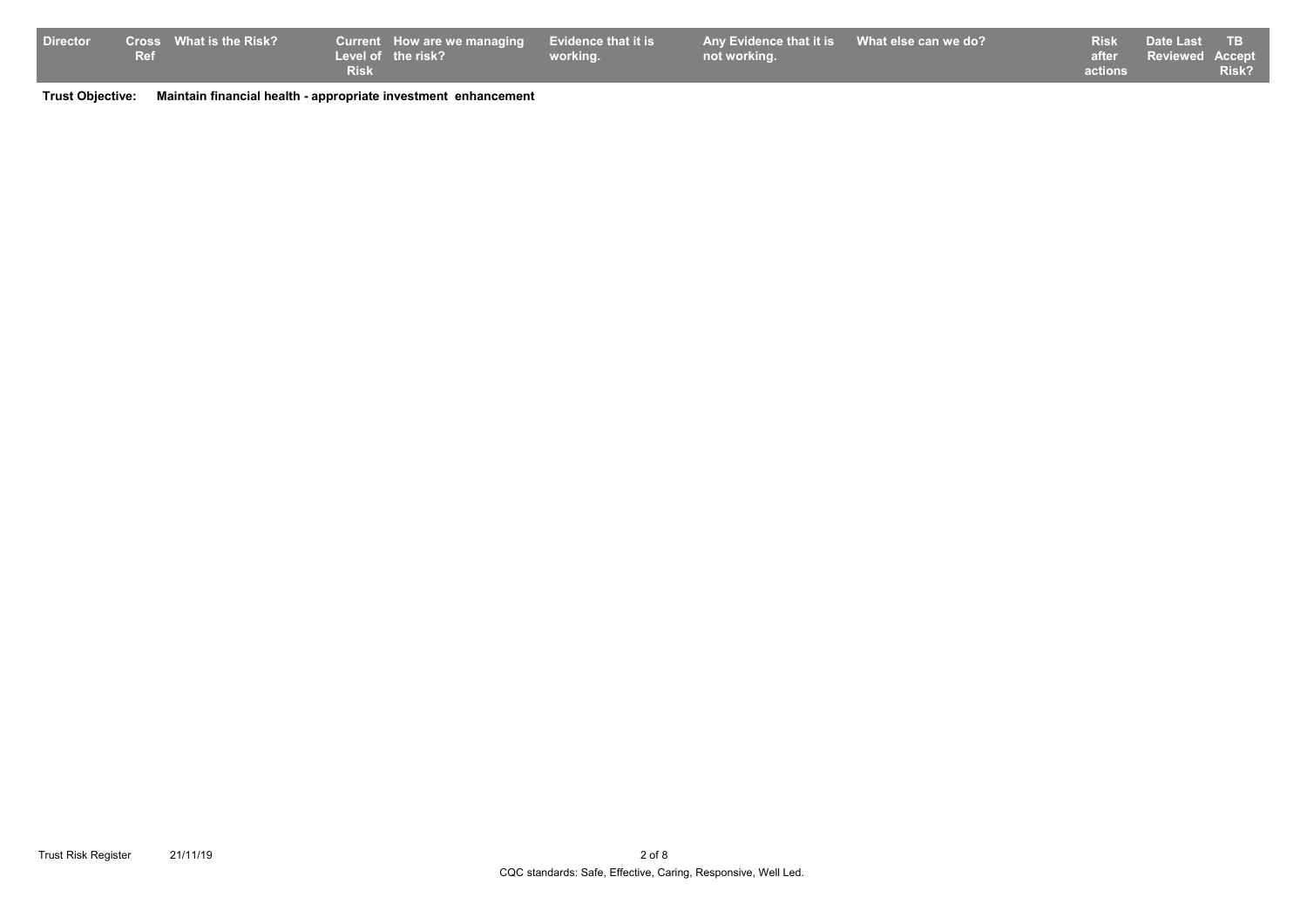| Director | Cross Ref | What is the Risk? | Current Level of Risk | How are we managing the risk? | Evidence that it is working. | Any Evidence that it is not working. | What else can we do? | Risk after actions | Date Last Reviewed | TB Accept Risk? |
|---|---|---|---|---|---|---|---|---|---|---|

**Trust Objective:** **Maintain financial health - appropriate investment enhancement**

CQC standards: Safe, Effective, Caring, Responsive, Well Led.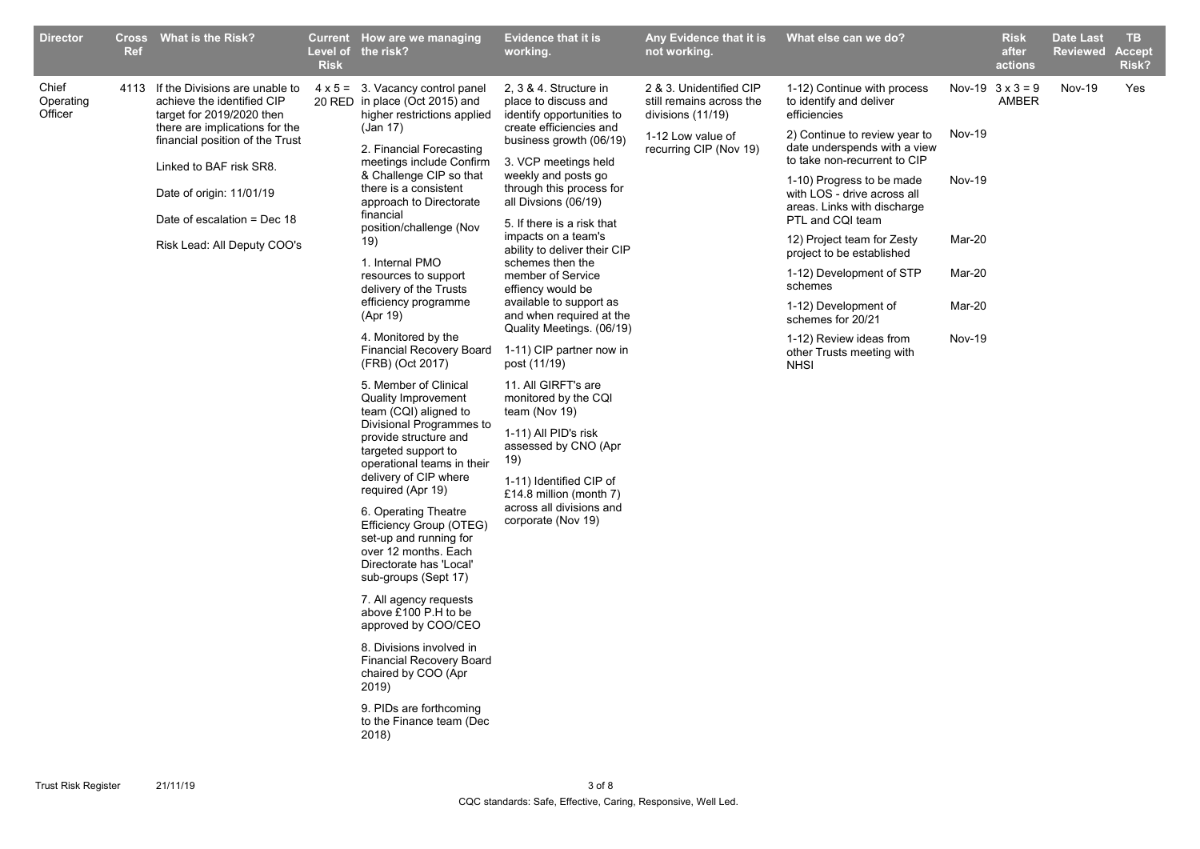| Director | Cross Ref | What is the Risk? | Current Level of Risk | How are we managing the risk? | Evidence that it is working. | Any Evidence that it is not working. | What else can we do? | | Risk after actions | Date Last Reviewed | TB Accept Risk? |
|---|---|---|---|---|---|---|---|---|---|---|---|
| Chief Operating Officer | 4113 | If the Divisions are unable to achieve the identified CIP target for 2019/2020 then there are implications for the financial position of the Trust<br><br>Linked to BAF risk SR8.<br><br>Date of origin: 11/01/19<br><br>Date of escalation = Dec 18<br><br>Risk Lead: All Deputy COO's | 4 x 5 = 20 RED | 3. Vacancy control panel in place (Oct 2015) and higher restrictions applied (Jan 17)<br><br>2. Financial Forecasting meetings include Confirm & Challenge CIP so that there is a consistent approach to Directorate financial position/challenge (Nov 19)<br><br>1. Internal PMO resources to support delivery of the Trusts efficiency programme (Apr 19)<br><br>4. Monitored by the Financial Recovery Board (FRB) (Oct 2017)<br><br>5. Member of Clinical Quality Improvement team (CQI) aligned to Divisional Programmes to provide structure and targeted support to operational teams in their delivery of CIP where required (Apr 19)<br><br>6. Operating Theatre Efficiency Group (OTEG) set-up and running for over 12 months. Each Directorate has 'Local' sub-groups (Sept 17)<br><br>7. All agency requests above £100 P.H to be approved by COO/CEO<br><br>8. Divisions involved in Financial Recovery Board chaired by COO (Apr 2019)<br><br>9. PIDs are forthcoming to the Finance team (Dec 2018) | 2, 3 & 4. Structure in place to discuss and identify opportunities to create efficiencies and business growth (06/19)<br><br>3. VCP meetings held weekly and posts go through this process for all Divsions (06/19)<br><br>5. If there is a risk that impacts on a team's ability to deliver their CIP schemes then the member of Service effiency would be available to support as and when required at the Quality Meetings. (06/19)<br><br>1-11) CIP partner now in post (11/19)<br><br>11. All GIRFT's are monitored by the CQI team (Nov 19)<br><br>1-11) All PID's risk assessed by CNO (Apr 19)<br><br>1-11) Identified CIP of £14.8 million (month 7) across all divisions and corporate (Nov 19) | 2 & 3. Unidentified CIP still remains across the divisions (11/19)<br><br>1-12 Low value of recurring CIP (Nov 19) | 1-12) Continue with process to identify and deliver efficiencies<br><br>2) Continue to review year to date underspends with a view to take non-recurrent to CIP<br><br>1-10) Progress to be made with LOS - drive across all areas. Links with discharge PTL and CQI team<br><br>12) Project team for Zesty project to be established<br><br>1-12) Development of STP schemes<br><br>1-12) Development of schemes for 20/21<br><br>1-12) Review ideas from other Trusts meeting with NHSI | Nov-19<br><br>Nov-19<br><br>Nov-19<br><br>Mar-20<br><br>Mar-20<br><br>Mar-20<br><br>Nov-19 | 3 x 3 = 9 AMBER | Nov-19 | Yes |

CQC standards: Safe, Effective, Caring, Responsive, Well Led.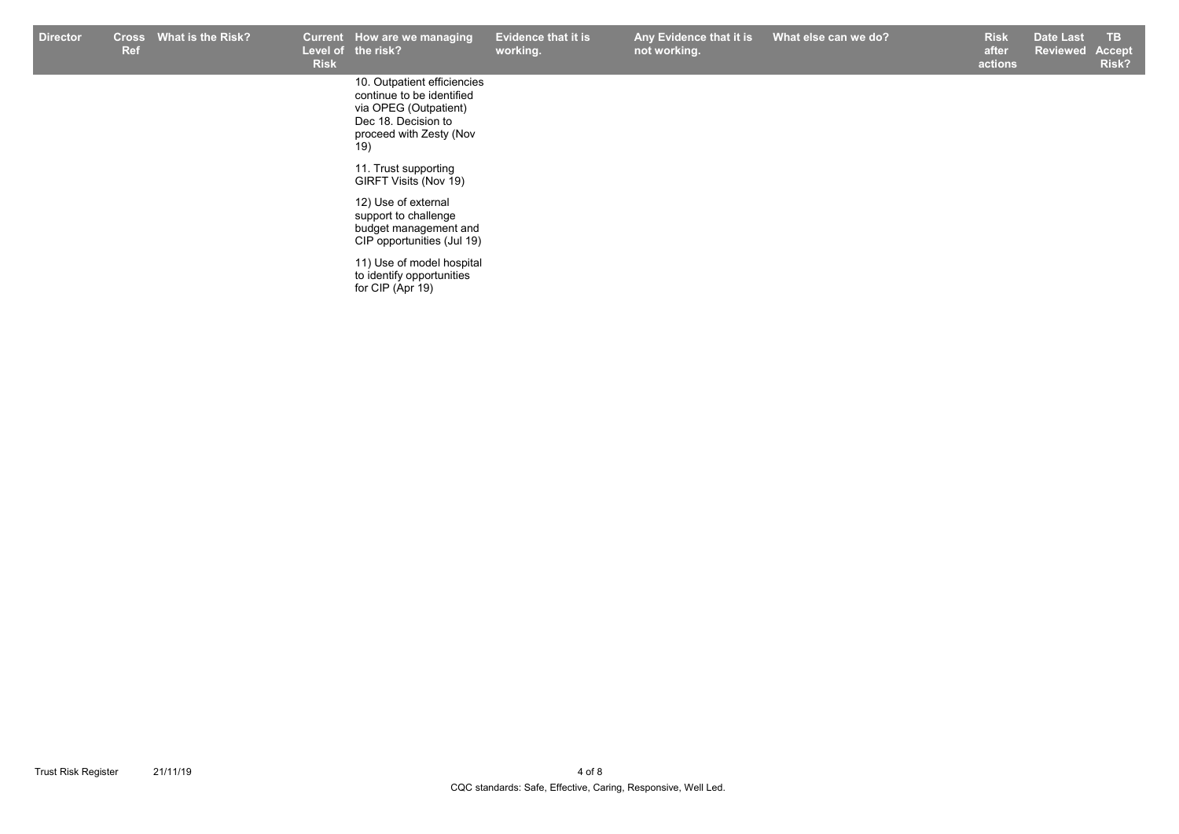| Director | Cross Ref | What is the Risk? | Current Level of Risk | How are we managing the risk? | Evidence that it is working. | Any Evidence that it is not working. | What else can we do? | Risk after actions | Date Last Reviewed | TB Accept Risk? |
|---|---|---|---|---|---|---|---|---|---|---|
| | | | | 10. Outpatient efficiencies continue to be identified via OPEG (Outpatient) Dec 18. Decision to proceed with Zesty (Nov 19) | | | | | | |
| | | | | 11. Trust supporting GIRFT Visits (Nov 19) | | | | | | |
| | | | | 12) Use of external support to challenge budget management and CIP opportunities (Jul 19) | | | | | | |
| | | | | 11) Use of model hospital to identify opportunities for CIP (Apr 19) | | | | | | |

CQC standards: Safe, Effective, Caring, Responsive, Well Led.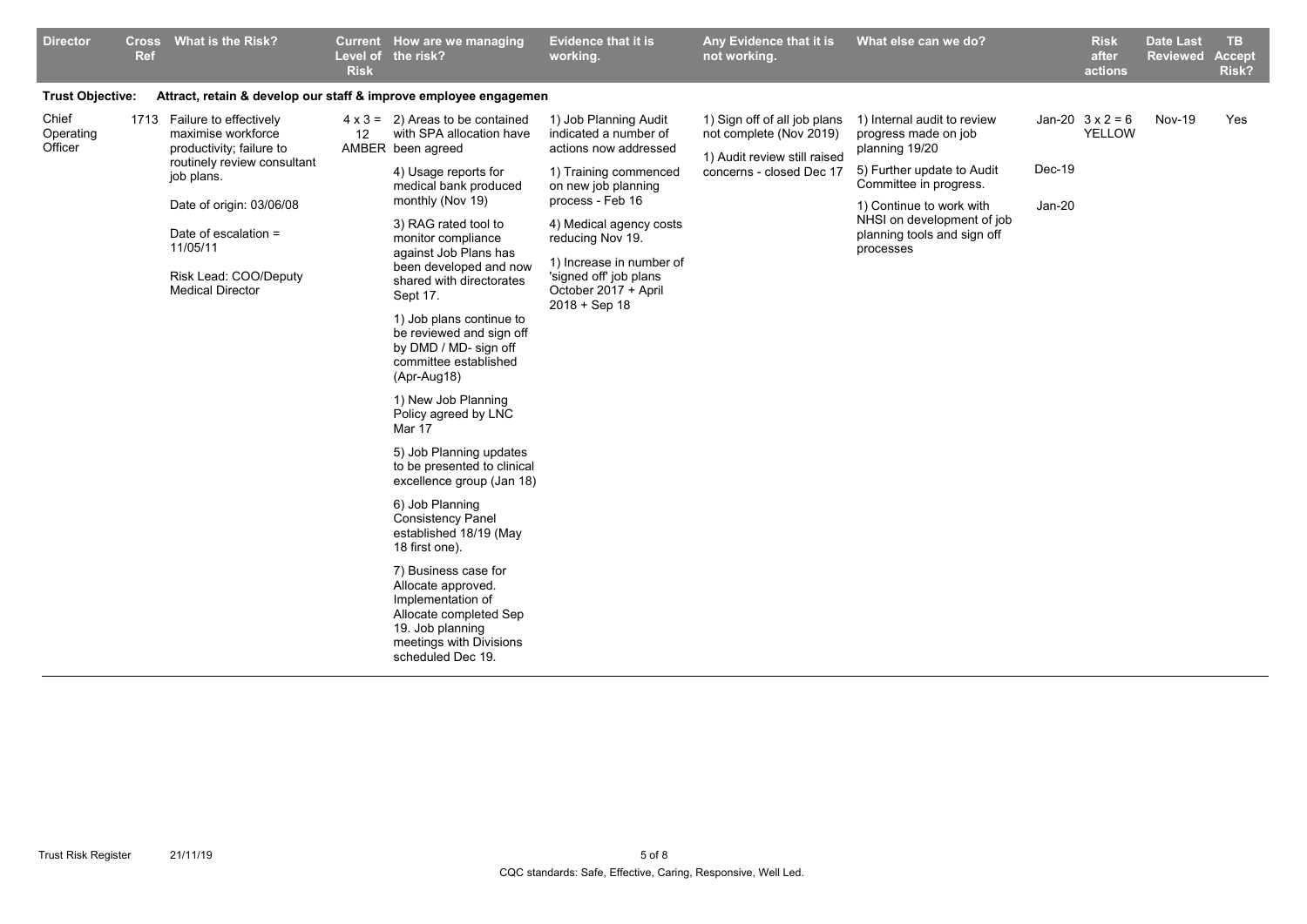| Director | Cross Ref | What is the Risk? | Current Level of Risk | How are we managing the risk? | Evidence that it is working. | Any Evidence that it is not working. | What else can we do? | | Risk after actions | Date Last Reviewed | TB Accept Risk? |
|---|---|---|---|---|---|---|---|---|---|---|---|
| **Trust Objective:** | | **Attract, retain & develop our staff & improve employee engagemen** | | | | | | | | | |
| Chief Operating Officer | 1713 | Failure to effectively maximise workforce productivity; failure to routinely review consultant job plans.<br><br>Date of origin: 03/06/08<br><br>Date of escalation = 11/05/11<br><br>Risk Lead: COO/Deputy Medical Director | 4 x 3 = 12 AMBER | 2) Areas to be contained with SPA allocation have been agreed<br><br>4) Usage reports for medical bank produced monthly (Nov 19)<br><br>3) RAG rated tool to monitor compliance against Job Plans has been developed and now shared with directorates Sept 17.<br><br>1) Job plans continue to be reviewed and sign off by DMD / MD- sign off committee established (Apr-Aug18)<br><br>1) New Job Planning Policy agreed by LNC Mar 17<br><br>5) Job Planning updates to be presented to clinical excellence group (Jan 18)<br><br>6) Job Planning Consistency Panel established 18/19 (May 18 first one).<br><br>7) Business case for Allocate approved. Implementation of Allocate completed Sep 19. Job planning meetings with Divisions scheduled Dec 19. | 1) Job Planning Audit indicated a number of actions now addressed<br><br>1) Training commenced on new job planning process - Feb 16<br><br>4) Medical agency costs reducing Nov 19.<br><br>1) Increase in number of 'signed off' job plans October 2017 + April 2018 + Sep 18 | 1) Sign off of all job plans not complete (Nov 2019)<br><br>1) Audit review still raised concerns - closed Dec 17 | 1) Internal audit to review progress made on job planning 19/20<br><br>5) Further update to Audit Committee in progress.<br><br>1) Continue to work with NHSI on development of job planning tools and sign off processes | Jan-20<br><br>Dec-19<br><br>Jan-20 | 3 x 2 = 6 YELLOW | Nov-19 | Yes |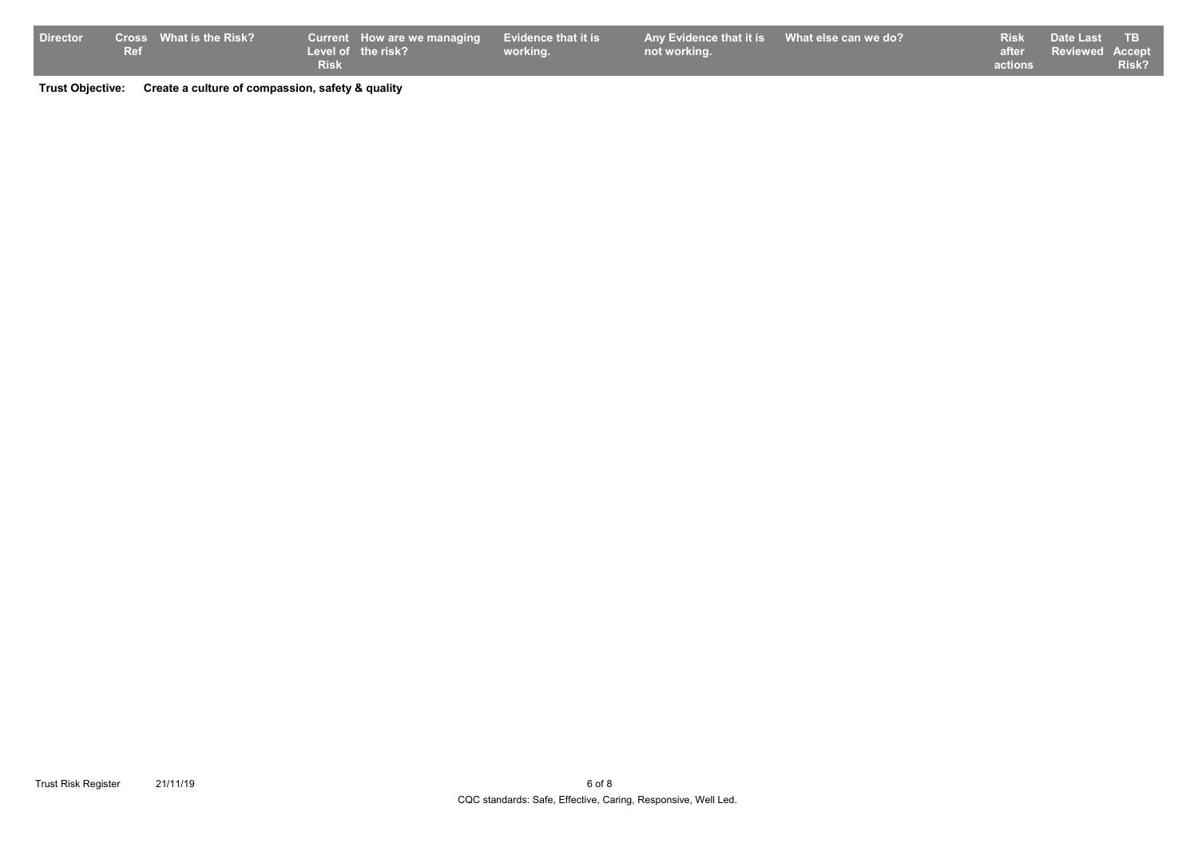| Director | Cross Ref | What is the Risk? | Current Level of Risk | How are we managing the risk? | Evidence that it is working. | Any Evidence that it is not working. | What else can we do? | Risk after actions | Date Last Reviewed | TB Accept Risk? |
| --- | --- | --- | --- | --- | --- | --- | --- | --- | --- | --- |

**Trust Objective:** **Create a culture of compassion, safety & quality**

CQC standards: Safe, Effective, Caring, Responsive, Well Led.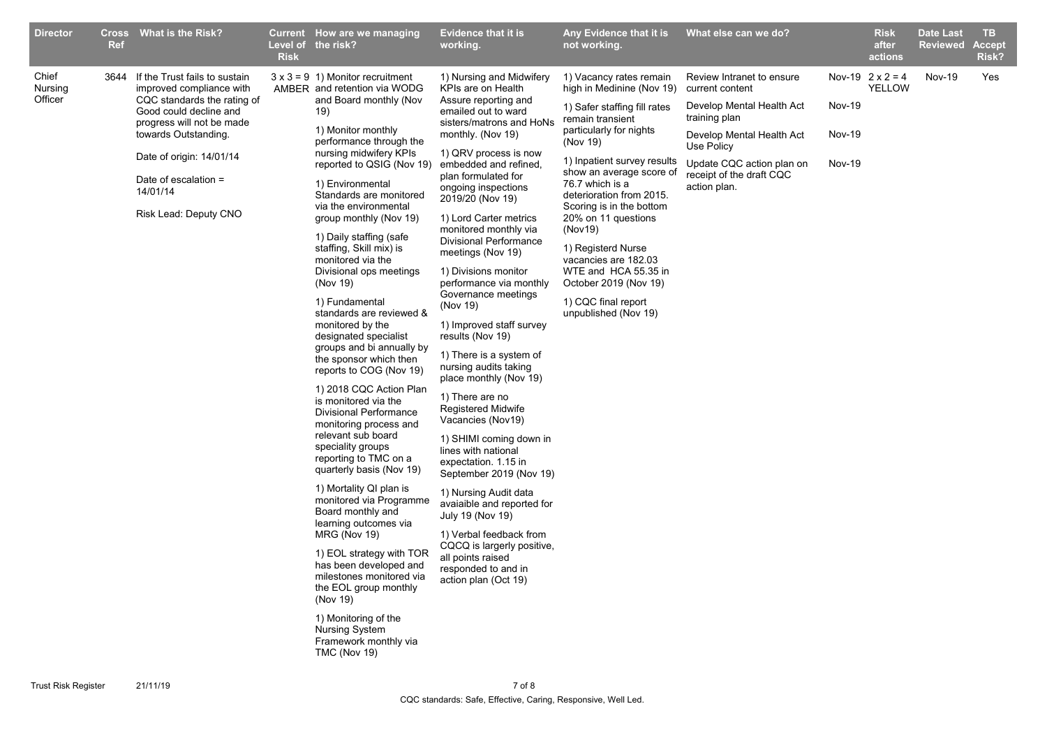| Director | Cross Ref | What is the Risk? | Current Level of Risk | How are we managing the risk? | Evidence that it is working. | Any Evidence that it is not working. | What else can we do? | | Risk after actions | Date Last Reviewed | TB Accept Risk? |
|---|---|---|---|---|---|---|---|---|---|---|---|
| Chief Nursing Officer | 3644 | If the Trust fails to sustain improved compliance with CQC standards the rating of Good could decline and progress will not be made towards Outstanding.<br><br>Date of origin: 14/01/14<br><br>Date of escalation = 14/01/14<br><br>Risk Lead: Deputy CNO | 3 x 3 = 9 AMBER | 1) Monitor recruitment and retention via WODG and Board monthly (Nov 19)<br><br>1) Monitor monthly performance through the nursing midwifery KPIs reported to QSIG (Nov 19)<br><br>1) Environmental Standards are monitored via the environmental group monthly (Nov 19)<br><br>1) Daily staffing (safe staffing, Skill mix) is monitored via the Divisional ops meetings (Nov 19)<br><br>1) Fundamental standards are reviewed & monitored by the designated specialist groups and bi annually by the sponsor which then reports to COG (Nov 19)<br><br>1) 2018 CQC Action Plan is monitored via the Divisional Performance monitoring process and relevant sub board speciality groups reporting to TMC on a quarterly basis (Nov 19)<br><br>1) Mortality QI plan is monitored via Programme Board monthly and learning outcomes via MRG (Nov 19)<br><br>1) EOL strategy with TOR has been developed and milestones monitored via the EOL group monthly (Nov 19)<br><br>1) Monitoring of the Nursing System Framework monthly via TMC (Nov 19) | 1) Nursing and Midwifery KPIs are on Health Assure reporting and emailed out to ward sisters/matrons and HoNs monthly. (Nov 19)<br><br>1) QRV process is now embedded and refined, plan formulated for ongoing inspections 2019/20 (Nov 19)<br><br>1) Lord Carter metrics monitored monthly via Divisional Performance meetings (Nov 19)<br><br>1) Divisions monitor performance via monthly Governance meetings (Nov 19)<br><br>1) Improved staff survey results (Nov 19)<br><br>1) There is a system of nursing audits taking place monthly (Nov 19)<br><br>1) There are no Registered Midwife Vacancies (Nov19)<br><br>1) SHIMI coming down in lines with national expectation. 1.15 in September 2019 (Nov 19)<br><br>1) Nursing Audit data avaiaible and reported for July 19 (Nov 19)<br><br>1) Verbal feedback from CQCQ is largely positive, all points raised responded to and in action plan (Oct 19) | 1) Vacancy rates remain high in Medinine (Nov 19)<br><br>1) Safer staffing fill rates remain transient particularly for nights (Nov 19)<br><br>1) Inpatient survey results show an average score of 76.7 which is a deterioration from 2015. Scoring is in the bottom 20% on 11 questions (Nov19)<br><br>1) Registerd Nurse vacancies are 182.03 WTE and HCA 55.35 in October 2019 (Nov 19)<br><br>1) CQC final report unpublished (Nov 19) | Review Intranet to ensure current content<br><br>Develop Mental Health Act training plan<br><br>Develop Mental Health Act Use Policy<br><br>Update CQC action plan on receipt of the draft CQC action plan. | Nov-19<br><br>Nov-19<br><br>Nov-19<br><br>Nov-19 | 2 x 2 = 4 YELLOW | Nov-19 | Yes |

CQC standards: Safe, Effective, Caring, Responsive, Well Led.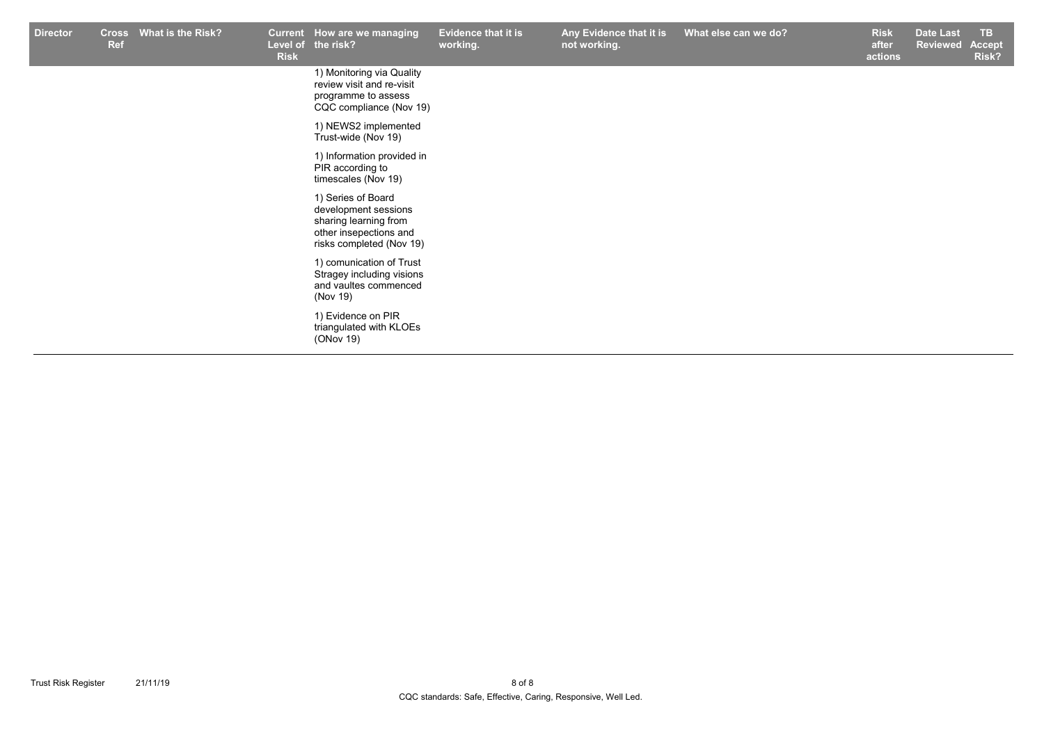| Director | Cross Ref | What is the Risk? | Current Level of Risk | How are we managing the risk? | Evidence that it is working. | Any Evidence that it is not working. | What else can we do? | Risk after actions | Date Last Reviewed | TB Accept Risk? |
|---|---|---|---|---|---|---|---|---|---|---|
| | | | | 1) Monitoring via Quality review visit and re-visit programme to assess CQC compliance (Nov 19) | | | | | | |
| | | | | 1) NEWS2 implemented Trust-wide (Nov 19) | | | | | | |
| | | | | 1) Information provided in PIR according to timescales (Nov 19) | | | | | | |
| | | | | 1) Series of Board development sessions sharing learning from other insepections and risks completed (Nov 19) | | | | | | |
| | | | | 1) comunication of Trust Stragey including visions and vaultes commenced (Nov 19) | | | | | | |
| | | | | 1) Evidence on PIR triangulated with KLOEs (ONov 19) | | | | | | |

CQC standards: Safe, Effective, Caring, Responsive, Well Led.